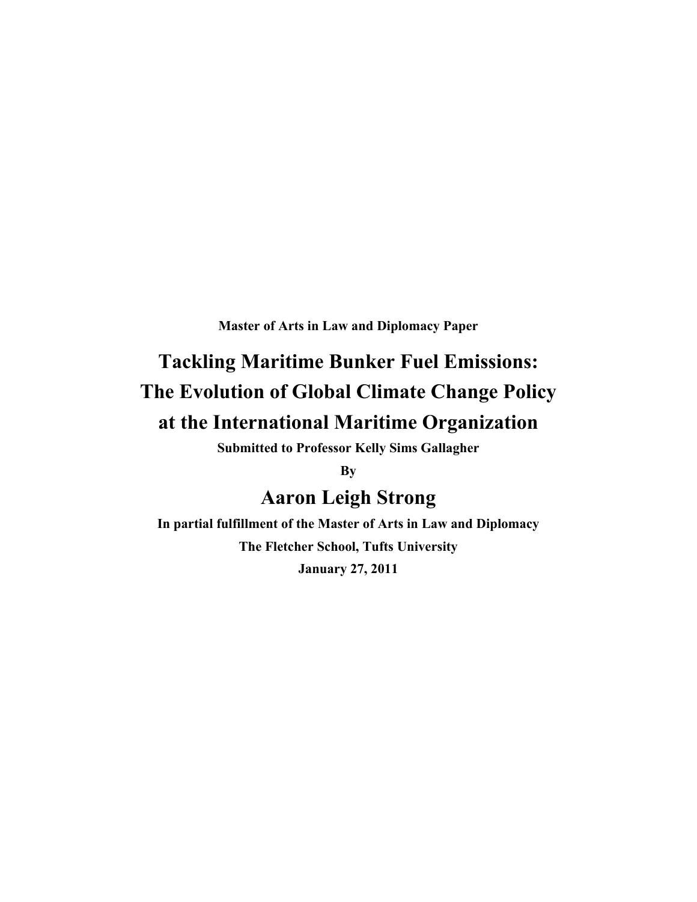**Master of Arts in Law and Diplomacy Paper**

# Tackling Maritime Bunker Fuel Emissions: The Evolution of Global Climate Change Policy at the International Maritime Organization

**Submitted to Professor Kelly Sims Gallagher**

**By**

## Aaron Leigh Strong

**In partial fulfillment of the Master of Arts in Law and Diplomacy**

**The Fletcher School, Tufts University**

**January 27, 2011**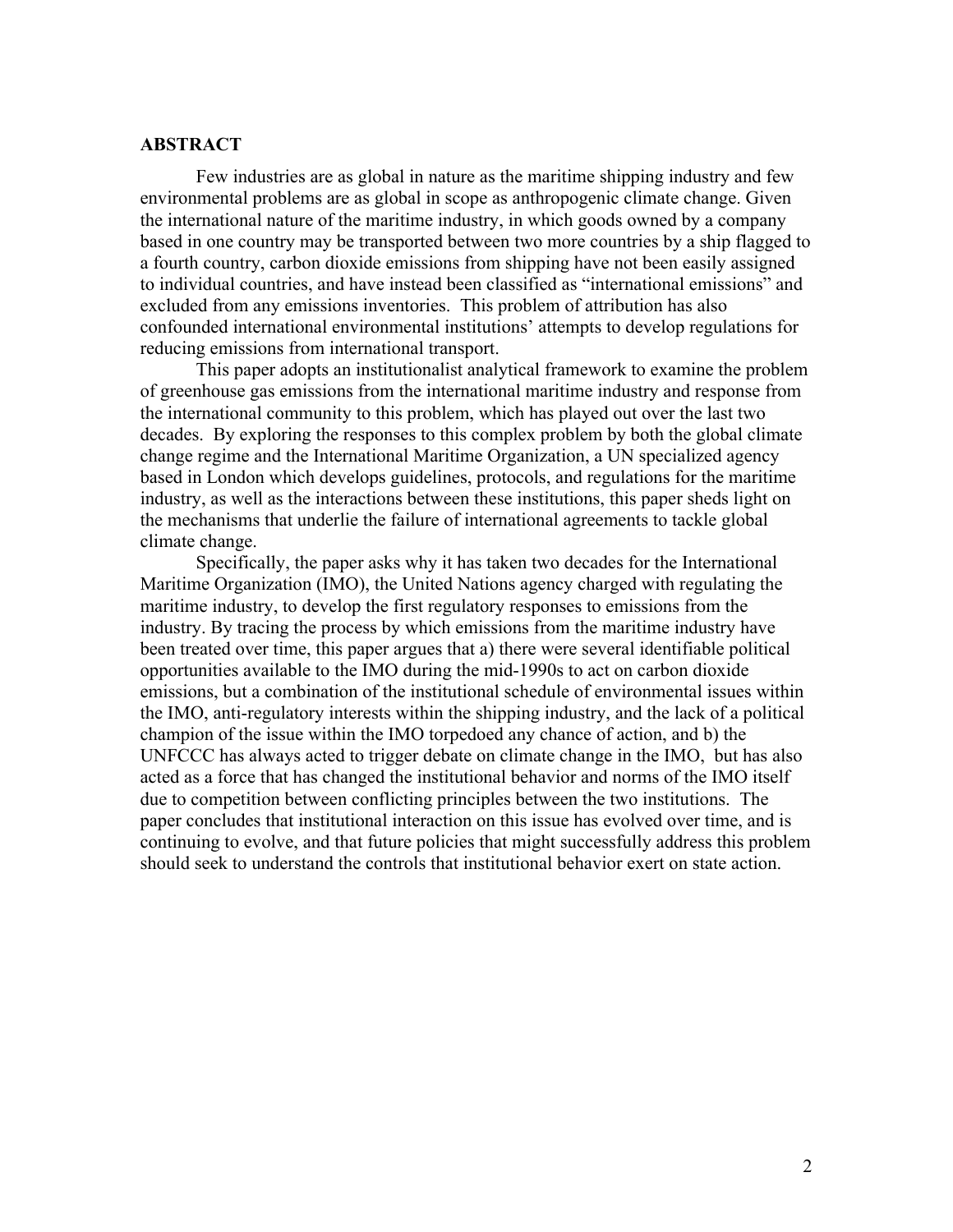## ABSTRACT

Few industries are as global in nature as the maritime shipping industry and few environmental problems are as global in scope as anthropogenic climate change. Given the international nature of the maritime industry, in which goods owned by a company based in one country may be transported between two more countries by a ship flagged to a fourth country, carbon dioxide emissions from shipping have not been easily assigned to individual countries, and have instead been classified as "international emissions" and excluded from any emissions inventories. This problem of attribution has also confounded international environmental institutions' attempts to develop regulations for reducing emissions from international transport.

This paper adopts an institutionalist analytical framework to examine the problem of greenhouse gas emissions from the international maritime industry and response from the international community to this problem, which has played out over the last two decades. By exploring the responses to this complex problem by both the global climate change regime and the International Maritime Organization, a UN specialized agency based in London which develops guidelines, protocols, and regulations for the maritime industry, as well as the interactions between these institutions, this paper sheds light on the mechanisms that underlie the failure of international agreements to tackle global climate change.

Specifically, the paper asks why it has taken two decades for the International Maritime Organization (IMO), the United Nations agency charged with regulating the maritime industry, to develop the first regulatory responses to emissions from the industry. By tracing the process by which emissions from the maritime industry have been treated over time, this paper argues that a) there were several identifiable political opportunities available to the IMO during the mid-1990s to act on carbon dioxide emissions, but a combination of the institutional schedule of environmental issues within the IMO, anti-regulatory interests within the shipping industry, and the lack of a political champion of the issue within the IMO torpedoed any chance of action, and b) the UNFCCC has always acted to trigger debate on climate change in the IMO, but has also acted as a force that has changed the institutional behavior and norms of the IMO itself due to competition between conflicting principles between the two institutions. The paper concludes that institutional interaction on this issue has evolved over time, and is continuing to evolve, and that future policies that might successfully address this problem should seek to understand the controls that institutional behavior exert on state action.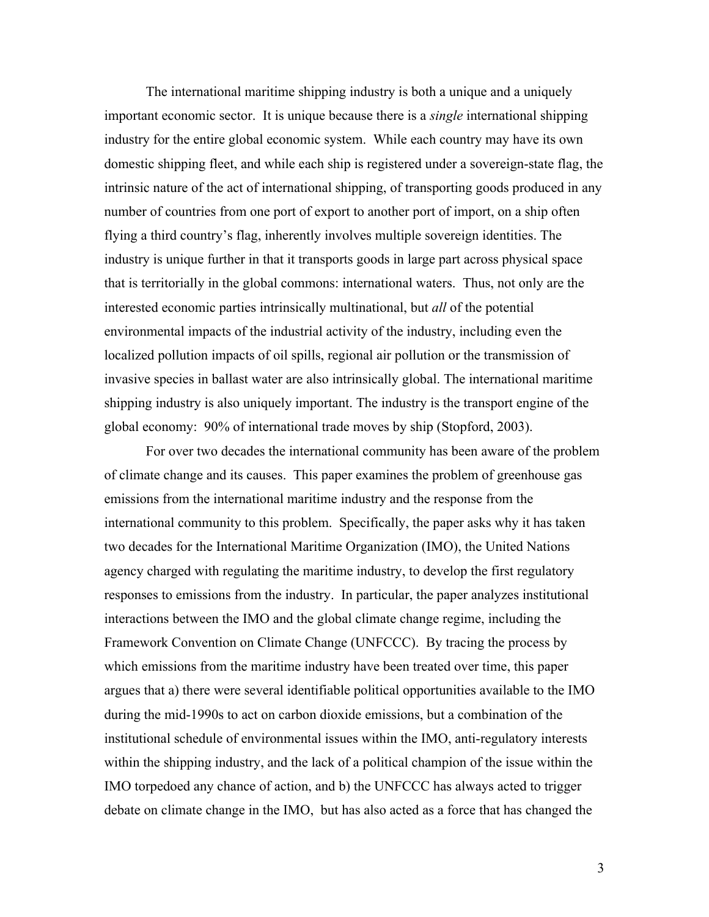The international maritime shipping industry is both a unique and a uniquely important economic sector. It is unique because there is a *single* international shipping industry for the entire global economic system. While each country may have its own domestic shipping fleet, and while each ship is registered under a sovereign-state flag, the intrinsic nature of the act of international shipping, of transporting goods produced in any number of countries from one port of export to another port of import, on a ship often flying a third country's flag, inherently involves multiple sovereign identities. The industry is unique further in that it transports goods in large part across physical space that is territorially in the global commons: international waters. Thus, not only are the interested economic parties intrinsically multinational, but *all* of the potential environmental impacts of the industrial activity of the industry, including even the localized pollution impacts of oil spills, regional air pollution or the transmission of invasive species in ballast water are also intrinsically global. The international maritime shipping industry is also uniquely important. The industry is the transport engine of the global economy: 90% of international trade moves by ship (Stopford, 2003).

For over two decades the international community has been aware of the problem of climate change and its causes. This paper examines the problem of greenhouse gas emissions from the international maritime industry and the response from the international community to this problem. Specifically, the paper asks why it has taken two decades for the International Maritime Organization (IMO), the United Nations agency charged with regulating the maritime industry, to develop the first regulatory responses to emissions from the industry. In particular, the paper analyzes institutional interactions between the IMO and the global climate change regime, including the Framework Convention on Climate Change (UNFCCC). By tracing the process by which emissions from the maritime industry have been treated over time, this paper argues that a) there were several identifiable political opportunities available to the IMO during the mid-1990s to act on carbon dioxide emissions, but a combination of the institutional schedule of environmental issues within the IMO, anti-regulatory interests within the shipping industry, and the lack of a political champion of the issue within the IMO torpedoed any chance of action, and b) the UNFCCC has always acted to trigger debate on climate change in the IMO, but has also acted as a force that has changed the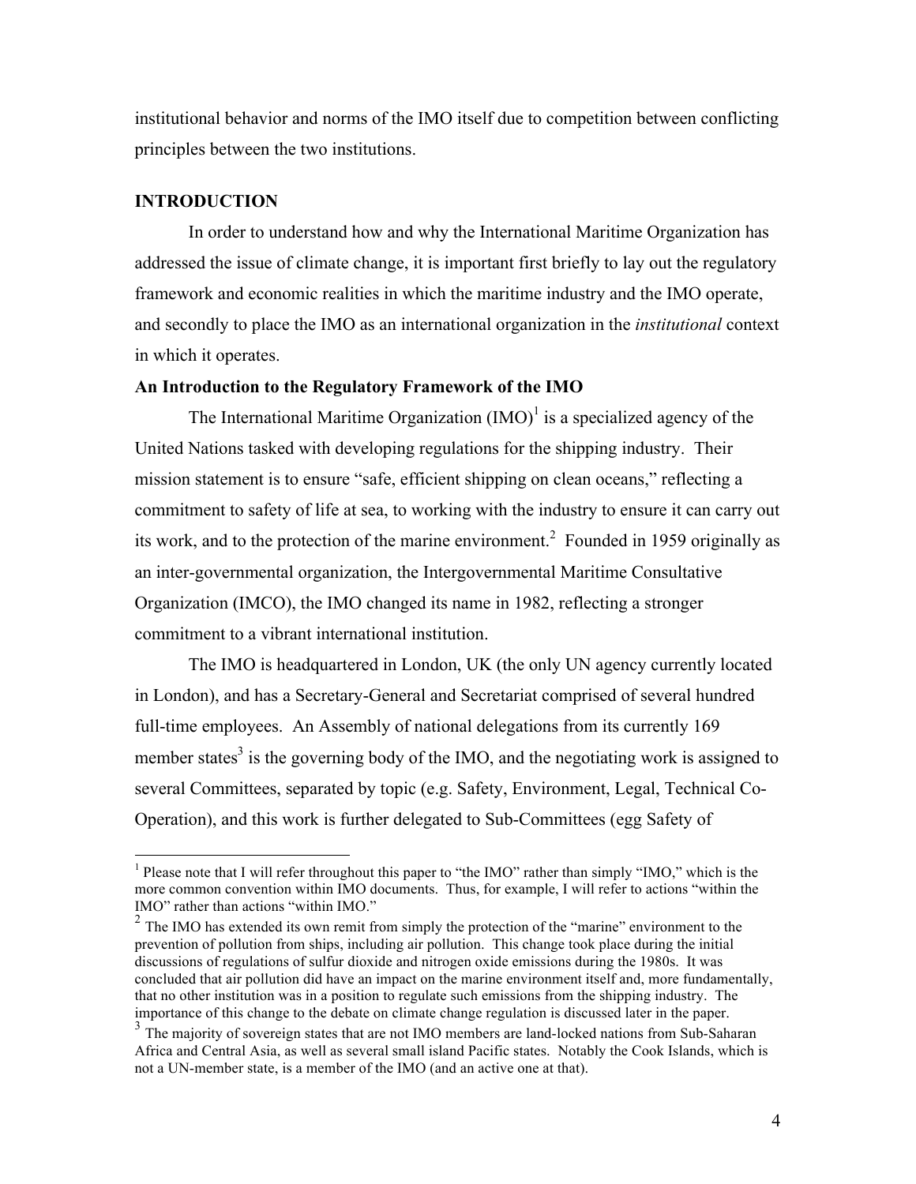institutional behavior and norms of the IMO itself due to competition between conflicting principles between the two institutions.

## INTRODUCTION

In order to understand how and why the International Maritime Organization has addressed the issue of climate change, it is important first briefly to lay out the regulatory framework and economic realities in which the maritime industry and the IMO operate, and secondly to place the IMO as an international organization in the *institutional* context in which it operates.

### An Introduction to the Regulatory Framework of the IMO

The International Maritime Organization (IMO)[1] is a specialized agency of the United Nations tasked with developing regulations for the shipping industry. Their mission statement is to ensure "safe, efficient shipping on clean oceans," reflecting a commitment to safety of life at sea, to working with the industry to ensure it can carry out its work, and to the protection of the marine environment.[2] Founded in 1959 originally as an inter-governmental organization, the Intergovernmental Maritime Consultative Organization (IMCO), the IMO changed its name in 1982, reflecting a stronger commitment to a vibrant international institution.

The IMO is headquartered in London, UK (the only UN agency currently located in London), and has a Secretary-General and Secretariat comprised of several hundred full-time employees. An Assembly of national delegations from its currently 169 member states[3] is the governing body of the IMO, and the negotiating work is assigned to several Committees, separated by topic (e.g. Safety, Environment, Legal, Technical Co-Operation), and this work is further delegated to Sub-Committees (egg Safety of

---

[1] Please note that I will refer throughout this paper to "the IMO" rather than simply "IMO," which is the more common convention within IMO documents. Thus, for example, I will refer to actions "within the IMO" rather than actions "within IMO."

[2] The IMO has extended its own remit from simply the protection of the "marine" environment to the prevention of pollution from ships, including air pollution. This change took place during the initial discussions of regulations of sulfur dioxide and nitrogen oxide emissions during the 1980s. It was concluded that air pollution did have an impact on the marine environment itself and, more fundamentally, that no other institution was in a position to regulate such emissions from the shipping industry. The importance of this change to the debate on climate change regulation is discussed later in the paper.

[3] The majority of sovereign states that are not IMO members are land-locked nations from Sub-Saharan Africa and Central Asia, as well as several small island Pacific states. Notably the Cook Islands, which is not a UN-member state, is a member of the IMO (and an active one at that).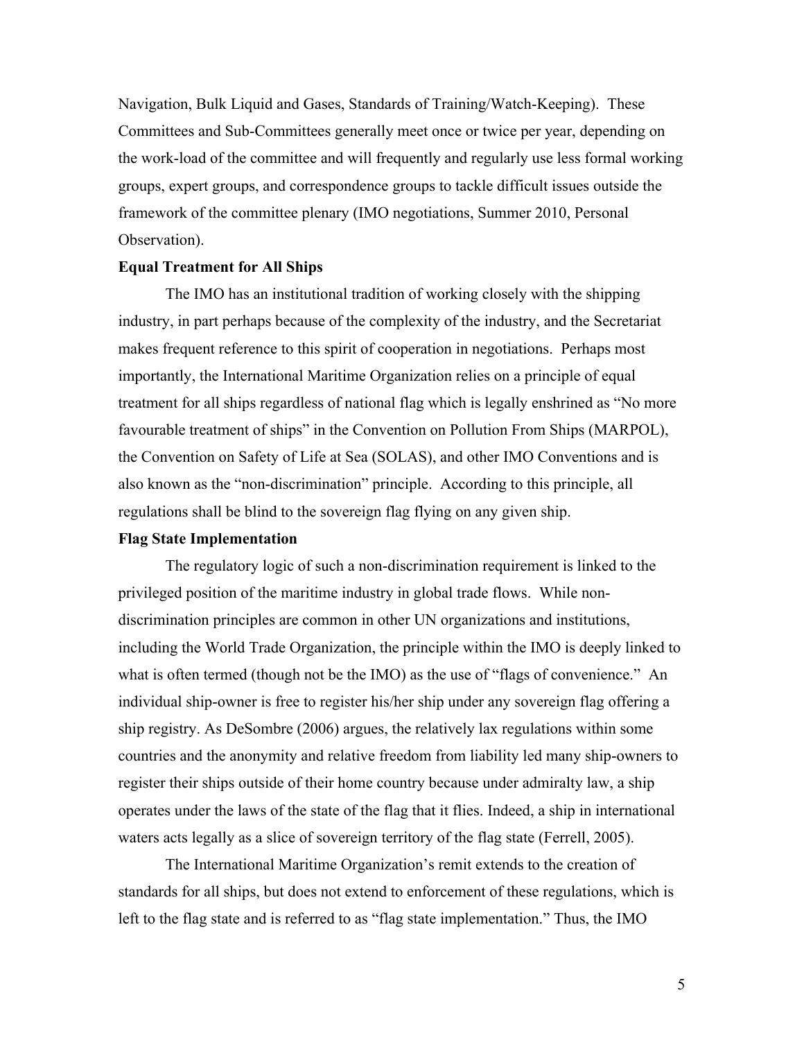Navigation, Bulk Liquid and Gases, Standards of Training/Watch-Keeping). These Committees and Sub-Committees generally meet once or twice per year, depending on the work-load of the committee and will frequently and regularly use less formal working groups, expert groups, and correspondence groups to tackle difficult issues outside the framework of the committee plenary (IMO negotiations, Summer 2010, Personal Observation).

**Equal Treatment for All Ships**

The IMO has an institutional tradition of working closely with the shipping industry, in part perhaps because of the complexity of the industry, and the Secretariat makes frequent reference to this spirit of cooperation in negotiations. Perhaps most importantly, the International Maritime Organization relies on a principle of equal treatment for all ships regardless of national flag which is legally enshrined as "No more favourable treatment of ships" in the Convention on Pollution From Ships (MARPOL), the Convention on Safety of Life at Sea (SOLAS), and other IMO Conventions and is also known as the "non-discrimination" principle. According to this principle, all regulations shall be blind to the sovereign flag flying on any given ship.

**Flag State Implementation**

The regulatory logic of such a non-discrimination requirement is linked to the privileged position of the maritime industry in global trade flows. While non-discrimination principles are common in other UN organizations and institutions, including the World Trade Organization, the principle within the IMO is deeply linked to what is often termed (though not be the IMO) as the use of "flags of convenience." An individual ship-owner is free to register his/her ship under any sovereign flag offering a ship registry. As DeSombre (2006) argues, the relatively lax regulations within some countries and the anonymity and relative freedom from liability led many ship-owners to register their ships outside of their home country because under admiralty law, a ship operates under the laws of the state of the flag that it flies. Indeed, a ship in international waters acts legally as a slice of sovereign territory of the flag state (Ferrell, 2005).

The International Maritime Organization's remit extends to the creation of standards for all ships, but does not extend to enforcement of these regulations, which is left to the flag state and is referred to as "flag state implementation." Thus, the IMO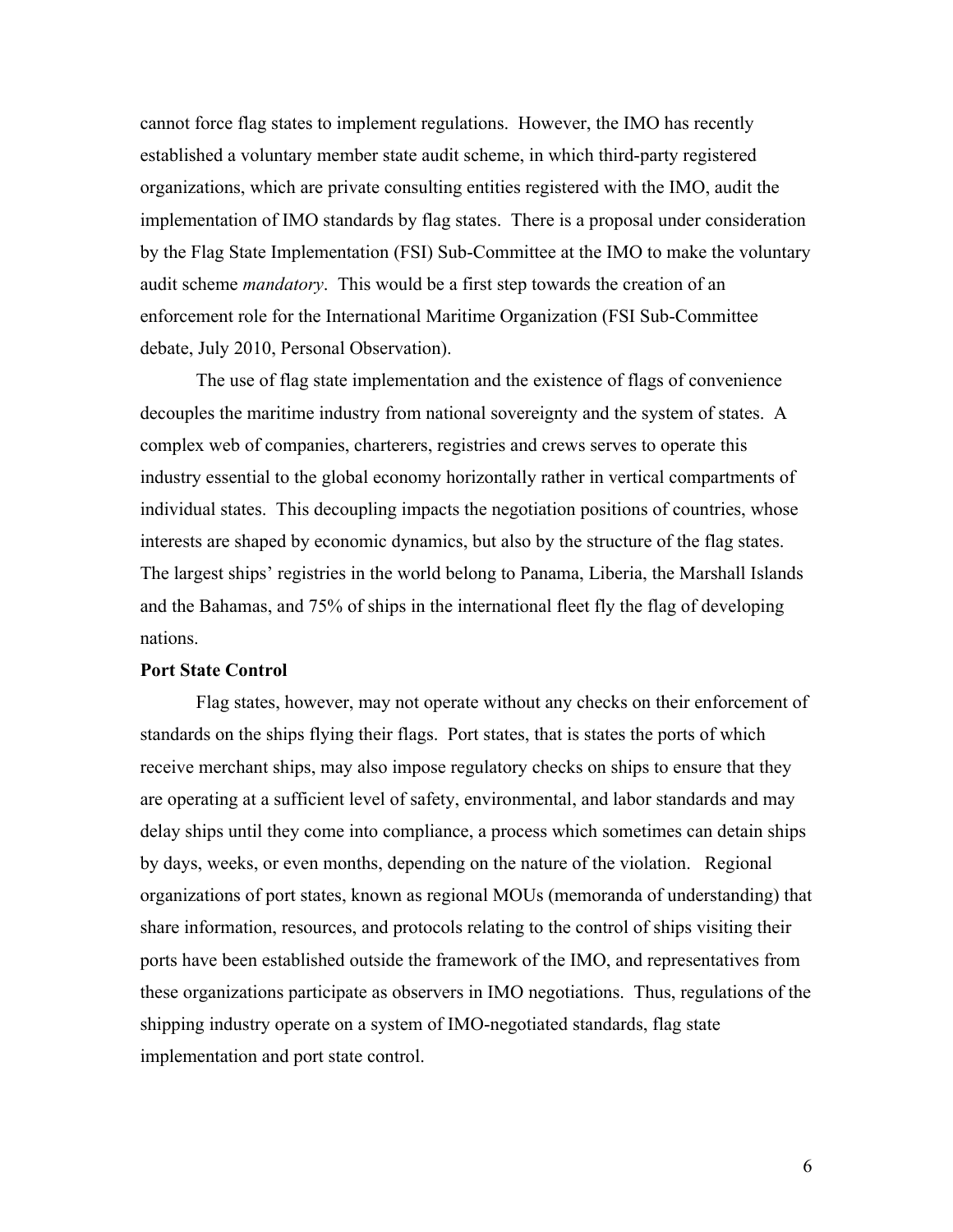cannot force flag states to implement regulations. However, the IMO has recently established a voluntary member state audit scheme, in which third-party registered organizations, which are private consulting entities registered with the IMO, audit the implementation of IMO standards by flag states. There is a proposal under consideration by the Flag State Implementation (FSI) Sub-Committee at the IMO to make the voluntary audit scheme *mandatory*. This would be a first step towards the creation of an enforcement role for the International Maritime Organization (FSI Sub-Committee debate, July 2010, Personal Observation).

The use of flag state implementation and the existence of flags of convenience decouples the maritime industry from national sovereignty and the system of states. A complex web of companies, charterers, registries and crews serves to operate this industry essential to the global economy horizontally rather in vertical compartments of individual states. This decoupling impacts the negotiation positions of countries, whose interests are shaped by economic dynamics, but also by the structure of the flag states. The largest ships' registries in the world belong to Panama, Liberia, the Marshall Islands and the Bahamas, and 75% of ships in the international fleet fly the flag of developing nations.

**Port State Control**

Flag states, however, may not operate without any checks on their enforcement of standards on the ships flying their flags. Port states, that is states the ports of which receive merchant ships, may also impose regulatory checks on ships to ensure that they are operating at a sufficient level of safety, environmental, and labor standards and may delay ships until they come into compliance, a process which sometimes can detain ships by days, weeks, or even months, depending on the nature of the violation. Regional organizations of port states, known as regional MOUs (memoranda of understanding) that share information, resources, and protocols relating to the control of ships visiting their ports have been established outside the framework of the IMO, and representatives from these organizations participate as observers in IMO negotiations. Thus, regulations of the shipping industry operate on a system of IMO-negotiated standards, flag state implementation and port state control.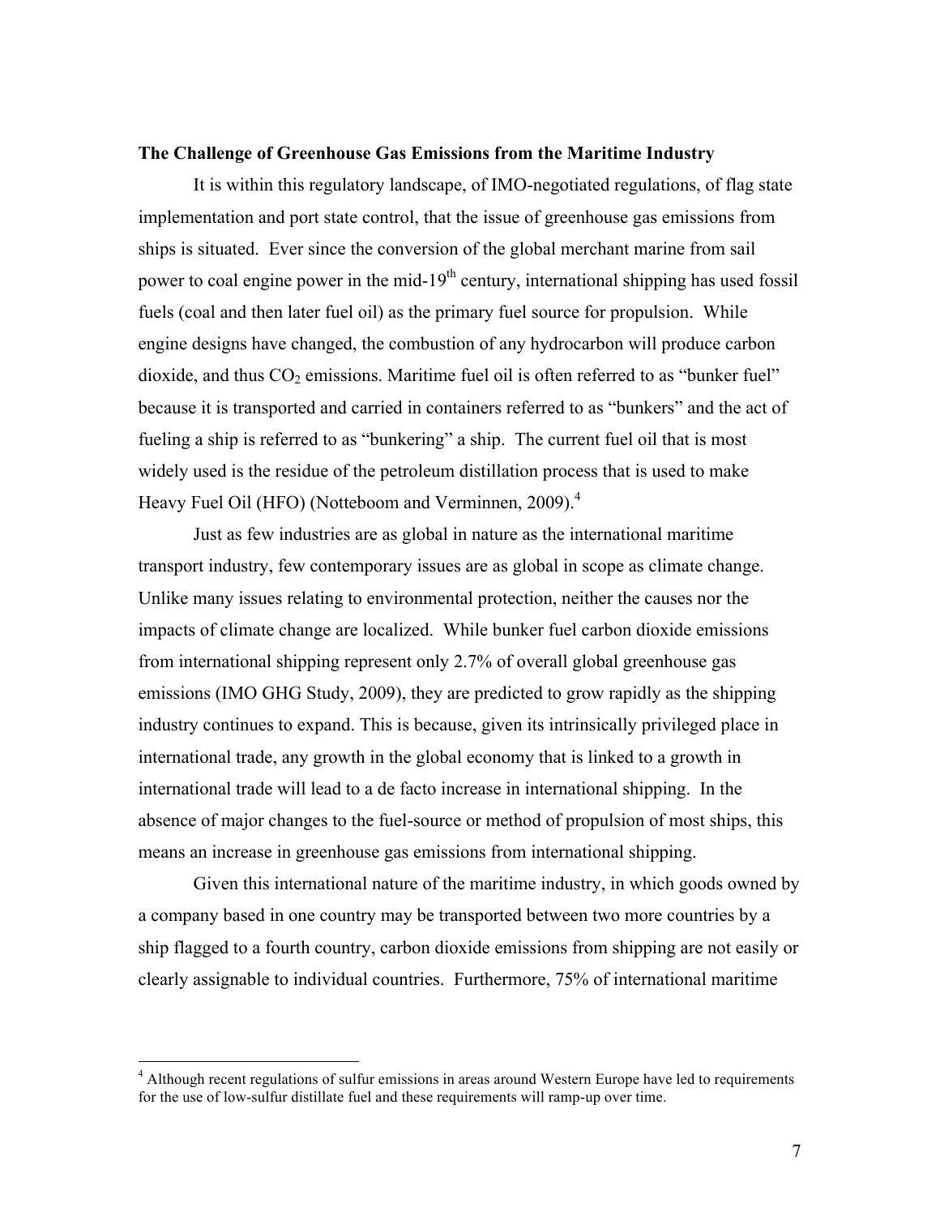**The Challenge of Greenhouse Gas Emissions from the Maritime Industry**

It is within this regulatory landscape, of IMO-negotiated regulations, of flag state implementation and port state control, that the issue of greenhouse gas emissions from ships is situated. Ever since the conversion of the global merchant marine from sail power to coal engine power in the mid-19th century, international shipping has used fossil fuels (coal and then later fuel oil) as the primary fuel source for propulsion. While engine designs have changed, the combustion of any hydrocarbon will produce carbon dioxide, and thus $CO_2$ emissions. Maritime fuel oil is often referred to as "bunker fuel" because it is transported and carried in containers referred to as "bunkers" and the act of fueling a ship is referred to as "bunkering" a ship. The current fuel oil that is most widely used is the residue of the petroleum distillation process that is used to make Heavy Fuel Oil (HFO) (Notteboom and Verminnen, 2009).[4]

Just as few industries are as global in nature as the international maritime transport industry, few contemporary issues are as global in scope as climate change. Unlike many issues relating to environmental protection, neither the causes nor the impacts of climate change are localized. While bunker fuel carbon dioxide emissions from international shipping represent only 2.7% of overall global greenhouse gas emissions (IMO GHG Study, 2009), they are predicted to grow rapidly as the shipping industry continues to expand. This is because, given its intrinsically privileged place in international trade, any growth in the global economy that is linked to a growth in international trade will lead to a de facto increase in international shipping. In the absence of major changes to the fuel-source or method of propulsion of most ships, this means an increase in greenhouse gas emissions from international shipping.

Given this international nature of the maritime industry, in which goods owned by a company based in one country may be transported between two more countries by a ship flagged to a fourth country, carbon dioxide emissions from shipping are not easily or clearly assignable to individual countries. Furthermore, 75% of international maritime

[4] Although recent regulations of sulfur emissions in areas around Western Europe have led to requirements for the use of low-sulfur distillate fuel and these requirements will ramp-up over time.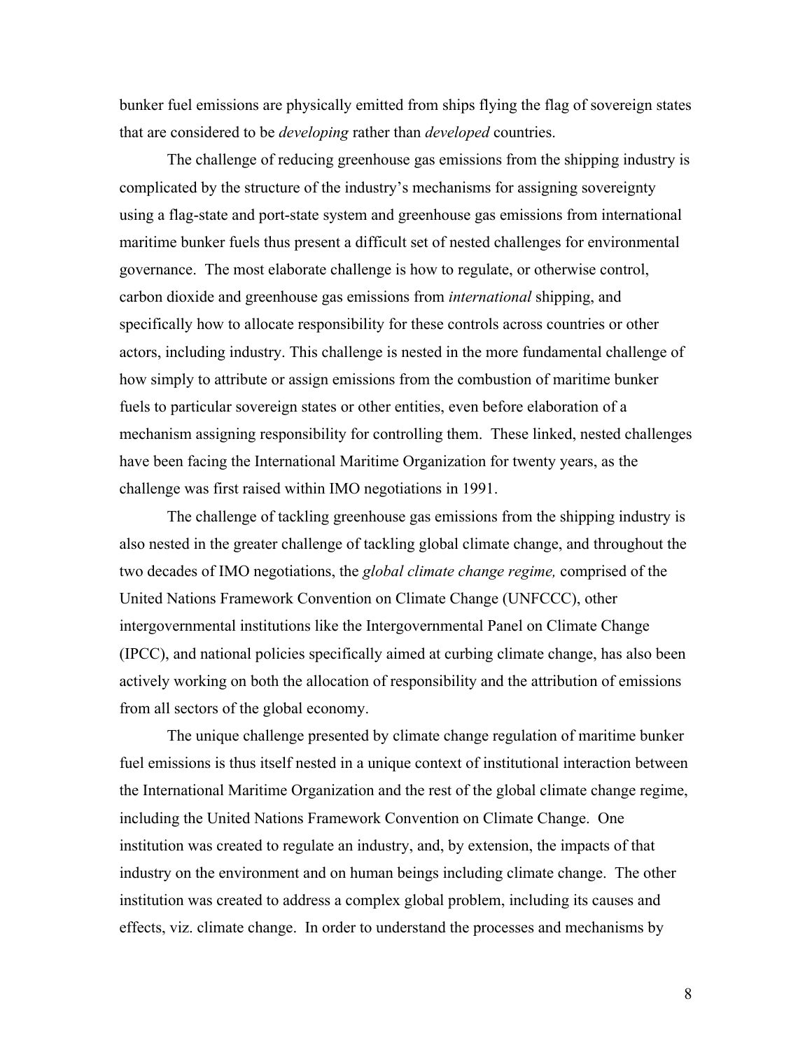bunker fuel emissions are physically emitted from ships flying the flag of sovereign states that are considered to be *developing* rather than *developed* countries.

The challenge of reducing greenhouse gas emissions from the shipping industry is complicated by the structure of the industry's mechanisms for assigning sovereignty using a flag-state and port-state system and greenhouse gas emissions from international maritime bunker fuels thus present a difficult set of nested challenges for environmental governance. The most elaborate challenge is how to regulate, or otherwise control, carbon dioxide and greenhouse gas emissions from *international* shipping, and specifically how to allocate responsibility for these controls across countries or other actors, including industry. This challenge is nested in the more fundamental challenge of how simply to attribute or assign emissions from the combustion of maritime bunker fuels to particular sovereign states or other entities, even before elaboration of a mechanism assigning responsibility for controlling them. These linked, nested challenges have been facing the International Maritime Organization for twenty years, as the challenge was first raised within IMO negotiations in 1991.

The challenge of tackling greenhouse gas emissions from the shipping industry is also nested in the greater challenge of tackling global climate change, and throughout the two decades of IMO negotiations, the *global climate change regime,* comprised of the United Nations Framework Convention on Climate Change (UNFCCC), other intergovernmental institutions like the Intergovernmental Panel on Climate Change (IPCC), and national policies specifically aimed at curbing climate change, has also been actively working on both the allocation of responsibility and the attribution of emissions from all sectors of the global economy.

The unique challenge presented by climate change regulation of maritime bunker fuel emissions is thus itself nested in a unique context of institutional interaction between the International Maritime Organization and the rest of the global climate change regime, including the United Nations Framework Convention on Climate Change. One institution was created to regulate an industry, and, by extension, the impacts of that industry on the environment and on human beings including climate change. The other institution was created to address a complex global problem, including its causes and effects, viz. climate change. In order to understand the processes and mechanisms by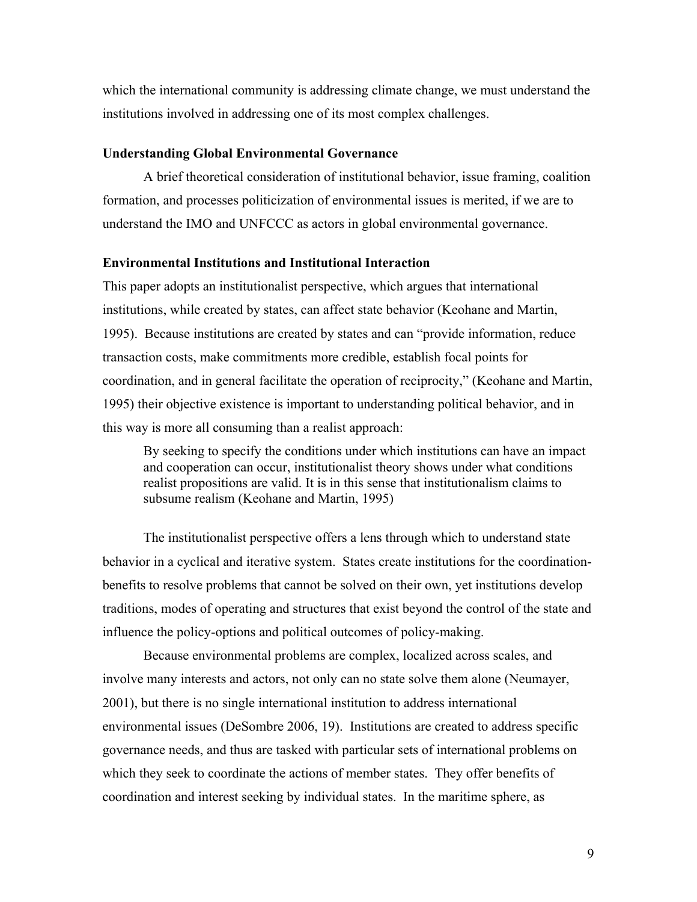which the international community is addressing climate change, we must understand the institutions involved in addressing one of its most complex challenges.

### Understanding Global Environmental Governance

A brief theoretical consideration of institutional behavior, issue framing, coalition formation, and processes politicization of environmental issues is merited, if we are to understand the IMO and UNFCCC as actors in global environmental governance.

### Environmental Institutions and Institutional Interaction

This paper adopts an institutionalist perspective, which argues that international institutions, while created by states, can affect state behavior (Keohane and Martin, 1995). Because institutions are created by states and can "provide information, reduce transaction costs, make commitments more credible, establish focal points for coordination, and in general facilitate the operation of reciprocity," (Keohane and Martin, 1995) their objective existence is important to understanding political behavior, and in this way is more all consuming than a realist approach:

> By seeking to specify the conditions under which institutions can have an impact and cooperation can occur, institutionalist theory shows under what conditions realist propositions are valid. It is in this sense that institutionalism claims to subsume realism (Keohane and Martin, 1995)

The institutionalist perspective offers a lens through which to understand state behavior in a cyclical and iterative system. States create institutions for the coordination-benefits to resolve problems that cannot be solved on their own, yet institutions develop traditions, modes of operating and structures that exist beyond the control of the state and influence the policy-options and political outcomes of policy-making.

Because environmental problems are complex, localized across scales, and involve many interests and actors, not only can no state solve them alone (Neumayer, 2001), but there is no single international institution to address international environmental issues (DeSombre 2006, 19). Institutions are created to address specific governance needs, and thus are tasked with particular sets of international problems on which they seek to coordinate the actions of member states. They offer benefits of coordination and interest seeking by individual states. In the maritime sphere, as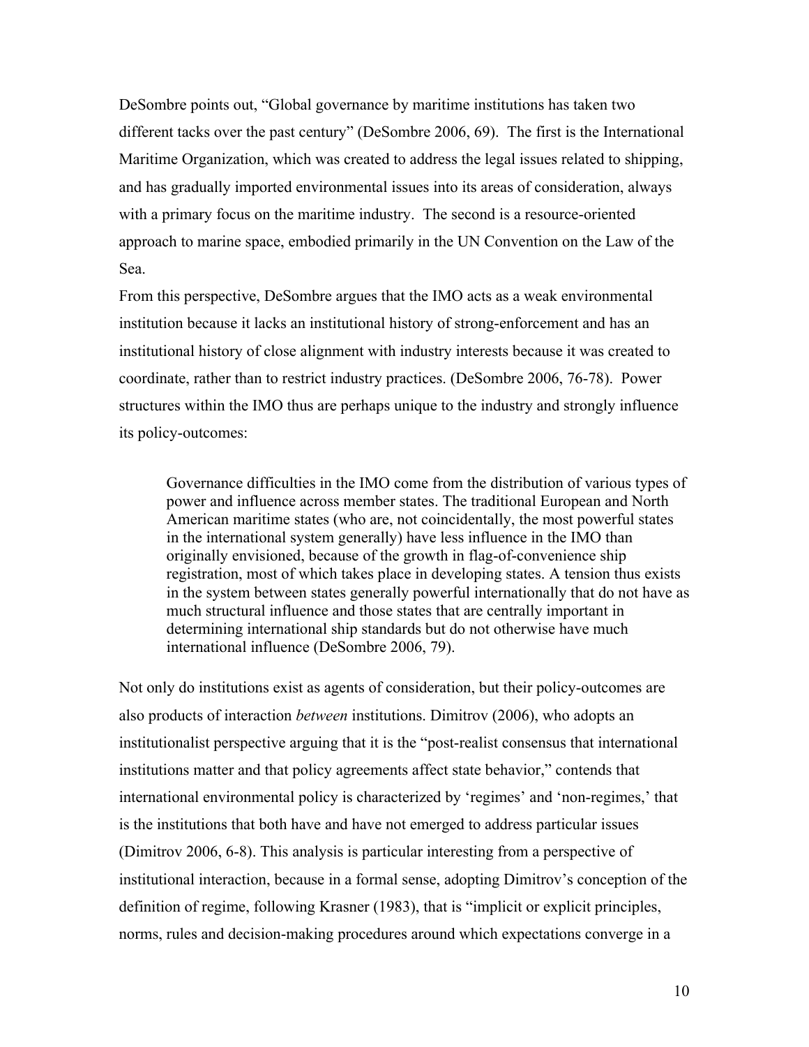DeSombre points out, "Global governance by maritime institutions has taken two different tacks over the past century" (DeSombre 2006, 69). The first is the International Maritime Organization, which was created to address the legal issues related to shipping, and has gradually imported environmental issues into its areas of consideration, always with a primary focus on the maritime industry. The second is a resource-oriented approach to marine space, embodied primarily in the UN Convention on the Law of the Sea.

From this perspective, DeSombre argues that the IMO acts as a weak environmental institution because it lacks an institutional history of strong-enforcement and has an institutional history of close alignment with industry interests because it was created to coordinate, rather than to restrict industry practices. (DeSombre 2006, 76-78). Power structures within the IMO thus are perhaps unique to the industry and strongly influence its policy-outcomes:

> Governance difficulties in the IMO come from the distribution of various types of power and influence across member states. The traditional European and North American maritime states (who are, not coincidentally, the most powerful states in the international system generally) have less influence in the IMO than originally envisioned, because of the growth in flag-of-convenience ship registration, most of which takes place in developing states. A tension thus exists in the system between states generally powerful internationally that do not have as much structural influence and those states that are centrally important in determining international ship standards but do not otherwise have much international influence (DeSombre 2006, 79).

Not only do institutions exist as agents of consideration, but their policy-outcomes are also products of interaction *between* institutions. Dimitrov (2006), who adopts an institutionalist perspective arguing that it is the "post-realist consensus that international institutions matter and that policy agreements affect state behavior," contends that international environmental policy is characterized by 'regimes' and 'non-regimes,' that is the institutions that both have and have not emerged to address particular issues (Dimitrov 2006, 6-8). This analysis is particular interesting from a perspective of institutional interaction, because in a formal sense, adopting Dimitrov's conception of the definition of regime, following Krasner (1983), that is "implicit or explicit principles, norms, rules and decision-making procedures around which expectations converge in a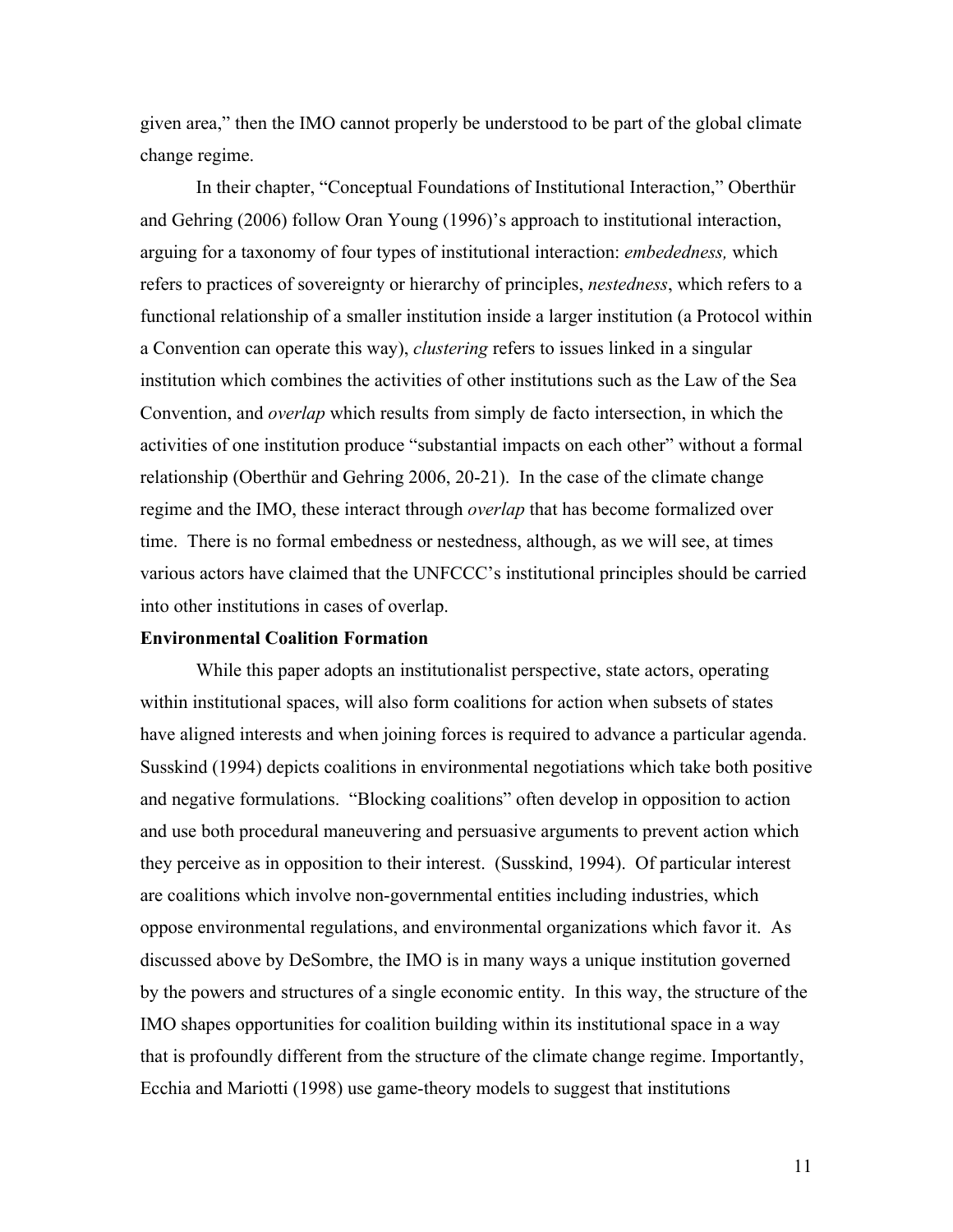given area," then the IMO cannot properly be understood to be part of the global climate change regime.

In their chapter, "Conceptual Foundations of Institutional Interaction," Oberthür and Gehring (2006) follow Oran Young (1996)'s approach to institutional interaction, arguing for a taxonomy of four types of institutional interaction: *embededness,* which refers to practices of sovereignty or hierarchy of principles, *nestedness*, which refers to a functional relationship of a smaller institution inside a larger institution (a Protocol within a Convention can operate this way), *clustering* refers to issues linked in a singular institution which combines the activities of other institutions such as the Law of the Sea Convention, and *overlap* which results from simply de facto intersection, in which the activities of one institution produce "substantial impacts on each other" without a formal relationship (Oberthür and Gehring 2006, 20-21). In the case of the climate change regime and the IMO, these interact through *overlap* that has become formalized over time. There is no formal embedness or nestedness, although, as we will see, at times various actors have claimed that the UNFCCC's institutional principles should be carried into other institutions in cases of overlap.

**Environmental Coalition Formation**

While this paper adopts an institutionalist perspective, state actors, operating within institutional spaces, will also form coalitions for action when subsets of states have aligned interests and when joining forces is required to advance a particular agenda. Susskind (1994) depicts coalitions in environmental negotiations which take both positive and negative formulations. "Blocking coalitions" often develop in opposition to action and use both procedural maneuvering and persuasive arguments to prevent action which they perceive as in opposition to their interest. (Susskind, 1994). Of particular interest are coalitions which involve non-governmental entities including industries, which oppose environmental regulations, and environmental organizations which favor it. As discussed above by DeSombre, the IMO is in many ways a unique institution governed by the powers and structures of a single economic entity. In this way, the structure of the IMO shapes opportunities for coalition building within its institutional space in a way that is profoundly different from the structure of the climate change regime. Importantly, Ecchia and Mariotti (1998) use game-theory models to suggest that institutions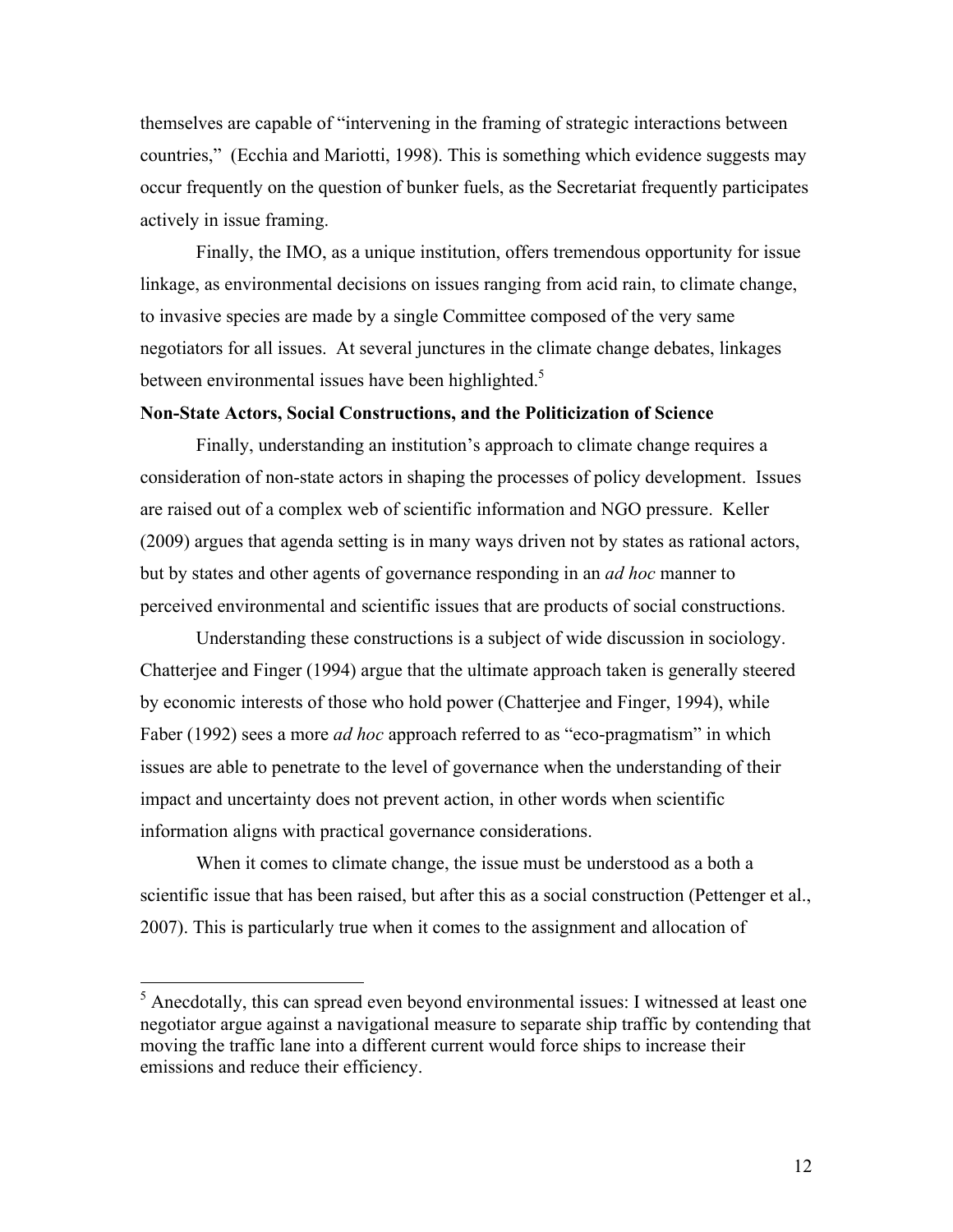themselves are capable of "intervening in the framing of strategic interactions between countries," (Ecchia and Mariotti, 1998). This is something which evidence suggests may occur frequently on the question of bunker fuels, as the Secretariat frequently participates actively in issue framing.

Finally, the IMO, as a unique institution, offers tremendous opportunity for issue linkage, as environmental decisions on issues ranging from acid rain, to climate change, to invasive species are made by a single Committee composed of the very same negotiators for all issues. At several junctures in the climate change debates, linkages between environmental issues have been highlighted.[5]

**Non-State Actors, Social Constructions, and the Politicization of Science**

Finally, understanding an institution's approach to climate change requires a consideration of non-state actors in shaping the processes of policy development. Issues are raised out of a complex web of scientific information and NGO pressure. Keller (2009) argues that agenda setting is in many ways driven not by states as rational actors, but by states and other agents of governance responding in an *ad hoc* manner to perceived environmental and scientific issues that are products of social constructions.

Understanding these constructions is a subject of wide discussion in sociology. Chatterjee and Finger (1994) argue that the ultimate approach taken is generally steered by economic interests of those who hold power (Chatterjee and Finger, 1994), while Faber (1992) sees a more *ad hoc* approach referred to as "eco-pragmatism" in which issues are able to penetrate to the level of governance when the understanding of their impact and uncertainty does not prevent action, in other words when scientific information aligns with practical governance considerations.

When it comes to climate change, the issue must be understood as a both a scientific issue that has been raised, but after this as a social construction (Pettenger et al., 2007). This is particularly true when it comes to the assignment and allocation of

[5] Anecdotally, this can spread even beyond environmental issues: I witnessed at least one negotiator argue against a navigational measure to separate ship traffic by contending that moving the traffic lane into a different current would force ships to increase their emissions and reduce their efficiency.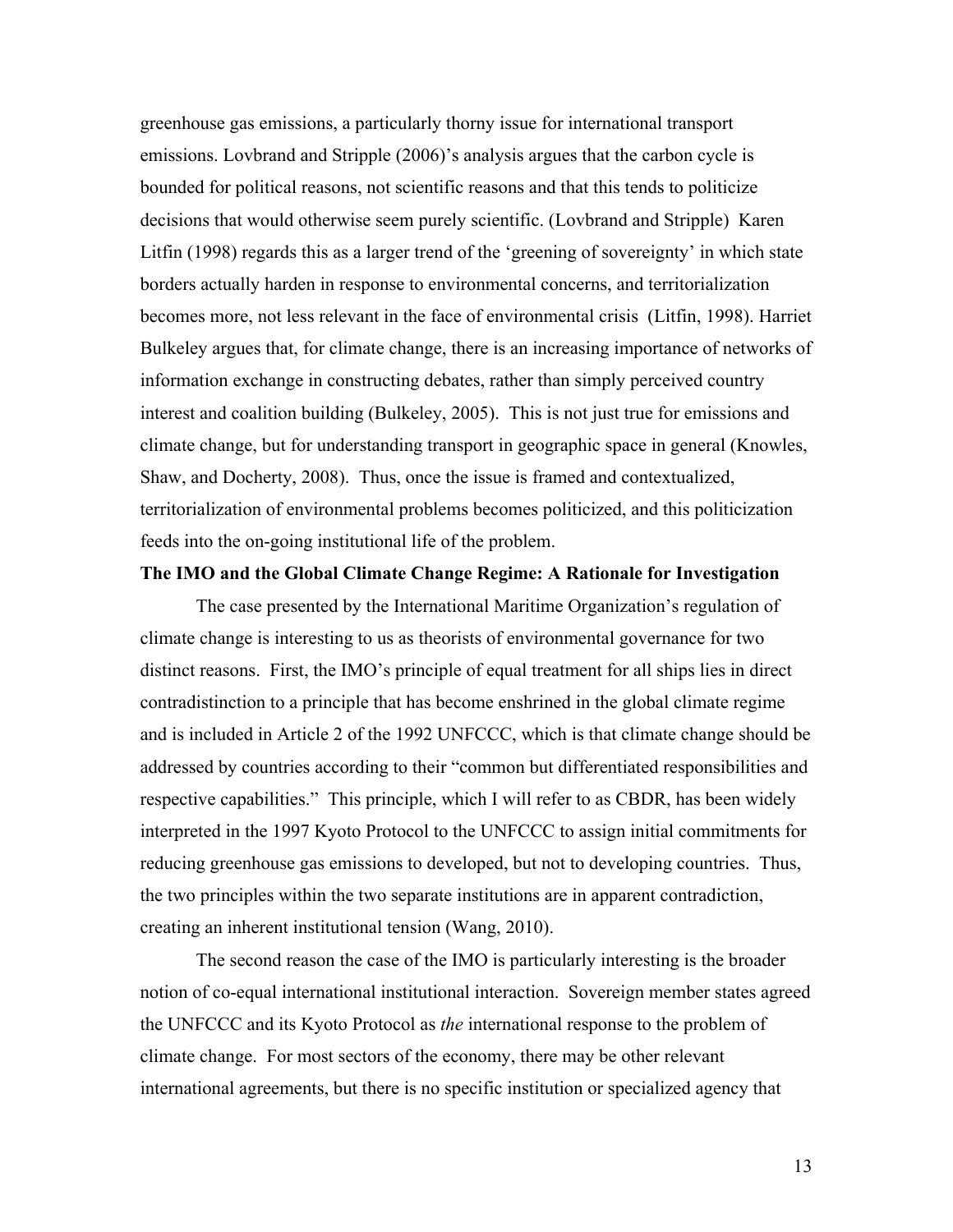greenhouse gas emissions, a particularly thorny issue for international transport emissions. Lovbrand and Stripple (2006)'s analysis argues that the carbon cycle is bounded for political reasons, not scientific reasons and that this tends to politicize decisions that would otherwise seem purely scientific. (Lovbrand and Stripple) Karen Litfin (1998) regards this as a larger trend of the 'greening of sovereignty' in which state borders actually harden in response to environmental concerns, and territorialization becomes more, not less relevant in the face of environmental crisis (Litfin, 1998). Harriet Bulkeley argues that, for climate change, there is an increasing importance of networks of information exchange in constructing debates, rather than simply perceived country interest and coalition building (Bulkeley, 2005). This is not just true for emissions and climate change, but for understanding transport in geographic space in general (Knowles, Shaw, and Docherty, 2008). Thus, once the issue is framed and contextualized, territorialization of environmental problems becomes politicized, and this politicization feeds into the on-going institutional life of the problem.

**The IMO and the Global Climate Change Regime: A Rationale for Investigation**

The case presented by the International Maritime Organization's regulation of climate change is interesting to us as theorists of environmental governance for two distinct reasons. First, the IMO's principle of equal treatment for all ships lies in direct contradistinction to a principle that has become enshrined in the global climate regime and is included in Article 2 of the 1992 UNFCCC, which is that climate change should be addressed by countries according to their "common but differentiated responsibilities and respective capabilities." This principle, which I will refer to as CBDR, has been widely interpreted in the 1997 Kyoto Protocol to the UNFCCC to assign initial commitments for reducing greenhouse gas emissions to developed, but not to developing countries. Thus, the two principles within the two separate institutions are in apparent contradiction, creating an inherent institutional tension (Wang, 2010).

The second reason the case of the IMO is particularly interesting is the broader notion of co-equal international institutional interaction. Sovereign member states agreed the UNFCCC and its Kyoto Protocol as *the* international response to the problem of climate change. For most sectors of the economy, there may be other relevant international agreements, but there is no specific institution or specialized agency that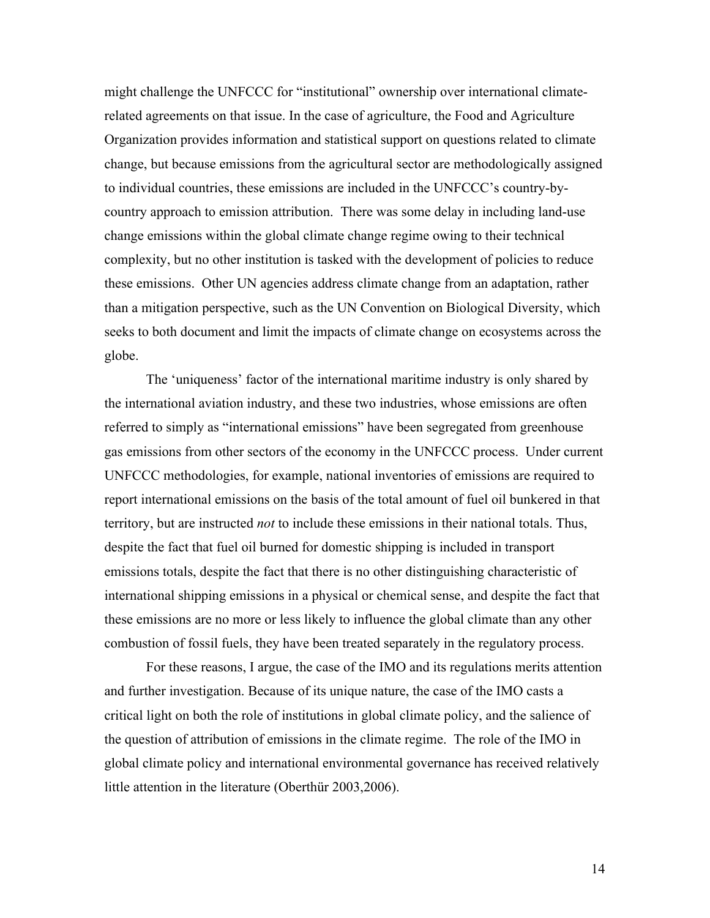might challenge the UNFCCC for "institutional" ownership over international climate-related agreements on that issue. In the case of agriculture, the Food and Agriculture Organization provides information and statistical support on questions related to climate change, but because emissions from the agricultural sector are methodologically assigned to individual countries, these emissions are included in the UNFCCC's country-by-country approach to emission attribution. There was some delay in including land-use change emissions within the global climate change regime owing to their technical complexity, but no other institution is tasked with the development of policies to reduce these emissions. Other UN agencies address climate change from an adaptation, rather than a mitigation perspective, such as the UN Convention on Biological Diversity, which seeks to both document and limit the impacts of climate change on ecosystems across the globe.

The 'uniqueness' factor of the international maritime industry is only shared by the international aviation industry, and these two industries, whose emissions are often referred to simply as "international emissions" have been segregated from greenhouse gas emissions from other sectors of the economy in the UNFCCC process. Under current UNFCCC methodologies, for example, national inventories of emissions are required to report international emissions on the basis of the total amount of fuel oil bunkered in that territory, but are instructed *not* to include these emissions in their national totals. Thus, despite the fact that fuel oil burned for domestic shipping is included in transport emissions totals, despite the fact that there is no other distinguishing characteristic of international shipping emissions in a physical or chemical sense, and despite the fact that these emissions are no more or less likely to influence the global climate than any other combustion of fossil fuels, they have been treated separately in the regulatory process.

For these reasons, I argue, the case of the IMO and its regulations merits attention and further investigation. Because of its unique nature, the case of the IMO casts a critical light on both the role of institutions in global climate policy, and the salience of the question of attribution of emissions in the climate regime. The role of the IMO in global climate policy and international environmental governance has received relatively little attention in the literature (Oberthür 2003,2006).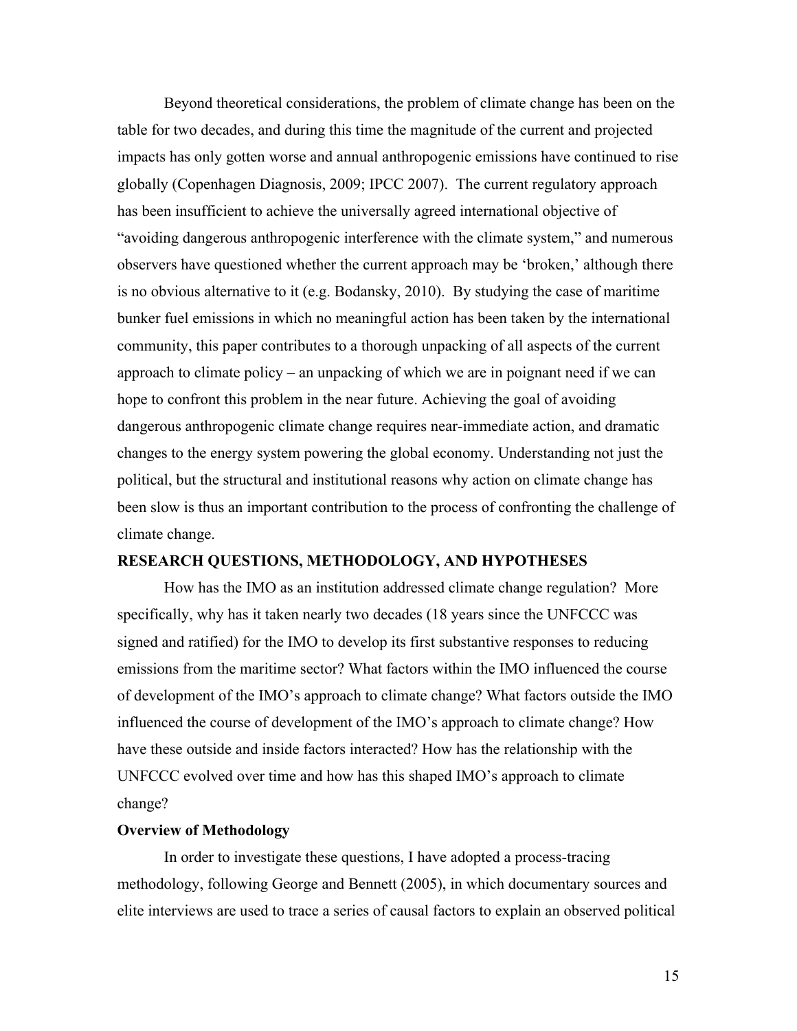Beyond theoretical considerations, the problem of climate change has been on the table for two decades, and during this time the magnitude of the current and projected impacts has only gotten worse and annual anthropogenic emissions have continued to rise globally (Copenhagen Diagnosis, 2009; IPCC 2007). The current regulatory approach has been insufficient to achieve the universally agreed international objective of "avoiding dangerous anthropogenic interference with the climate system," and numerous observers have questioned whether the current approach may be 'broken,' although there is no obvious alternative to it (e.g. Bodansky, 2010). By studying the case of maritime bunker fuel emissions in which no meaningful action has been taken by the international community, this paper contributes to a thorough unpacking of all aspects of the current approach to climate policy – an unpacking of which we are in poignant need if we can hope to confront this problem in the near future. Achieving the goal of avoiding dangerous anthropogenic climate change requires near-immediate action, and dramatic changes to the energy system powering the global economy. Understanding not just the political, but the structural and institutional reasons why action on climate change has been slow is thus an important contribution to the process of confronting the challenge of climate change.

## RESEARCH QUESTIONS, METHODOLOGY, AND HYPOTHESES

How has the IMO as an institution addressed climate change regulation? More specifically, why has it taken nearly two decades (18 years since the UNFCCC was signed and ratified) for the IMO to develop its first substantive responses to reducing emissions from the maritime sector? What factors within the IMO influenced the course of development of the IMO's approach to climate change? What factors outside the IMO influenced the course of development of the IMO's approach to climate change? How have these outside and inside factors interacted? How has the relationship with the UNFCCC evolved over time and how has this shaped IMO's approach to climate change?

### Overview of Methodology

In order to investigate these questions, I have adopted a process-tracing methodology, following George and Bennett (2005), in which documentary sources and elite interviews are used to trace a series of causal factors to explain an observed political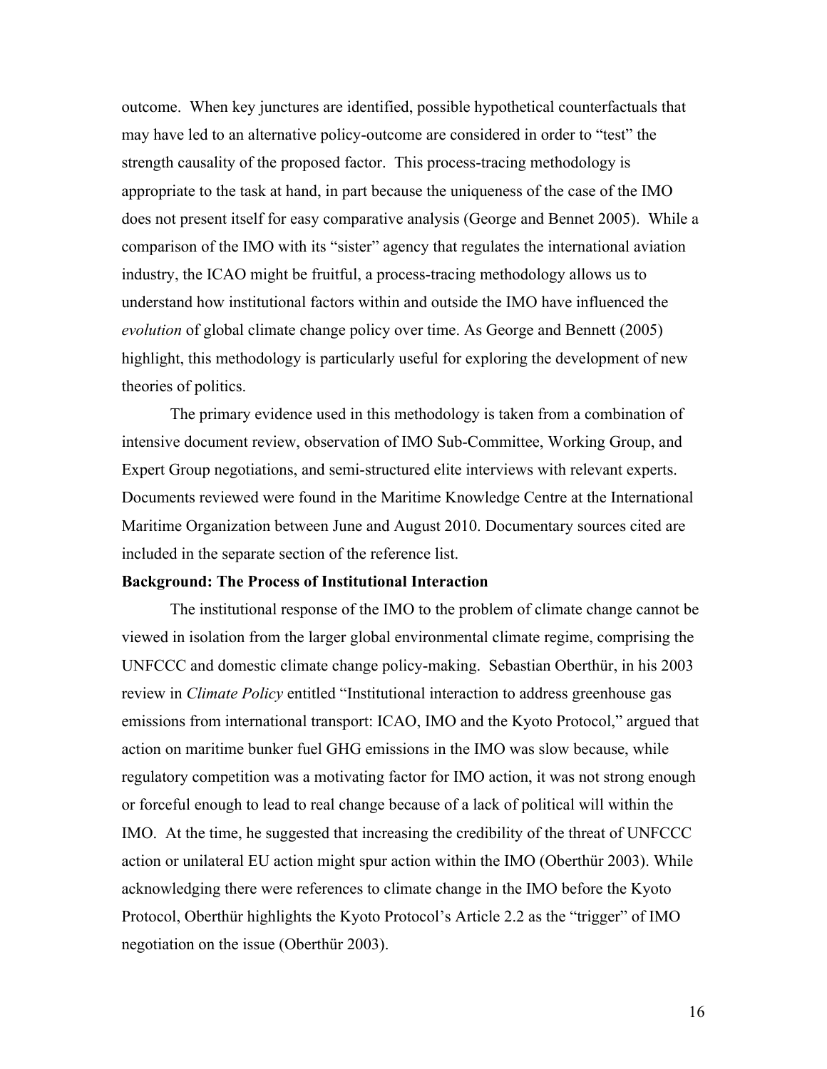outcome. When key junctures are identified, possible hypothetical counterfactuals that may have led to an alternative policy-outcome are considered in order to "test" the strength causality of the proposed factor. This process-tracing methodology is appropriate to the task at hand, in part because the uniqueness of the case of the IMO does not present itself for easy comparative analysis (George and Bennet 2005). While a comparison of the IMO with its "sister" agency that regulates the international aviation industry, the ICAO might be fruitful, a process-tracing methodology allows us to understand how institutional factors within and outside the IMO have influenced the *evolution* of global climate change policy over time. As George and Bennett (2005) highlight, this methodology is particularly useful for exploring the development of new theories of politics.

The primary evidence used in this methodology is taken from a combination of intensive document review, observation of IMO Sub-Committee, Working Group, and Expert Group negotiations, and semi-structured elite interviews with relevant experts. Documents reviewed were found in the Maritime Knowledge Centre at the International Maritime Organization between June and August 2010. Documentary sources cited are included in the separate section of the reference list.

**Background: The Process of Institutional Interaction**

The institutional response of the IMO to the problem of climate change cannot be viewed in isolation from the larger global environmental climate regime, comprising the UNFCCC and domestic climate change policy-making. Sebastian Oberthür, in his 2003 review in *Climate Policy* entitled "Institutional interaction to address greenhouse gas emissions from international transport: ICAO, IMO and the Kyoto Protocol," argued that action on maritime bunker fuel GHG emissions in the IMO was slow because, while regulatory competition was a motivating factor for IMO action, it was not strong enough or forceful enough to lead to real change because of a lack of political will within the IMO. At the time, he suggested that increasing the credibility of the threat of UNFCCC action or unilateral EU action might spur action within the IMO (Oberthür 2003). While acknowledging there were references to climate change in the IMO before the Kyoto Protocol, Oberthür highlights the Kyoto Protocol's Article 2.2 as the "trigger" of IMO negotiation on the issue (Oberthür 2003).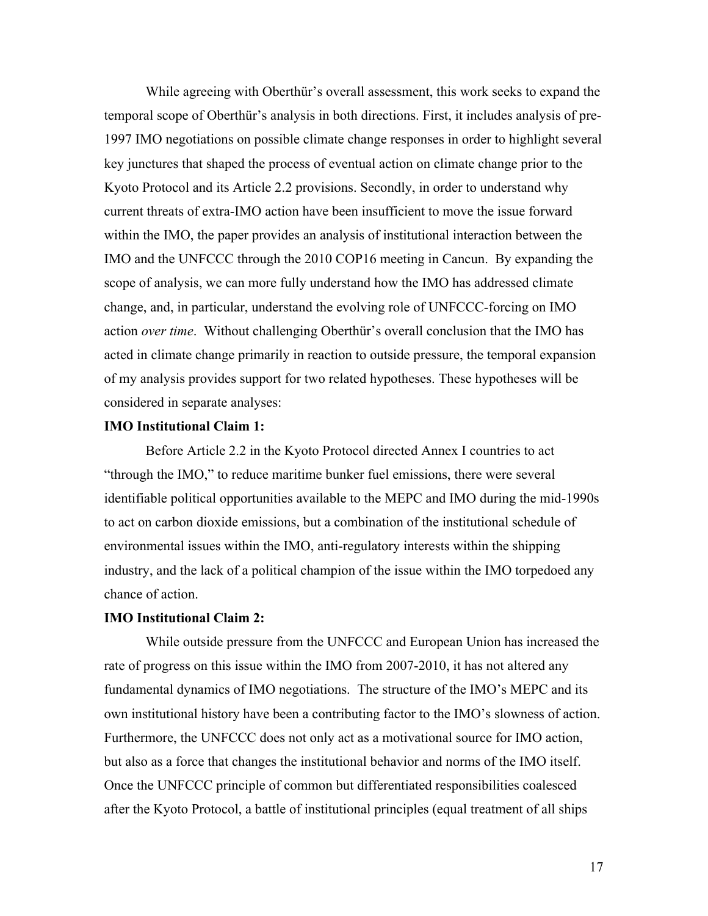While agreeing with Oberthür's overall assessment, this work seeks to expand the temporal scope of Oberthür's analysis in both directions. First, it includes analysis of pre-1997 IMO negotiations on possible climate change responses in order to highlight several key junctures that shaped the process of eventual action on climate change prior to the Kyoto Protocol and its Article 2.2 provisions. Secondly, in order to understand why current threats of extra-IMO action have been insufficient to move the issue forward within the IMO, the paper provides an analysis of institutional interaction between the IMO and the UNFCCC through the 2010 COP16 meeting in Cancun. By expanding the scope of analysis, we can more fully understand how the IMO has addressed climate change, and, in particular, understand the evolving role of UNFCCC-forcing on IMO action *over time*. Without challenging Oberthür's overall conclusion that the IMO has acted in climate change primarily in reaction to outside pressure, the temporal expansion of my analysis provides support for two related hypotheses. These hypotheses will be considered in separate analyses:

**IMO Institutional Claim 1:**

Before Article 2.2 in the Kyoto Protocol directed Annex I countries to act "through the IMO," to reduce maritime bunker fuel emissions, there were several identifiable political opportunities available to the MEPC and IMO during the mid-1990s to act on carbon dioxide emissions, but a combination of the institutional schedule of environmental issues within the IMO, anti-regulatory interests within the shipping industry, and the lack of a political champion of the issue within the IMO torpedoed any chance of action.

**IMO Institutional Claim 2:**

While outside pressure from the UNFCCC and European Union has increased the rate of progress on this issue within the IMO from 2007-2010, it has not altered any fundamental dynamics of IMO negotiations. The structure of the IMO's MEPC and its own institutional history have been a contributing factor to the IMO's slowness of action. Furthermore, the UNFCCC does not only act as a motivational source for IMO action, but also as a force that changes the institutional behavior and norms of the IMO itself. Once the UNFCCC principle of common but differentiated responsibilities coalesced after the Kyoto Protocol, a battle of institutional principles (equal treatment of all ships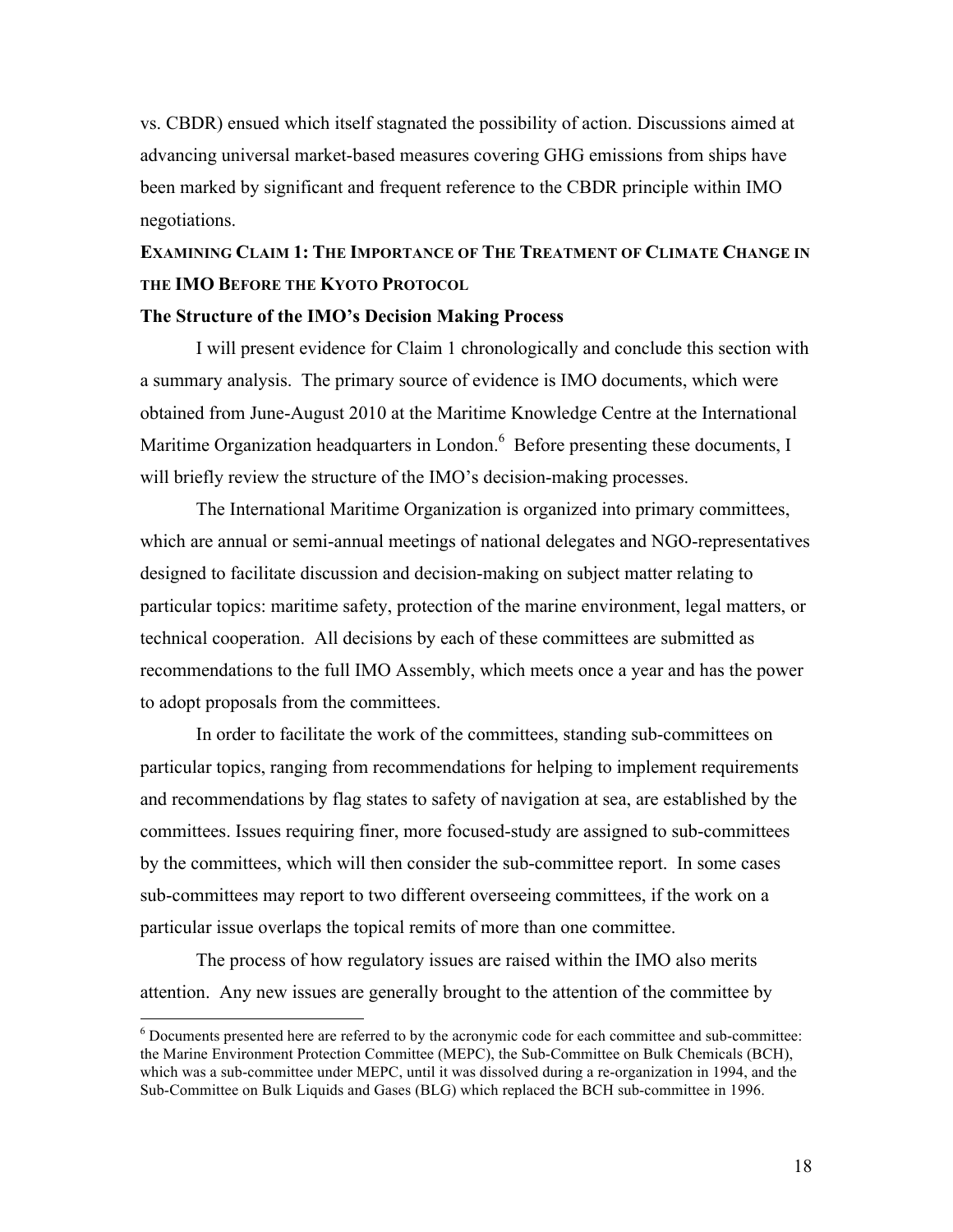vs. CBDR) ensued which itself stagnated the possibility of action. Discussions aimed at advancing universal market-based measures covering GHG emissions from ships have been marked by significant and frequent reference to the CBDR principle within IMO negotiations.

## EXAMINING CLAIM 1: THE IMPORTANCE OF THE TREATMENT OF CLIMATE CHANGE IN THE IMO BEFORE THE KYOTO PROTOCOL

### The Structure of the IMO's Decision Making Process

I will present evidence for Claim 1 chronologically and conclude this section with a summary analysis. The primary source of evidence is IMO documents, which were obtained from June-August 2010 at the Maritime Knowledge Centre at the International Maritime Organization headquarters in London.[6] Before presenting these documents, I will briefly review the structure of the IMO's decision-making processes.

The International Maritime Organization is organized into primary committees, which are annual or semi-annual meetings of national delegates and NGO-representatives designed to facilitate discussion and decision-making on subject matter relating to particular topics: maritime safety, protection of the marine environment, legal matters, or technical cooperation. All decisions by each of these committees are submitted as recommendations to the full IMO Assembly, which meets once a year and has the power to adopt proposals from the committees.

In order to facilitate the work of the committees, standing sub-committees on particular topics, ranging from recommendations for helping to implement requirements and recommendations by flag states to safety of navigation at sea, are established by the committees. Issues requiring finer, more focused-study are assigned to sub-committees by the committees, which will then consider the sub-committee report. In some cases sub-committees may report to two different overseeing committees, if the work on a particular issue overlaps the topical remits of more than one committee.

The process of how regulatory issues are raised within the IMO also merits attention. Any new issues are generally brought to the attention of the committee by

---

[6] Documents presented here are referred to by the acronymic code for each committee and sub-committee: the Marine Environment Protection Committee (MEPC), the Sub-Committee on Bulk Chemicals (BCH), which was a sub-committee under MEPC, until it was dissolved during a re-organization in 1994, and the Sub-Committee on Bulk Liquids and Gases (BLG) which replaced the BCH sub-committee in 1996.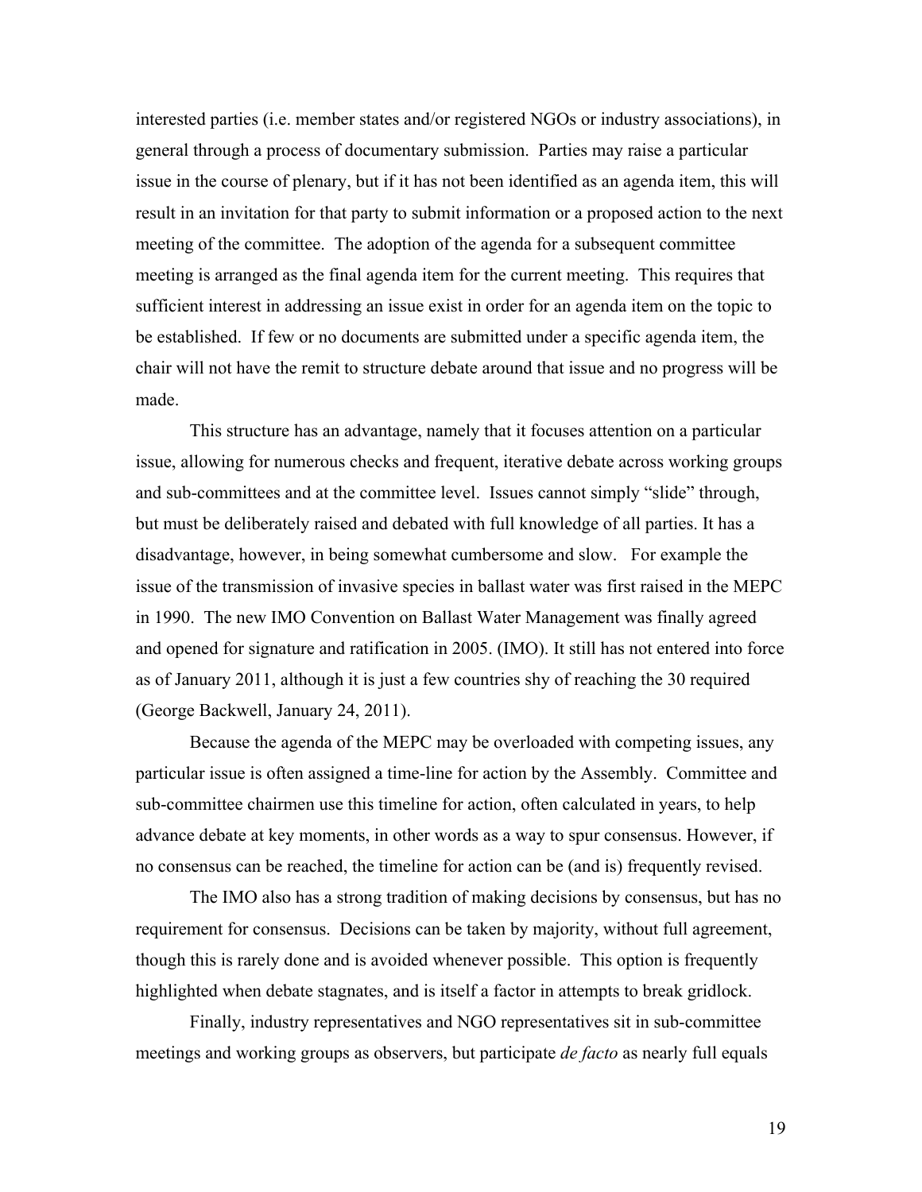interested parties (i.e. member states and/or registered NGOs or industry associations), in general through a process of documentary submission. Parties may raise a particular issue in the course of plenary, but if it has not been identified as an agenda item, this will result in an invitation for that party to submit information or a proposed action to the next meeting of the committee. The adoption of the agenda for a subsequent committee meeting is arranged as the final agenda item for the current meeting. This requires that sufficient interest in addressing an issue exist in order for an agenda item on the topic to be established. If few or no documents are submitted under a specific agenda item, the chair will not have the remit to structure debate around that issue and no progress will be made.

This structure has an advantage, namely that it focuses attention on a particular issue, allowing for numerous checks and frequent, iterative debate across working groups and sub-committees and at the committee level. Issues cannot simply "slide" through, but must be deliberately raised and debated with full knowledge of all parties. It has a disadvantage, however, in being somewhat cumbersome and slow. For example the issue of the transmission of invasive species in ballast water was first raised in the MEPC in 1990. The new IMO Convention on Ballast Water Management was finally agreed and opened for signature and ratification in 2005. (IMO). It still has not entered into force as of January 2011, although it is just a few countries shy of reaching the 30 required (George Backwell, January 24, 2011).

Because the agenda of the MEPC may be overloaded with competing issues, any particular issue is often assigned a time-line for action by the Assembly. Committee and sub-committee chairmen use this timeline for action, often calculated in years, to help advance debate at key moments, in other words as a way to spur consensus. However, if no consensus can be reached, the timeline for action can be (and is) frequently revised.

The IMO also has a strong tradition of making decisions by consensus, but has no requirement for consensus. Decisions can be taken by majority, without full agreement, though this is rarely done and is avoided whenever possible. This option is frequently highlighted when debate stagnates, and is itself a factor in attempts to break gridlock.

Finally, industry representatives and NGO representatives sit in sub-committee meetings and working groups as observers, but participate *de facto* as nearly full equals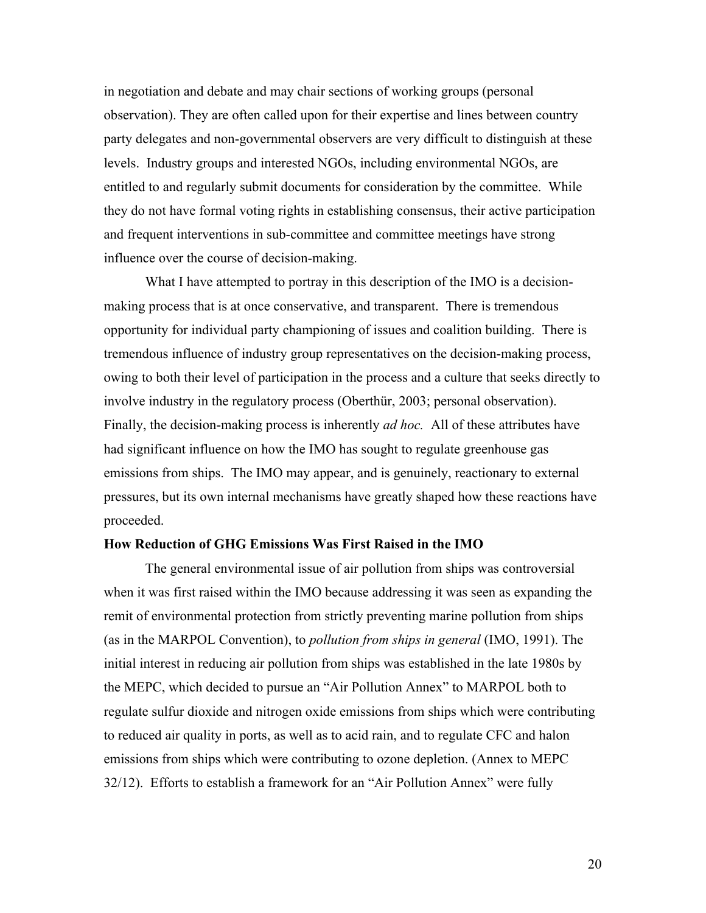in negotiation and debate and may chair sections of working groups (personal observation). They are often called upon for their expertise and lines between country party delegates and non-governmental observers are very difficult to distinguish at these levels. Industry groups and interested NGOs, including environmental NGOs, are entitled to and regularly submit documents for consideration by the committee. While they do not have formal voting rights in establishing consensus, their active participation and frequent interventions in sub-committee and committee meetings have strong influence over the course of decision-making.

What I have attempted to portray in this description of the IMO is a decision-making process that is at once conservative, and transparent. There is tremendous opportunity for individual party championing of issues and coalition building. There is tremendous influence of industry group representatives on the decision-making process, owing to both their level of participation in the process and a culture that seeks directly to involve industry in the regulatory process (Oberthür, 2003; personal observation). Finally, the decision-making process is inherently *ad hoc.* All of these attributes have had significant influence on how the IMO has sought to regulate greenhouse gas emissions from ships. The IMO may appear, and is genuinely, reactionary to external pressures, but its own internal mechanisms have greatly shaped how these reactions have proceeded.

**How Reduction of GHG Emissions Was First Raised in the IMO**

The general environmental issue of air pollution from ships was controversial when it was first raised within the IMO because addressing it was seen as expanding the remit of environmental protection from strictly preventing marine pollution from ships (as in the MARPOL Convention), to *pollution from ships in general* (IMO, 1991). The initial interest in reducing air pollution from ships was established in the late 1980s by the MEPC, which decided to pursue an "Air Pollution Annex" to MARPOL both to regulate sulfur dioxide and nitrogen oxide emissions from ships which were contributing to reduced air quality in ports, as well as to acid rain, and to regulate CFC and halon emissions from ships which were contributing to ozone depletion. (Annex to MEPC 32/12). Efforts to establish a framework for an "Air Pollution Annex" were fully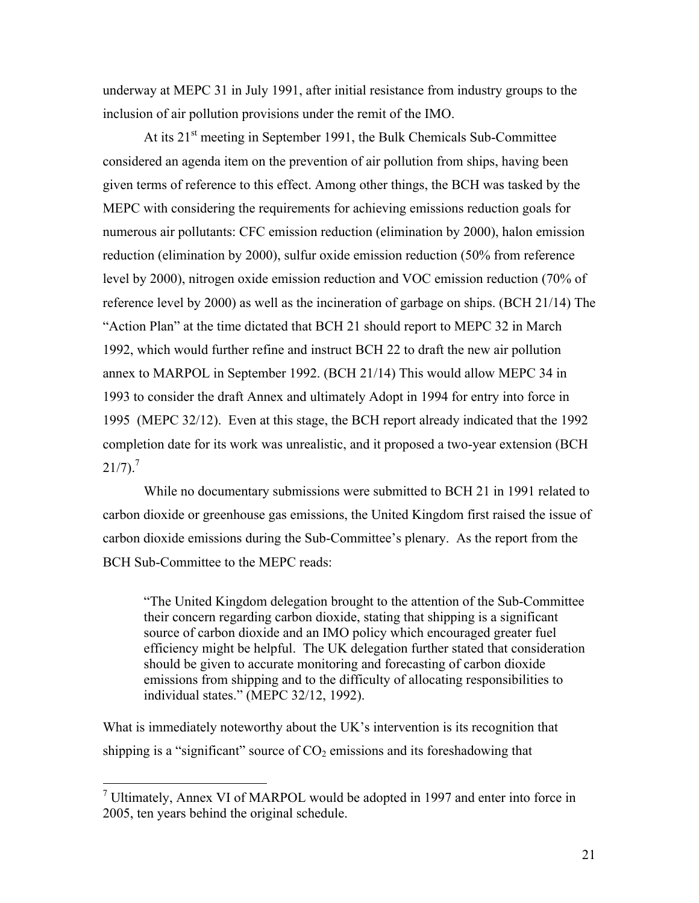underway at MEPC 31 in July 1991, after initial resistance from industry groups to the inclusion of air pollution provisions under the remit of the IMO.

At its 21st meeting in September 1991, the Bulk Chemicals Sub-Committee considered an agenda item on the prevention of air pollution from ships, having been given terms of reference to this effect. Among other things, the BCH was tasked by the MEPC with considering the requirements for achieving emissions reduction goals for numerous air pollutants: CFC emission reduction (elimination by 2000), halon emission reduction (elimination by 2000), sulfur oxide emission reduction (50% from reference level by 2000), nitrogen oxide emission reduction and VOC emission reduction (70% of reference level by 2000) as well as the incineration of garbage on ships. (BCH 21/14) The "Action Plan" at the time dictated that BCH 21 should report to MEPC 32 in March 1992, which would further refine and instruct BCH 22 to draft the new air pollution annex to MARPOL in September 1992. (BCH 21/14) This would allow MEPC 34 in 1993 to consider the draft Annex and ultimately Adopt in 1994 for entry into force in 1995 (MEPC 32/12). Even at this stage, the BCH report already indicated that the 1992 completion date for its work was unrealistic, and it proposed a two-year extension (BCH 21/7).[7]

While no documentary submissions were submitted to BCH 21 in 1991 related to carbon dioxide or greenhouse gas emissions, the United Kingdom first raised the issue of carbon dioxide emissions during the Sub-Committee's plenary. As the report from the BCH Sub-Committee to the MEPC reads:

> "The United Kingdom delegation brought to the attention of the Sub-Committee their concern regarding carbon dioxide, stating that shipping is a significant source of carbon dioxide and an IMO policy which encouraged greater fuel efficiency might be helpful. The UK delegation further stated that consideration should be given to accurate monitoring and forecasting of carbon dioxide emissions from shipping and to the difficulty of allocating responsibilities to individual states." (MEPC 32/12, 1992).

What is immediately noteworthy about the UK's intervention is its recognition that shipping is a "significant" source of $CO_2$ emissions and its foreshadowing that

[7] Ultimately, Annex VI of MARPOL would be adopted in 1997 and enter into force in 2005, ten years behind the original schedule.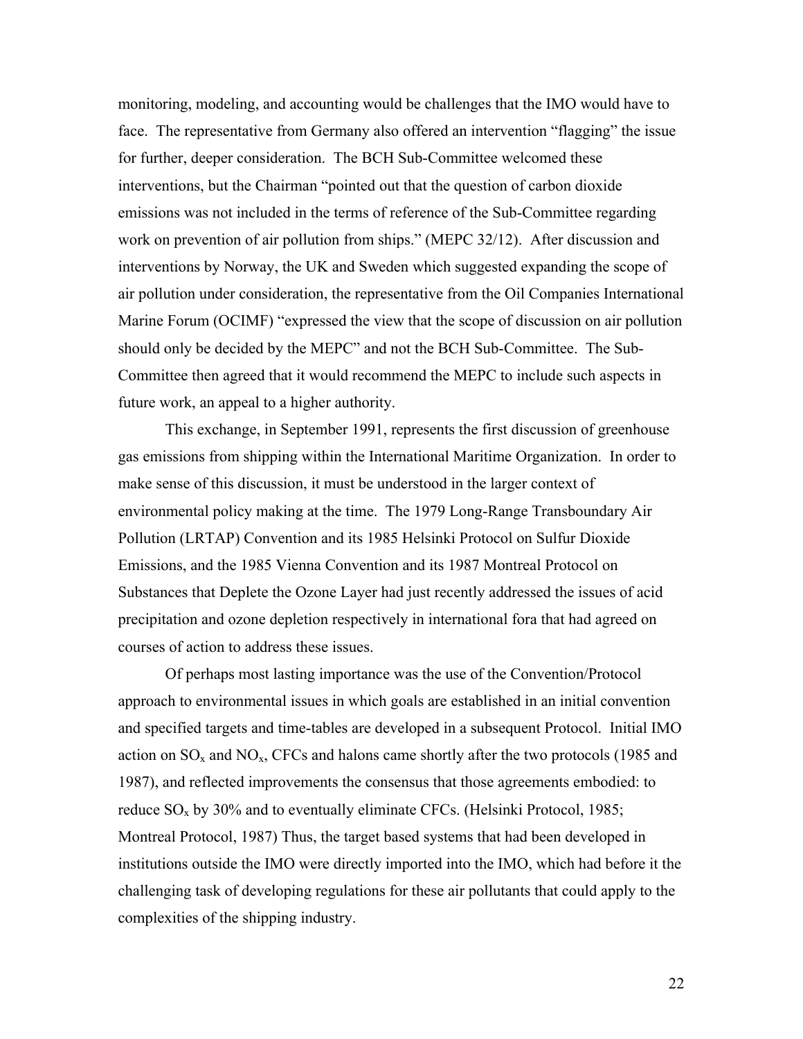monitoring, modeling, and accounting would be challenges that the IMO would have to face. The representative from Germany also offered an intervention "flagging" the issue for further, deeper consideration. The BCH Sub-Committee welcomed these interventions, but the Chairman "pointed out that the question of carbon dioxide emissions was not included in the terms of reference of the Sub-Committee regarding work on prevention of air pollution from ships." (MEPC 32/12). After discussion and interventions by Norway, the UK and Sweden which suggested expanding the scope of air pollution under consideration, the representative from the Oil Companies International Marine Forum (OCIMF) "expressed the view that the scope of discussion on air pollution should only be decided by the MEPC" and not the BCH Sub-Committee. The Sub-Committee then agreed that it would recommend the MEPC to include such aspects in future work, an appeal to a higher authority.

This exchange, in September 1991, represents the first discussion of greenhouse gas emissions from shipping within the International Maritime Organization. In order to make sense of this discussion, it must be understood in the larger context of environmental policy making at the time. The 1979 Long-Range Transboundary Air Pollution (LRTAP) Convention and its 1985 Helsinki Protocol on Sulfur Dioxide Emissions, and the 1985 Vienna Convention and its 1987 Montreal Protocol on Substances that Deplete the Ozone Layer had just recently addressed the issues of acid precipitation and ozone depletion respectively in international fora that had agreed on courses of action to address these issues.

Of perhaps most lasting importance was the use of the Convention/Protocol approach to environmental issues in which goals are established in an initial convention and specified targets and time-tables are developed in a subsequent Protocol. Initial IMO action on $SO_x$ and $NO_x$, CFCs and halons came shortly after the two protocols (1985 and 1987), and reflected improvements the consensus that those agreements embodied: to reduce $SO_x$ by 30% and to eventually eliminate CFCs. (Helsinki Protocol, 1985; Montreal Protocol, 1987) Thus, the target based systems that had been developed in institutions outside the IMO were directly imported into the IMO, which had before it the challenging task of developing regulations for these air pollutants that could apply to the complexities of the shipping industry.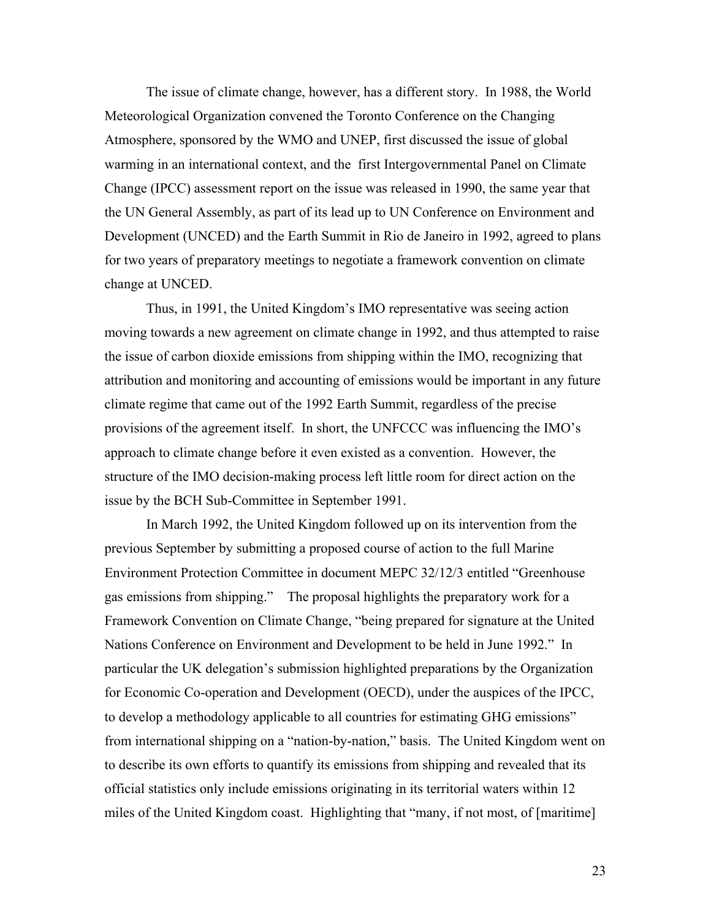The issue of climate change, however, has a different story. In 1988, the World Meteorological Organization convened the Toronto Conference on the Changing Atmosphere, sponsored by the WMO and UNEP, first discussed the issue of global warming in an international context, and the first Intergovernmental Panel on Climate Change (IPCC) assessment report on the issue was released in 1990, the same year that the UN General Assembly, as part of its lead up to UN Conference on Environment and Development (UNCED) and the Earth Summit in Rio de Janeiro in 1992, agreed to plans for two years of preparatory meetings to negotiate a framework convention on climate change at UNCED.

Thus, in 1991, the United Kingdom's IMO representative was seeing action moving towards a new agreement on climate change in 1992, and thus attempted to raise the issue of carbon dioxide emissions from shipping within the IMO, recognizing that attribution and monitoring and accounting of emissions would be important in any future climate regime that came out of the 1992 Earth Summit, regardless of the precise provisions of the agreement itself. In short, the UNFCCC was influencing the IMO's approach to climate change before it even existed as a convention. However, the structure of the IMO decision-making process left little room for direct action on the issue by the BCH Sub-Committee in September 1991.

In March 1992, the United Kingdom followed up on its intervention from the previous September by submitting a proposed course of action to the full Marine Environment Protection Committee in document MEPC 32/12/3 entitled "Greenhouse gas emissions from shipping." The proposal highlights the preparatory work for a Framework Convention on Climate Change, "being prepared for signature at the United Nations Conference on Environment and Development to be held in June 1992." In particular the UK delegation's submission highlighted preparations by the Organization for Economic Co-operation and Development (OECD), under the auspices of the IPCC, to develop a methodology applicable to all countries for estimating GHG emissions" from international shipping on a "nation-by-nation," basis. The United Kingdom went on to describe its own efforts to quantify its emissions from shipping and revealed that its official statistics only include emissions originating in its territorial waters within 12 miles of the United Kingdom coast. Highlighting that "many, if not most, of [maritime]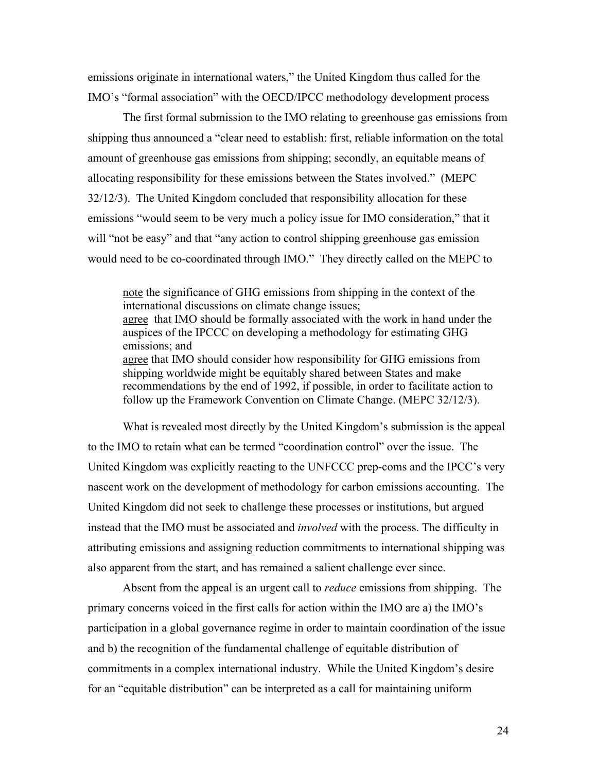emissions originate in international waters," the United Kingdom thus called for the IMO's "formal association" with the OECD/IPCC methodology development process

The first formal submission to the IMO relating to greenhouse gas emissions from shipping thus announced a "clear need to establish: first, reliable information on the total amount of greenhouse gas emissions from shipping; secondly, an equitable means of allocating responsibility for these emissions between the States involved." (MEPC 32/12/3). The United Kingdom concluded that responsibility allocation for these emissions "would seem to be very much a policy issue for IMO consideration," that it will "not be easy" and that "any action to control shipping greenhouse gas emission would need to be co-coordinated through IMO." They directly called on the MEPC to

> <u>note</u> the significance of GHG emissions from shipping in the context of the international discussions on climate change issues;
> <u>agree</u> that IMO should be formally associated with the work in hand under the auspices of the IPCCC on developing a methodology for estimating GHG emissions; and
> <u>agree</u> that IMO should consider how responsibility for GHG emissions from shipping worldwide might be equitably shared between States and make recommendations by the end of 1992, if possible, in order to facilitate action to follow up the Framework Convention on Climate Change. (MEPC 32/12/3).

What is revealed most directly by the United Kingdom's submission is the appeal to the IMO to retain what can be termed "coordination control" over the issue. The United Kingdom was explicitly reacting to the UNFCCC prep-coms and the IPCC's very nascent work on the development of methodology for carbon emissions accounting. The United Kingdom did not seek to challenge these processes or institutions, but argued instead that the IMO must be associated and *involved* with the process. The difficulty in attributing emissions and assigning reduction commitments to international shipping was also apparent from the start, and has remained a salient challenge ever since.

Absent from the appeal is an urgent call to *reduce* emissions from shipping. The primary concerns voiced in the first calls for action within the IMO are a) the IMO's participation in a global governance regime in order to maintain coordination of the issue and b) the recognition of the fundamental challenge of equitable distribution of commitments in a complex international industry. While the United Kingdom's desire for an "equitable distribution" can be interpreted as a call for maintaining uniform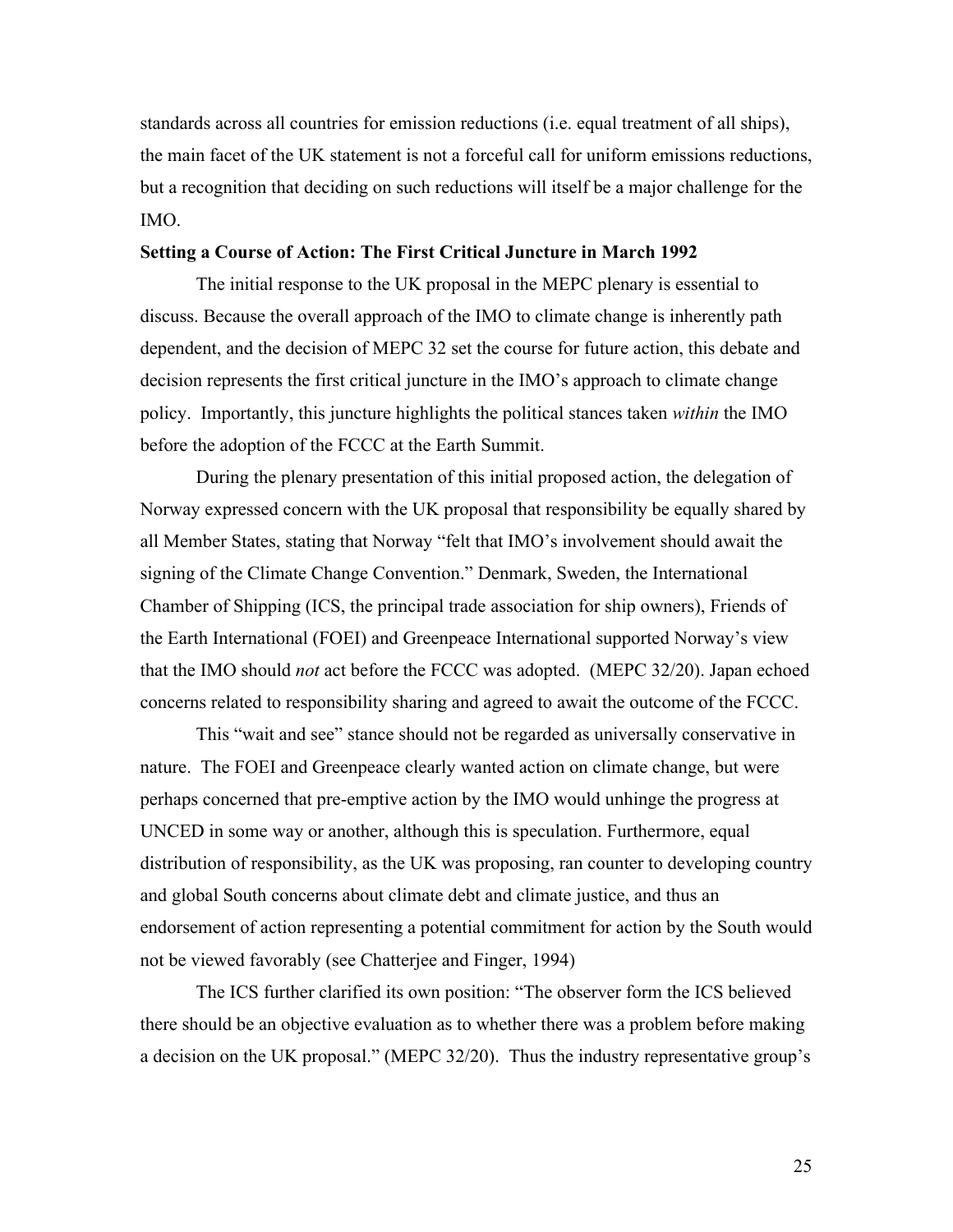standards across all countries for emission reductions (i.e. equal treatment of all ships), the main facet of the UK statement is not a forceful call for uniform emissions reductions, but a recognition that deciding on such reductions will itself be a major challenge for the IMO.

**Setting a Course of Action: The First Critical Juncture in March 1992**

The initial response to the UK proposal in the MEPC plenary is essential to discuss. Because the overall approach of the IMO to climate change is inherently path dependent, and the decision of MEPC 32 set the course for future action, this debate and decision represents the first critical juncture in the IMO's approach to climate change policy. Importantly, this juncture highlights the political stances taken *within* the IMO before the adoption of the FCCC at the Earth Summit.

During the plenary presentation of this initial proposed action, the delegation of Norway expressed concern with the UK proposal that responsibility be equally shared by all Member States, stating that Norway "felt that IMO's involvement should await the signing of the Climate Change Convention." Denmark, Sweden, the International Chamber of Shipping (ICS, the principal trade association for ship owners), Friends of the Earth International (FOEI) and Greenpeace International supported Norway's view that the IMO should *not* act before the FCCC was adopted. (MEPC 32/20). Japan echoed concerns related to responsibility sharing and agreed to await the outcome of the FCCC.

This "wait and see" stance should not be regarded as universally conservative in nature. The FOEI and Greenpeace clearly wanted action on climate change, but were perhaps concerned that pre-emptive action by the IMO would unhinge the progress at UNCED in some way or another, although this is speculation. Furthermore, equal distribution of responsibility, as the UK was proposing, ran counter to developing country and global South concerns about climate debt and climate justice, and thus an endorsement of action representing a potential commitment for action by the South would not be viewed favorably (see Chatterjee and Finger, 1994)

The ICS further clarified its own position: "The observer form the ICS believed there should be an objective evaluation as to whether there was a problem before making a decision on the UK proposal." (MEPC 32/20). Thus the industry representative group's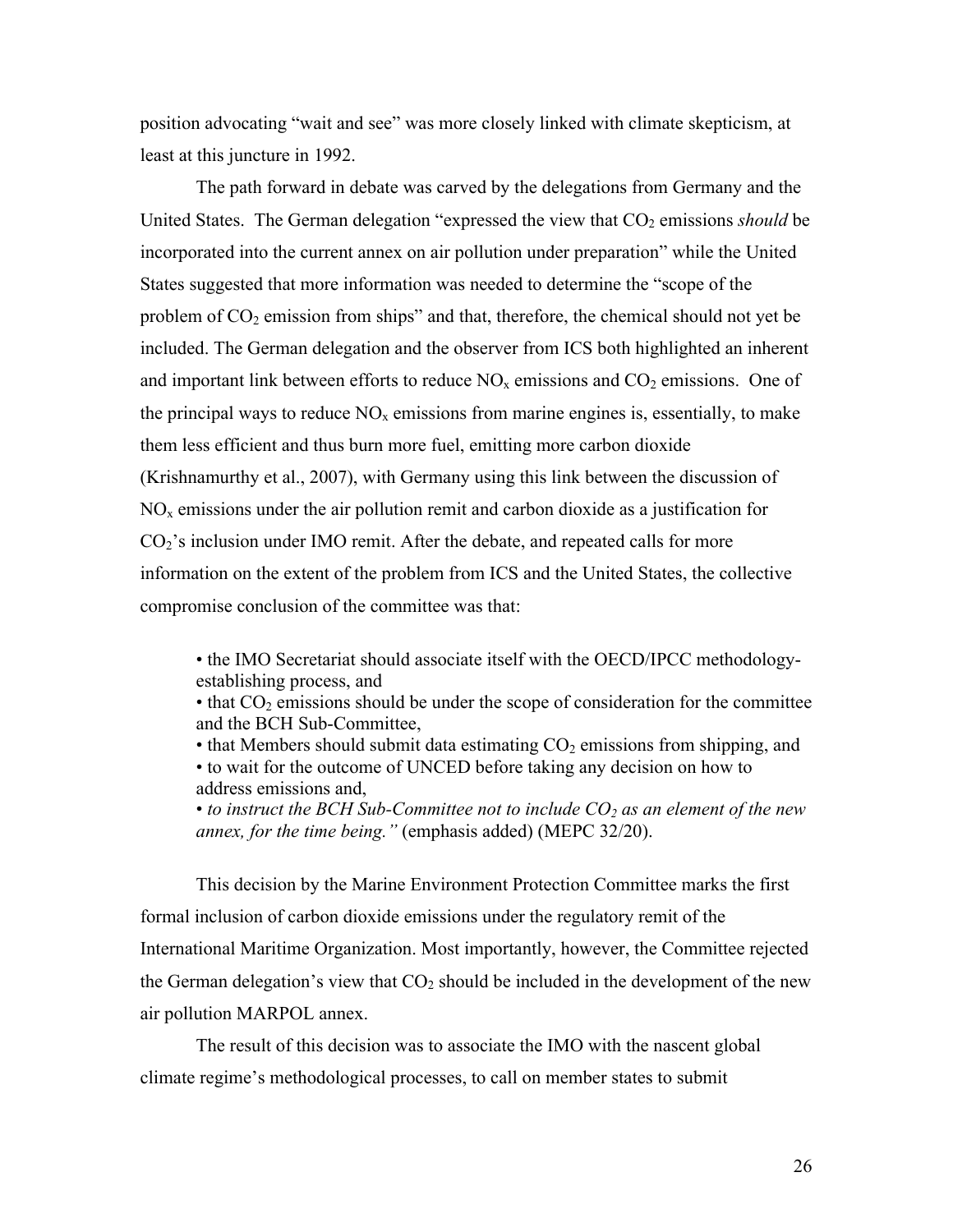position advocating "wait and see" was more closely linked with climate skepticism, at least at this juncture in 1992.

The path forward in debate was carved by the delegations from Germany and the United States. The German delegation "expressed the view that $CO_2$ emissions *should* be incorporated into the current annex on air pollution under preparation" while the United States suggested that more information was needed to determine the "scope of the problem of $CO_2$ emission from ships" and that, therefore, the chemical should not yet be included. The German delegation and the observer from ICS both highlighted an inherent and important link between efforts to reduce $NO_x$ emissions and $CO_2$ emissions. One of the principal ways to reduce $NO_x$ emissions from marine engines is, essentially, to make them less efficient and thus burn more fuel, emitting more carbon dioxide (Krishnamurthy et al., 2007), with Germany using this link between the discussion of $NO_x$ emissions under the air pollution remit and carbon dioxide as a justification for $CO_2$'s inclusion under IMO remit. After the debate, and repeated calls for more information on the extent of the problem from ICS and the United States, the collective compromise conclusion of the committee was that:

> • the IMO Secretariat should associate itself with the OECD/IPCC methodology-establishing process, and
> • that $CO_2$ emissions should be under the scope of consideration for the committee and the BCH Sub-Committee,
> • that Members should submit data estimating $CO_2$ emissions from shipping, and
> • to wait for the outcome of UNCED before taking any decision on how to address emissions and,
> • *to instruct the BCH Sub-Committee not to include $CO_2$ as an element of the new annex, for the time being."* (emphasis added) (MEPC 32/20).

This decision by the Marine Environment Protection Committee marks the first formal inclusion of carbon dioxide emissions under the regulatory remit of the International Maritime Organization. Most importantly, however, the Committee rejected the German delegation's view that $CO_2$ should be included in the development of the new air pollution MARPOL annex.

The result of this decision was to associate the IMO with the nascent global climate regime's methodological processes, to call on member states to submit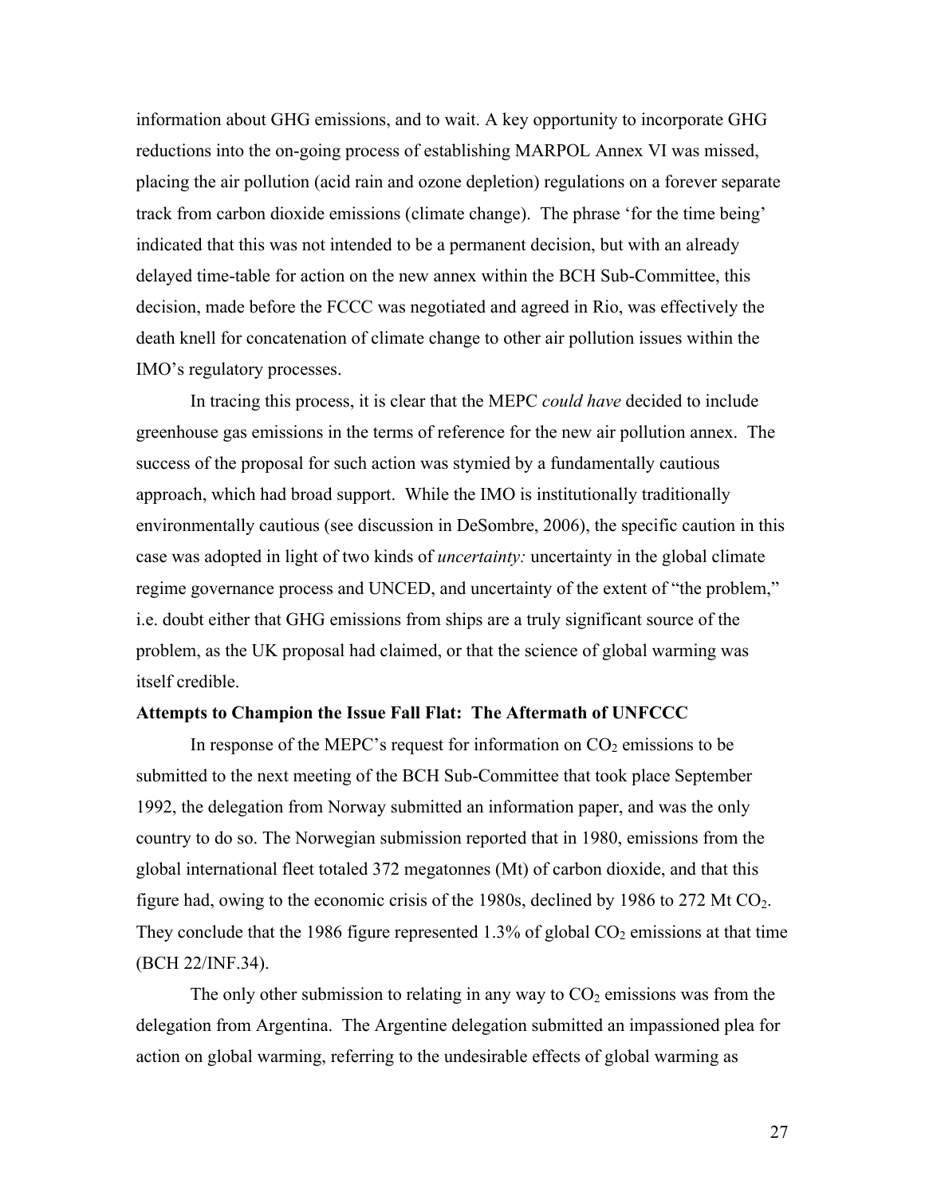information about GHG emissions, and to wait. A key opportunity to incorporate GHG reductions into the on-going process of establishing MARPOL Annex VI was missed, placing the air pollution (acid rain and ozone depletion) regulations on a forever separate track from carbon dioxide emissions (climate change). The phrase 'for the time being' indicated that this was not intended to be a permanent decision, but with an already delayed time-table for action on the new annex within the BCH Sub-Committee, this decision, made before the FCCC was negotiated and agreed in Rio, was effectively the death knell for concatenation of climate change to other air pollution issues within the IMO's regulatory processes.

In tracing this process, it is clear that the MEPC *could have* decided to include greenhouse gas emissions in the terms of reference for the new air pollution annex. The success of the proposal for such action was stymied by a fundamentally cautious approach, which had broad support. While the IMO is institutionally traditionally environmentally cautious (see discussion in DeSombre, 2006), the specific caution in this case was adopted in light of two kinds of *uncertainty:* uncertainty in the global climate regime governance process and UNCED, and uncertainty of the extent of "the problem," i.e. doubt either that GHG emissions from ships are a truly significant source of the problem, as the UK proposal had claimed, or that the science of global warming was itself credible.

**Attempts to Champion the Issue Fall Flat: The Aftermath of UNFCCC**

In response of the MEPC's request for information on $CO_2$ emissions to be submitted to the next meeting of the BCH Sub-Committee that took place September 1992, the delegation from Norway submitted an information paper, and was the only country to do so. The Norwegian submission reported that in 1980, emissions from the global international fleet totaled 372 megatonnes (Mt) of carbon dioxide, and that this figure had, owing to the economic crisis of the 1980s, declined by 1986 to 272 Mt $CO_2$. They conclude that the 1986 figure represented 1.3% of global $CO_2$ emissions at that time (BCH 22/INF.34).

The only other submission to relating in any way to $CO_2$ emissions was from the delegation from Argentina. The Argentine delegation submitted an impassioned plea for action on global warming, referring to the undesirable effects of global warming as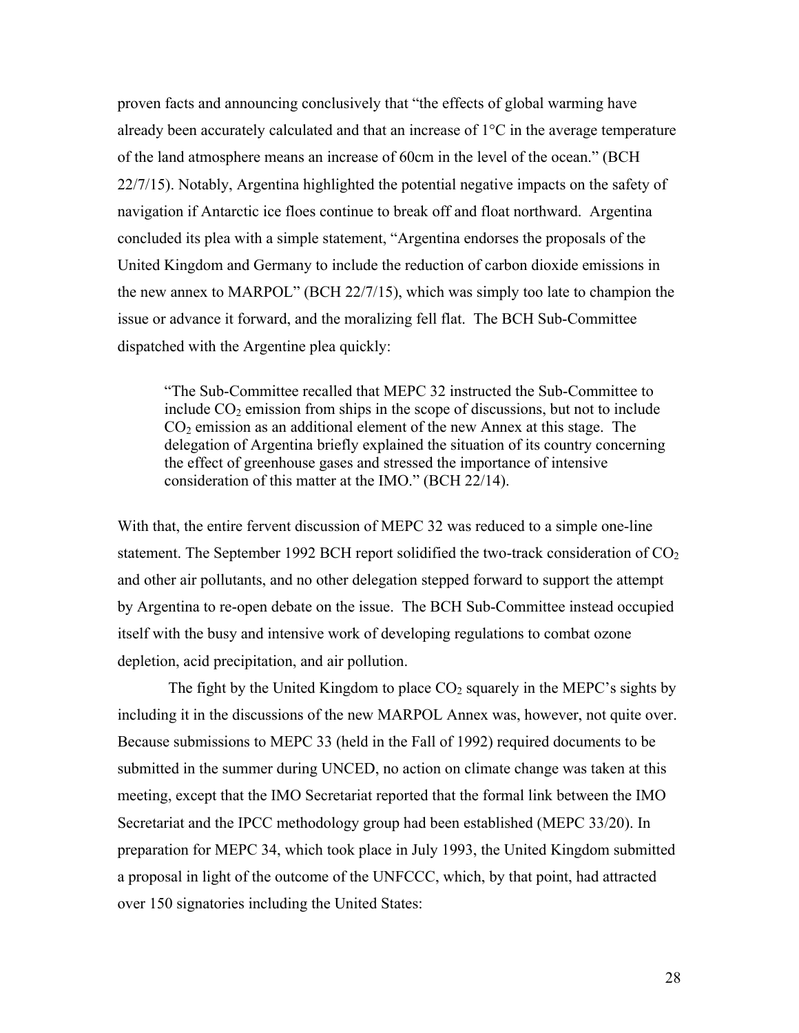proven facts and announcing conclusively that "the effects of global warming have already been accurately calculated and that an increase of 1°C in the average temperature of the land atmosphere means an increase of 60cm in the level of the ocean." (BCH 22/7/15). Notably, Argentina highlighted the potential negative impacts on the safety of navigation if Antarctic ice floes continue to break off and float northward. Argentina concluded its plea with a simple statement, "Argentina endorses the proposals of the United Kingdom and Germany to include the reduction of carbon dioxide emissions in the new annex to MARPOL" (BCH 22/7/15), which was simply too late to champion the issue or advance it forward, and the moralizing fell flat. The BCH Sub-Committee dispatched with the Argentine plea quickly:

> "The Sub-Committee recalled that MEPC 32 instructed the Sub-Committee to include $CO_2$ emission from ships in the scope of discussions, but not to include $CO_2$ emission as an additional element of the new Annex at this stage. The delegation of Argentina briefly explained the situation of its country concerning the effect of greenhouse gases and stressed the importance of intensive consideration of this matter at the IMO." (BCH 22/14).

With that, the entire fervent discussion of MEPC 32 was reduced to a simple one-line statement. The September 1992 BCH report solidified the two-track consideration of $CO_2$ and other air pollutants, and no other delegation stepped forward to support the attempt by Argentina to re-open debate on the issue. The BCH Sub-Committee instead occupied itself with the busy and intensive work of developing regulations to combat ozone depletion, acid precipitation, and air pollution.

The fight by the United Kingdom to place $CO_2$ squarely in the MEPC's sights by including it in the discussions of the new MARPOL Annex was, however, not quite over. Because submissions to MEPC 33 (held in the Fall of 1992) required documents to be submitted in the summer during UNCED, no action on climate change was taken at this meeting, except that the IMO Secretariat reported that the formal link between the IMO Secretariat and the IPCC methodology group had been established (MEPC 33/20). In preparation for MEPC 34, which took place in July 1993, the United Kingdom submitted a proposal in light of the outcome of the UNFCCC, which, by that point, had attracted over 150 signatories including the United States: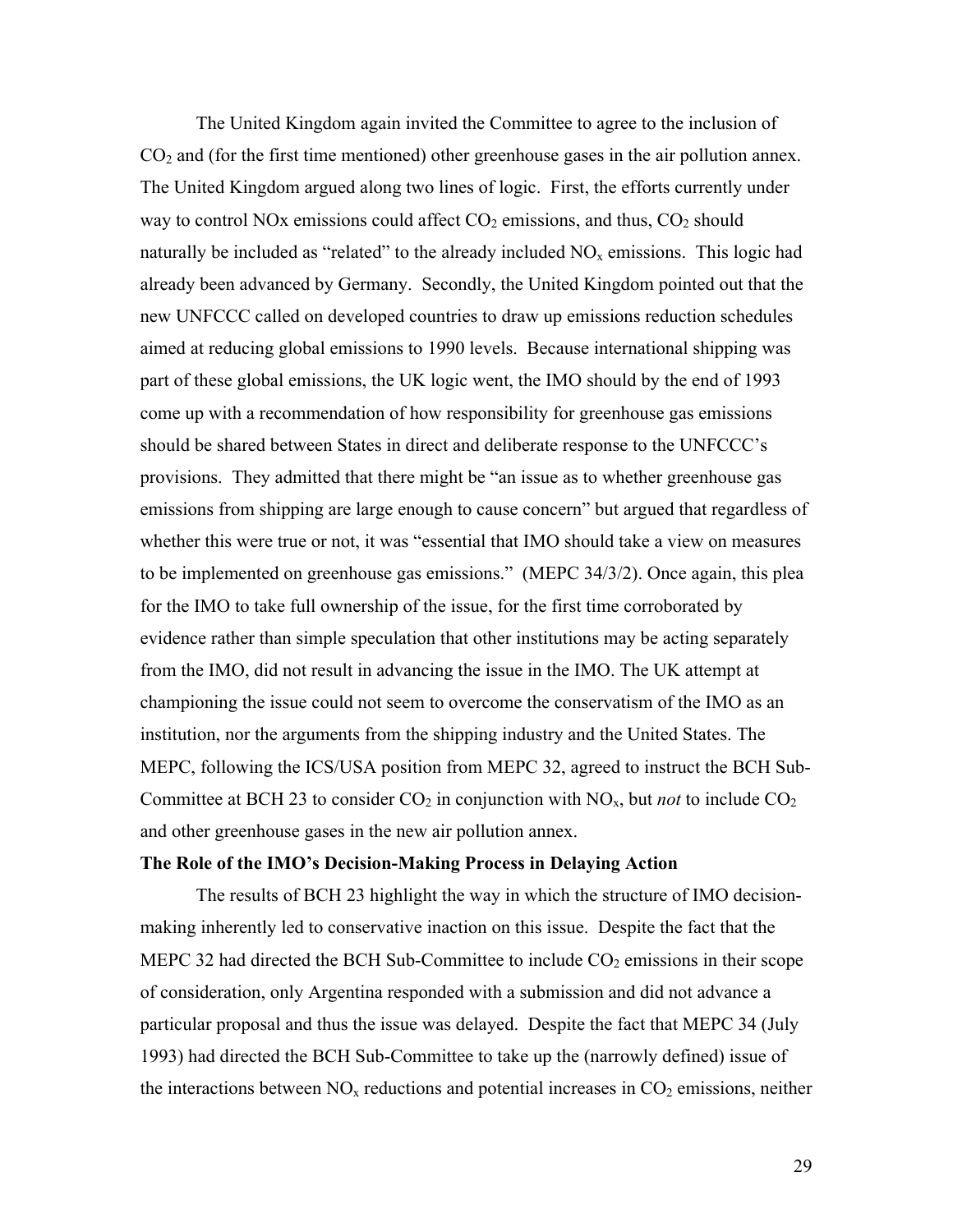The United Kingdom again invited the Committee to agree to the inclusion of $CO_2$ and (for the first time mentioned) other greenhouse gases in the air pollution annex. The United Kingdom argued along two lines of logic. First, the efforts currently under way to control NOx emissions could affect $CO_2$ emissions, and thus, $CO_2$ should naturally be included as "related" to the already included $NO_x$ emissions. This logic had already been advanced by Germany. Secondly, the United Kingdom pointed out that the new UNFCCC called on developed countries to draw up emissions reduction schedules aimed at reducing global emissions to 1990 levels. Because international shipping was part of these global emissions, the UK logic went, the IMO should by the end of 1993 come up with a recommendation of how responsibility for greenhouse gas emissions should be shared between States in direct and deliberate response to the UNFCCC's provisions. They admitted that there might be "an issue as to whether greenhouse gas emissions from shipping are large enough to cause concern" but argued that regardless of whether this were true or not, it was "essential that IMO should take a view on measures to be implemented on greenhouse gas emissions." (MEPC 34/3/2). Once again, this plea for the IMO to take full ownership of the issue, for the first time corroborated by evidence rather than simple speculation that other institutions may be acting separately from the IMO, did not result in advancing the issue in the IMO. The UK attempt at championing the issue could not seem to overcome the conservatism of the IMO as an institution, nor the arguments from the shipping industry and the United States. The MEPC, following the ICS/USA position from MEPC 32, agreed to instruct the BCH Sub-Committee at BCH 23 to consider $CO_2$ in conjunction with $NO_x$, but *not* to include $CO_2$ and other greenhouse gases in the new air pollution annex.

**The Role of the IMO's Decision-Making Process in Delaying Action**

The results of BCH 23 highlight the way in which the structure of IMO decision-making inherently led to conservative inaction on this issue. Despite the fact that the MEPC 32 had directed the BCH Sub-Committee to include $CO_2$ emissions in their scope of consideration, only Argentina responded with a submission and did not advance a particular proposal and thus the issue was delayed. Despite the fact that MEPC 34 (July 1993) had directed the BCH Sub-Committee to take up the (narrowly defined) issue of the interactions between $NO_x$ reductions and potential increases in $CO_2$ emissions, neither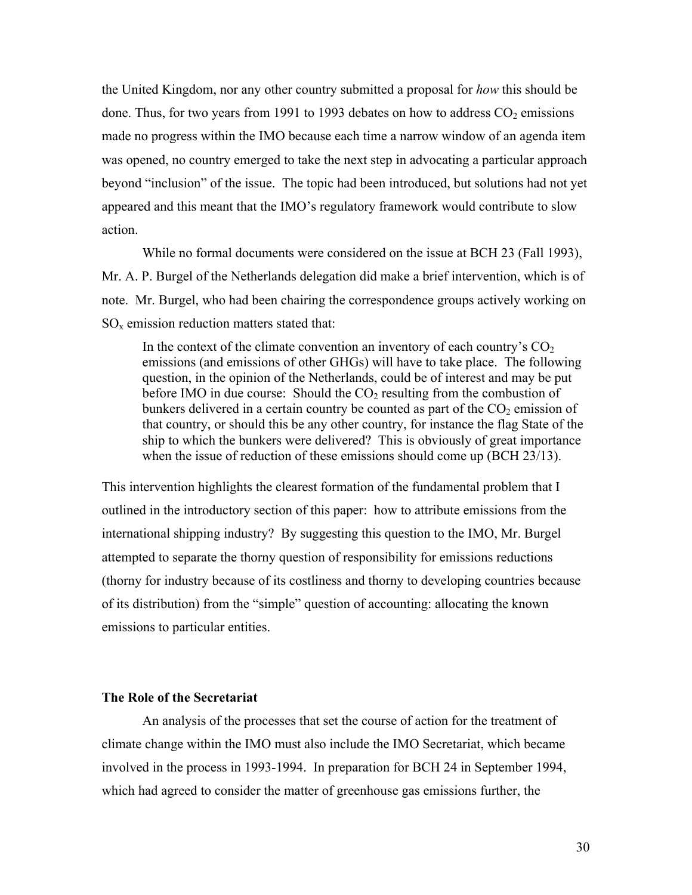the United Kingdom, nor any other country submitted a proposal for *how* this should be done. Thus, for two years from 1991 to 1993 debates on how to address $CO_2$ emissions made no progress within the IMO because each time a narrow window of an agenda item was opened, no country emerged to take the next step in advocating a particular approach beyond "inclusion" of the issue. The topic had been introduced, but solutions had not yet appeared and this meant that the IMO's regulatory framework would contribute to slow action.

While no formal documents were considered on the issue at BCH 23 (Fall 1993), Mr. A. P. Burgel of the Netherlands delegation did make a brief intervention, which is of note. Mr. Burgel, who had been chairing the correspondence groups actively working on $SO_x$ emission reduction matters stated that:

> In the context of the climate convention an inventory of each country's $CO_2$ emissions (and emissions of other GHGs) will have to take place. The following question, in the opinion of the Netherlands, could be of interest and may be put before IMO in due course: Should the $CO_2$ resulting from the combustion of bunkers delivered in a certain country be counted as part of the $CO_2$ emission of that country, or should this be any other country, for instance the flag State of the ship to which the bunkers were delivered? This is obviously of great importance when the issue of reduction of these emissions should come up (BCH 23/13).

This intervention highlights the clearest formation of the fundamental problem that I outlined in the introductory section of this paper: how to attribute emissions from the international shipping industry? By suggesting this question to the IMO, Mr. Burgel attempted to separate the thorny question of responsibility for emissions reductions (thorny for industry because of its costliness and thorny to developing countries because of its distribution) from the "simple" question of accounting: allocating the known emissions to particular entities.

### The Role of the Secretariat

An analysis of the processes that set the course of action for the treatment of climate change within the IMO must also include the IMO Secretariat, which became involved in the process in 1993-1994. In preparation for BCH 24 in September 1994, which had agreed to consider the matter of greenhouse gas emissions further, the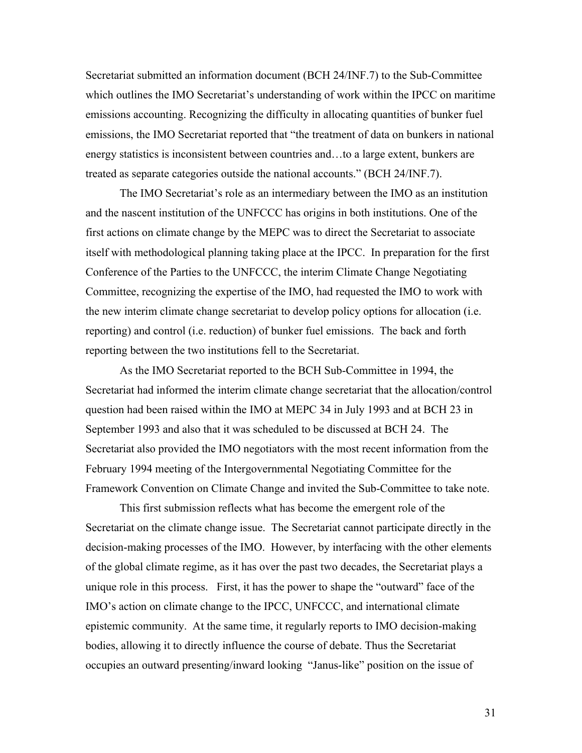Secretariat submitted an information document (BCH 24/INF.7) to the Sub-Committee which outlines the IMO Secretariat's understanding of work within the IPCC on maritime emissions accounting. Recognizing the difficulty in allocating quantities of bunker fuel emissions, the IMO Secretariat reported that "the treatment of data on bunkers in national energy statistics is inconsistent between countries and…to a large extent, bunkers are treated as separate categories outside the national accounts." (BCH 24/INF.7).

The IMO Secretariat's role as an intermediary between the IMO as an institution and the nascent institution of the UNFCCC has origins in both institutions. One of the first actions on climate change by the MEPC was to direct the Secretariat to associate itself with methodological planning taking place at the IPCC. In preparation for the first Conference of the Parties to the UNFCCC, the interim Climate Change Negotiating Committee, recognizing the expertise of the IMO, had requested the IMO to work with the new interim climate change secretariat to develop policy options for allocation (i.e. reporting) and control (i.e. reduction) of bunker fuel emissions. The back and forth reporting between the two institutions fell to the Secretariat.

As the IMO Secretariat reported to the BCH Sub-Committee in 1994, the Secretariat had informed the interim climate change secretariat that the allocation/control question had been raised within the IMO at MEPC 34 in July 1993 and at BCH 23 in September 1993 and also that it was scheduled to be discussed at BCH 24. The Secretariat also provided the IMO negotiators with the most recent information from the February 1994 meeting of the Intergovernmental Negotiating Committee for the Framework Convention on Climate Change and invited the Sub-Committee to take note.

This first submission reflects what has become the emergent role of the Secretariat on the climate change issue. The Secretariat cannot participate directly in the decision-making processes of the IMO. However, by interfacing with the other elements of the global climate regime, as it has over the past two decades, the Secretariat plays a unique role in this process. First, it has the power to shape the "outward" face of the IMO's action on climate change to the IPCC, UNFCCC, and international climate epistemic community. At the same time, it regularly reports to IMO decision-making bodies, allowing it to directly influence the course of debate. Thus the Secretariat occupies an outward presenting/inward looking "Janus-like" position on the issue of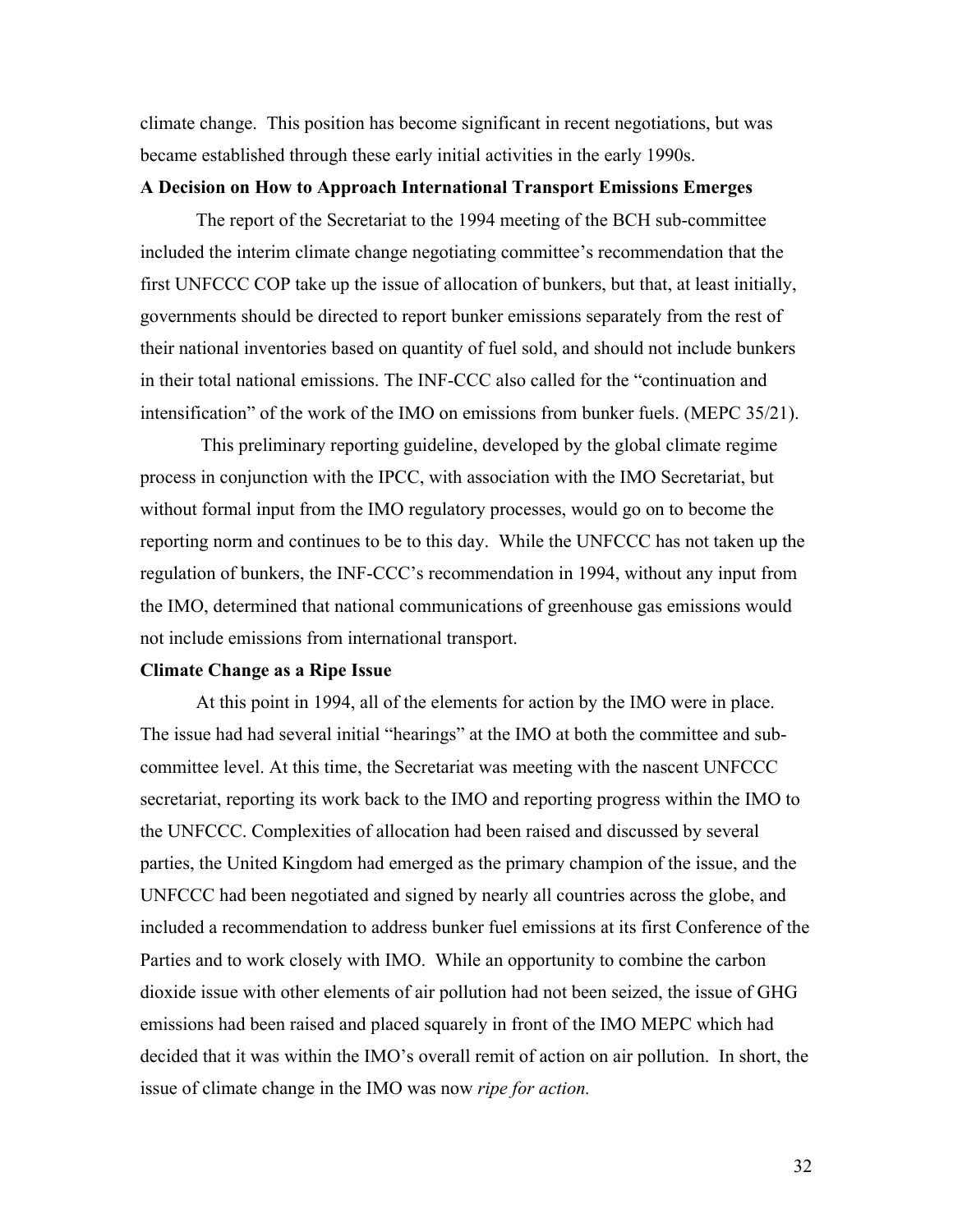climate change. This position has become significant in recent negotiations, but was became established through these early initial activities in the early 1990s.

**A Decision on How to Approach International Transport Emissions Emerges**

The report of the Secretariat to the 1994 meeting of the BCH sub-committee included the interim climate change negotiating committee's recommendation that the first UNFCCC COP take up the issue of allocation of bunkers, but that, at least initially, governments should be directed to report bunker emissions separately from the rest of their national inventories based on quantity of fuel sold, and should not include bunkers in their total national emissions. The INF-CCC also called for the "continuation and intensification" of the work of the IMO on emissions from bunker fuels. (MEPC 35/21).

This preliminary reporting guideline, developed by the global climate regime process in conjunction with the IPCC, with association with the IMO Secretariat, but without formal input from the IMO regulatory processes, would go on to become the reporting norm and continues to be to this day. While the UNFCCC has not taken up the regulation of bunkers, the INF-CCC's recommendation in 1994, without any input from the IMO, determined that national communications of greenhouse gas emissions would not include emissions from international transport.

**Climate Change as a Ripe Issue**

At this point in 1994, all of the elements for action by the IMO were in place. The issue had had several initial "hearings" at the IMO at both the committee and sub-committee level. At this time, the Secretariat was meeting with the nascent UNFCCC secretariat, reporting its work back to the IMO and reporting progress within the IMO to the UNFCCC. Complexities of allocation had been raised and discussed by several parties, the United Kingdom had emerged as the primary champion of the issue, and the UNFCCC had been negotiated and signed by nearly all countries across the globe, and included a recommendation to address bunker fuel emissions at its first Conference of the Parties and to work closely with IMO. While an opportunity to combine the carbon dioxide issue with other elements of air pollution had not been seized, the issue of GHG emissions had been raised and placed squarely in front of the IMO MEPC which had decided that it was within the IMO's overall remit of action on air pollution. In short, the issue of climate change in the IMO was now *ripe for action.*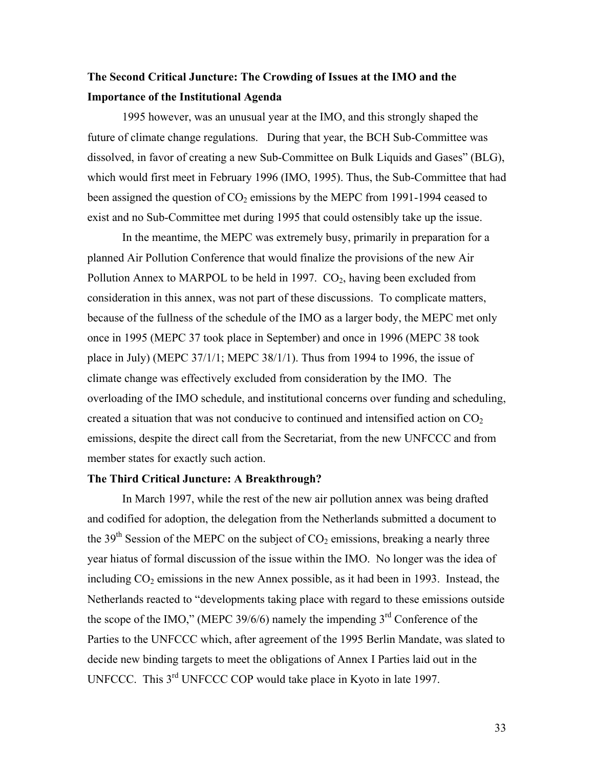**The Second Critical Juncture: The Crowding of Issues at the IMO and the Importance of the Institutional Agenda**

1995 however, was an unusual year at the IMO, and this strongly shaped the future of climate change regulations. During that year, the BCH Sub-Committee was dissolved, in favor of creating a new Sub-Committee on Bulk Liquids and Gases" (BLG), which would first meet in February 1996 (IMO, 1995). Thus, the Sub-Committee that had been assigned the question of $CO_2$ emissions by the MEPC from 1991-1994 ceased to exist and no Sub-Committee met during 1995 that could ostensibly take up the issue.

In the meantime, the MEPC was extremely busy, primarily in preparation for a planned Air Pollution Conference that would finalize the provisions of the new Air Pollution Annex to MARPOL to be held in 1997. $CO_2$, having been excluded from consideration in this annex, was not part of these discussions. To complicate matters, because of the fullness of the schedule of the IMO as a larger body, the MEPC met only once in 1995 (MEPC 37 took place in September) and once in 1996 (MEPC 38 took place in July) (MEPC 37/1/1; MEPC 38/1/1). Thus from 1994 to 1996, the issue of climate change was effectively excluded from consideration by the IMO. The overloading of the IMO schedule, and institutional concerns over funding and scheduling, created a situation that was not conducive to continued and intensified action on $CO_2$ emissions, despite the direct call from the Secretariat, from the new UNFCCC and from member states for exactly such action.

**The Third Critical Juncture: A Breakthrough?**

In March 1997, while the rest of the new air pollution annex was being drafted and codified for adoption, the delegation from the Netherlands submitted a document to the 39th Session of the MEPC on the subject of $CO_2$ emissions, breaking a nearly three year hiatus of formal discussion of the issue within the IMO. No longer was the idea of including $CO_2$ emissions in the new Annex possible, as it had been in 1993. Instead, the Netherlands reacted to "developments taking place with regard to these emissions outside the scope of the IMO," (MEPC 39/6/6) namely the impending 3rd Conference of the Parties to the UNFCCC which, after agreement of the 1995 Berlin Mandate, was slated to decide new binding targets to meet the obligations of Annex I Parties laid out in the UNFCCC. This 3rd UNFCCC COP would take place in Kyoto in late 1997.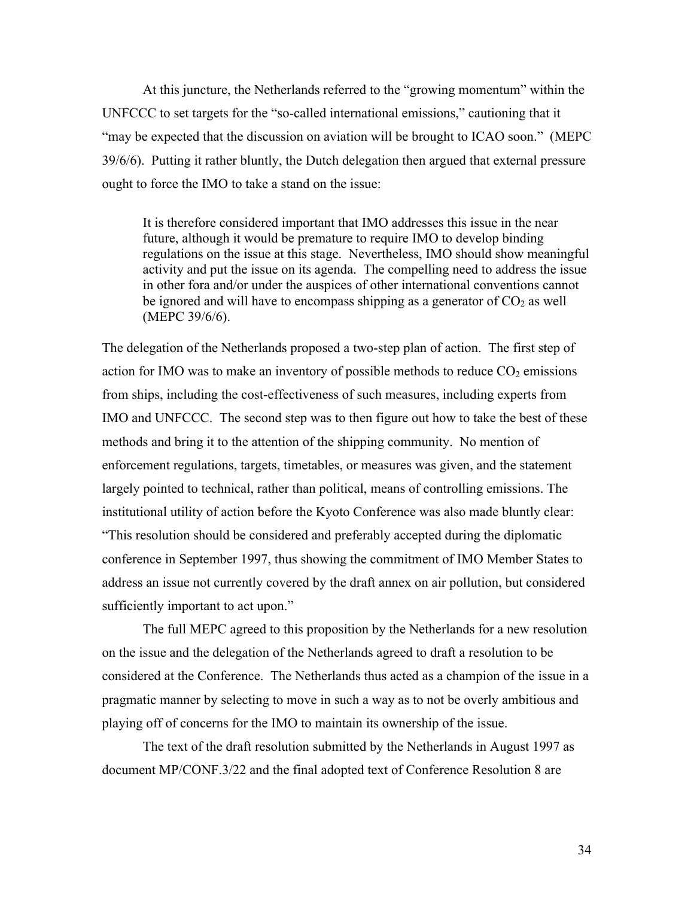At this juncture, the Netherlands referred to the "growing momentum" within the UNFCCC to set targets for the "so-called international emissions," cautioning that it "may be expected that the discussion on aviation will be brought to ICAO soon." (MEPC 39/6/6). Putting it rather bluntly, the Dutch delegation then argued that external pressure ought to force the IMO to take a stand on the issue:

> It is therefore considered important that IMO addresses this issue in the near future, although it would be premature to require IMO to develop binding regulations on the issue at this stage. Nevertheless, IMO should show meaningful activity and put the issue on its agenda. The compelling need to address the issue in other fora and/or under the auspices of other international conventions cannot be ignored and will have to encompass shipping as a generator of $CO_2$ as well (MEPC 39/6/6).

The delegation of the Netherlands proposed a two-step plan of action. The first step of action for IMO was to make an inventory of possible methods to reduce $CO_2$ emissions from ships, including the cost-effectiveness of such measures, including experts from IMO and UNFCCC. The second step was to then figure out how to take the best of these methods and bring it to the attention of the shipping community. No mention of enforcement regulations, targets, timetables, or measures was given, and the statement largely pointed to technical, rather than political, means of controlling emissions. The institutional utility of action before the Kyoto Conference was also made bluntly clear: "This resolution should be considered and preferably accepted during the diplomatic conference in September 1997, thus showing the commitment of IMO Member States to address an issue not currently covered by the draft annex on air pollution, but considered sufficiently important to act upon."

The full MEPC agreed to this proposition by the Netherlands for a new resolution on the issue and the delegation of the Netherlands agreed to draft a resolution to be considered at the Conference. The Netherlands thus acted as a champion of the issue in a pragmatic manner by selecting to move in such a way as to not be overly ambitious and playing off of concerns for the IMO to maintain its ownership of the issue.

The text of the draft resolution submitted by the Netherlands in August 1997 as document MP/CONF.3/22 and the final adopted text of Conference Resolution 8 are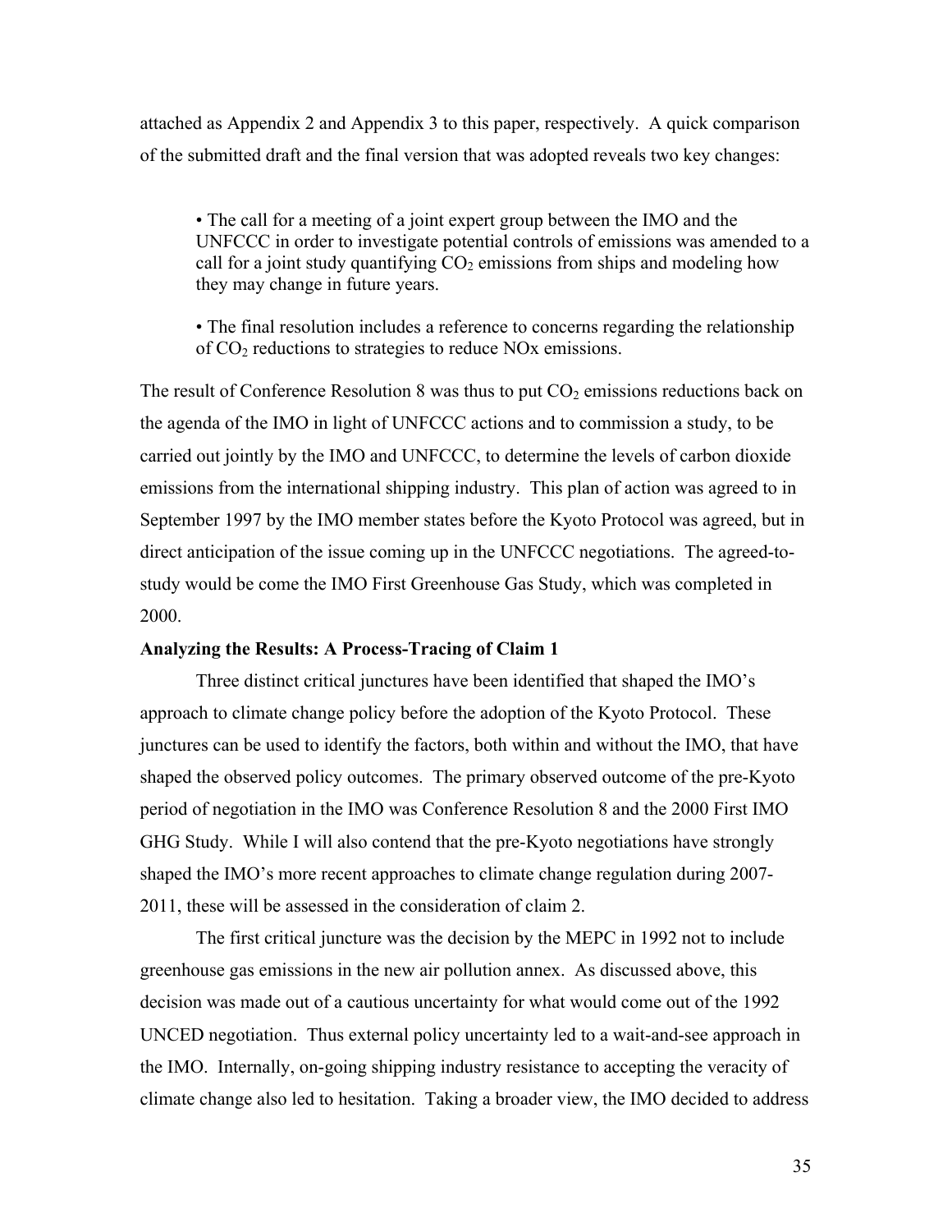attached as Appendix 2 and Appendix 3 to this paper, respectively. A quick comparison of the submitted draft and the final version that was adopted reveals two key changes:

- The call for a meeting of a joint expert group between the IMO and the UNFCCC in order to investigate potential controls of emissions was amended to a call for a joint study quantifying $CO_2$ emissions from ships and modeling how they may change in future years.

- The final resolution includes a reference to concerns regarding the relationship of $CO_2$ reductions to strategies to reduce NOx emissions.

The result of Conference Resolution 8 was thus to put $CO_2$ emissions reductions back on the agenda of the IMO in light of UNFCCC actions and to commission a study, to be carried out jointly by the IMO and UNFCCC, to determine the levels of carbon dioxide emissions from the international shipping industry. This plan of action was agreed to in September 1997 by the IMO member states before the Kyoto Protocol was agreed, but in direct anticipation of the issue coming up in the UNFCCC negotiations. The agreed-to-study would be come the IMO First Greenhouse Gas Study, which was completed in 2000.

**Analyzing the Results: A Process-Tracing of Claim 1**

Three distinct critical junctures have been identified that shaped the IMO's approach to climate change policy before the adoption of the Kyoto Protocol. These junctures can be used to identify the factors, both within and without the IMO, that have shaped the observed policy outcomes. The primary observed outcome of the pre-Kyoto period of negotiation in the IMO was Conference Resolution 8 and the 2000 First IMO GHG Study. While I will also contend that the pre-Kyoto negotiations have strongly shaped the IMO's more recent approaches to climate change regulation during 2007-2011, these will be assessed in the consideration of claim 2.

The first critical juncture was the decision by the MEPC in 1992 not to include greenhouse gas emissions in the new air pollution annex. As discussed above, this decision was made out of a cautious uncertainty for what would come out of the 1992 UNCED negotiation. Thus external policy uncertainty led to a wait-and-see approach in the IMO. Internally, on-going shipping industry resistance to accepting the veracity of climate change also led to hesitation. Taking a broader view, the IMO decided to address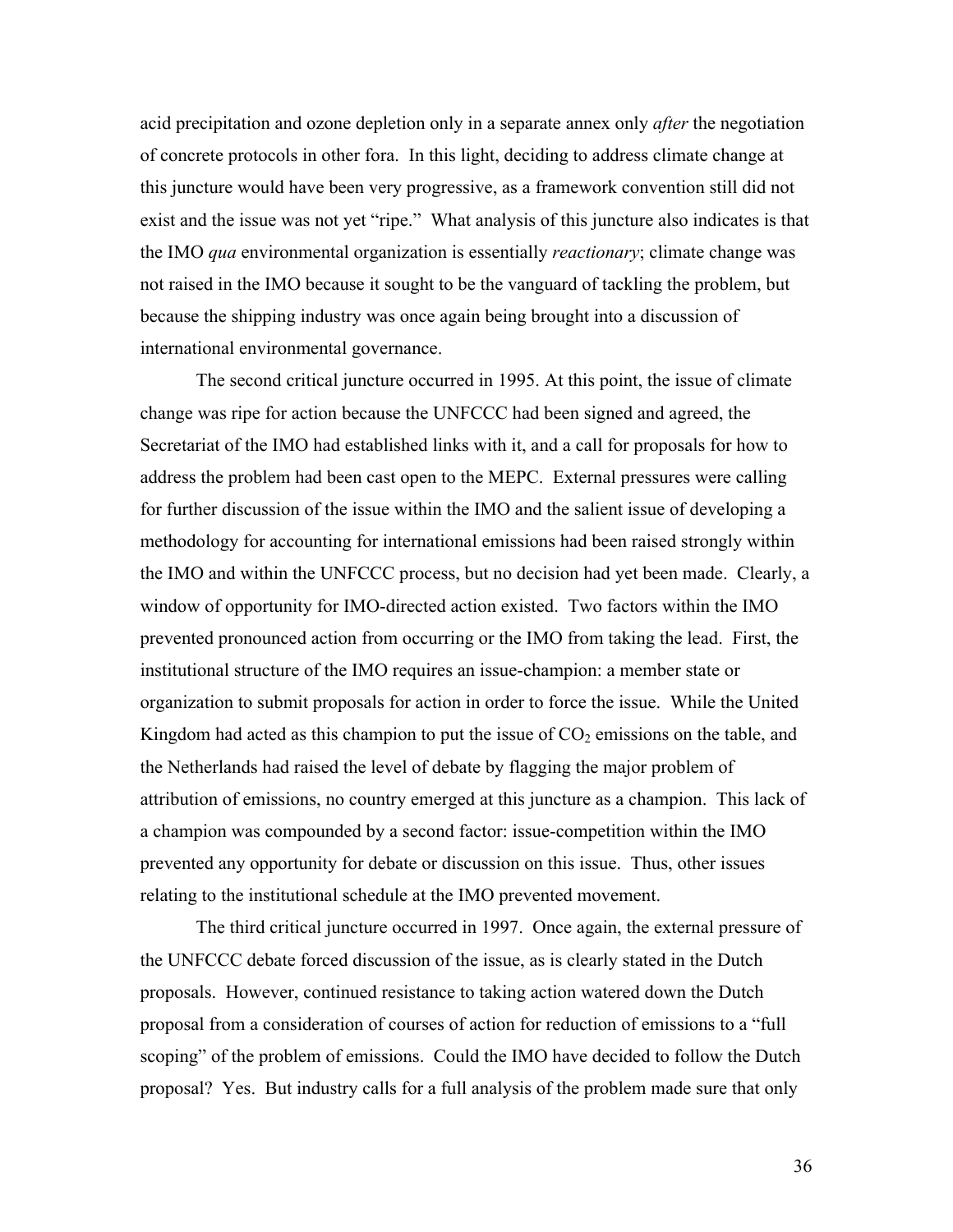acid precipitation and ozone depletion only in a separate annex only *after* the negotiation of concrete protocols in other fora. In this light, deciding to address climate change at this juncture would have been very progressive, as a framework convention still did not exist and the issue was not yet "ripe." What analysis of this juncture also indicates is that the IMO *qua* environmental organization is essentially *reactionary*; climate change was not raised in the IMO because it sought to be the vanguard of tackling the problem, but because the shipping industry was once again being brought into a discussion of international environmental governance.

The second critical juncture occurred in 1995. At this point, the issue of climate change was ripe for action because the UNFCCC had been signed and agreed, the Secretariat of the IMO had established links with it, and a call for proposals for how to address the problem had been cast open to the MEPC. External pressures were calling for further discussion of the issue within the IMO and the salient issue of developing a methodology for accounting for international emissions had been raised strongly within the IMO and within the UNFCCC process, but no decision had yet been made. Clearly, a window of opportunity for IMO-directed action existed. Two factors within the IMO prevented pronounced action from occurring or the IMO from taking the lead. First, the institutional structure of the IMO requires an issue-champion: a member state or organization to submit proposals for action in order to force the issue. While the United Kingdom had acted as this champion to put the issue of $CO_2$ emissions on the table, and the Netherlands had raised the level of debate by flagging the major problem of attribution of emissions, no country emerged at this juncture as a champion. This lack of a champion was compounded by a second factor: issue-competition within the IMO prevented any opportunity for debate or discussion on this issue. Thus, other issues relating to the institutional schedule at the IMO prevented movement.

The third critical juncture occurred in 1997. Once again, the external pressure of the UNFCCC debate forced discussion of the issue, as is clearly stated in the Dutch proposals. However, continued resistance to taking action watered down the Dutch proposal from a consideration of courses of action for reduction of emissions to a "full scoping" of the problem of emissions. Could the IMO have decided to follow the Dutch proposal? Yes. But industry calls for a full analysis of the problem made sure that only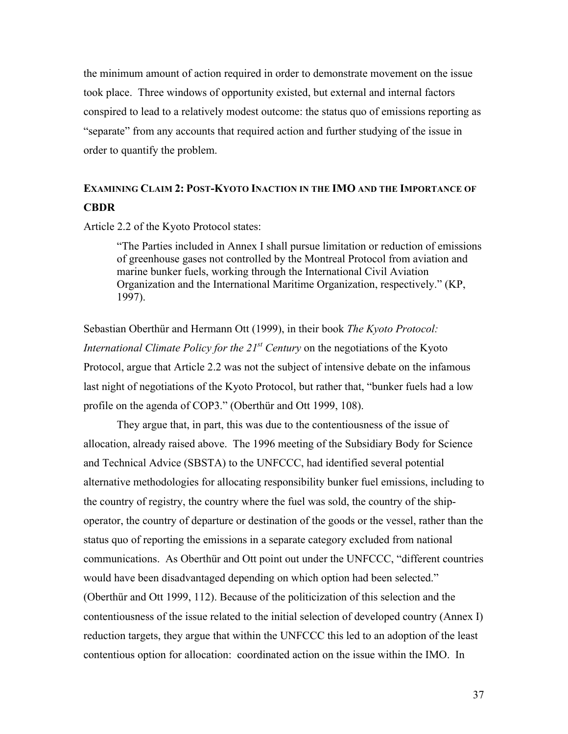the minimum amount of action required in order to demonstrate movement on the issue took place. Three windows of opportunity existed, but external and internal factors conspired to lead to a relatively modest outcome: the status quo of emissions reporting as "separate" from any accounts that required action and further studying of the issue in order to quantify the problem.

## EXAMINING CLAIM 2: POST-KYOTO INACTION IN THE IMO AND THE IMPORTANCE OF CBDR

Article 2.2 of the Kyoto Protocol states:

> "The Parties included in Annex I shall pursue limitation or reduction of emissions of greenhouse gases not controlled by the Montreal Protocol from aviation and marine bunker fuels, working through the International Civil Aviation Organization and the International Maritime Organization, respectively." (KP, 1997).

Sebastian Oberthür and Hermann Ott (1999), in their book *The Kyoto Protocol: International Climate Policy for the 21st Century* on the negotiations of the Kyoto Protocol, argue that Article 2.2 was not the subject of intensive debate on the infamous last night of negotiations of the Kyoto Protocol, but rather that, "bunker fuels had a low profile on the agenda of COP3." (Oberthür and Ott 1999, 108).

They argue that, in part, this was due to the contentiousness of the issue of allocation, already raised above. The 1996 meeting of the Subsidiary Body for Science and Technical Advice (SBSTA) to the UNFCCC, had identified several potential alternative methodologies for allocating responsibility bunker fuel emissions, including to the country of registry, the country where the fuel was sold, the country of the ship-operator, the country of departure or destination of the goods or the vessel, rather than the status quo of reporting the emissions in a separate category excluded from national communications. As Oberthür and Ott point out under the UNFCCC, "different countries would have been disadvantaged depending on which option had been selected." (Oberthür and Ott 1999, 112). Because of the politicization of this selection and the contentiousness of the issue related to the initial selection of developed country (Annex I) reduction targets, they argue that within the UNFCCC this led to an adoption of the least contentious option for allocation: coordinated action on the issue within the IMO. In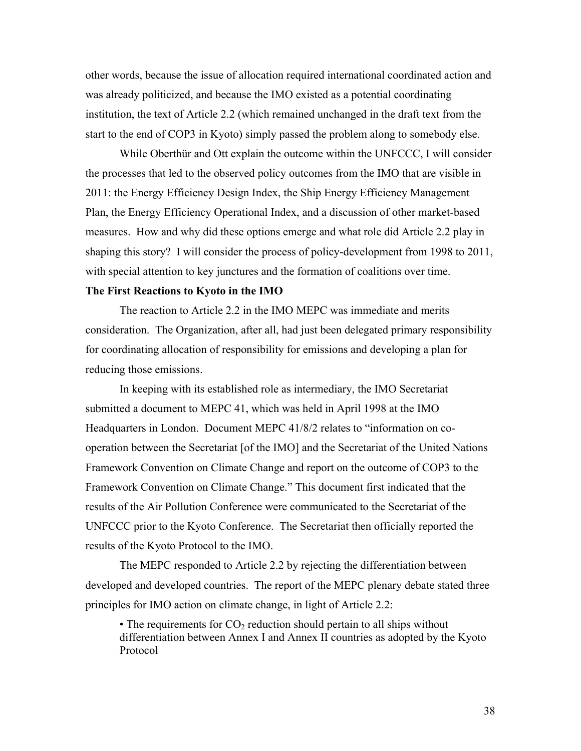other words, because the issue of allocation required international coordinated action and was already politicized, and because the IMO existed as a potential coordinating institution, the text of Article 2.2 (which remained unchanged in the draft text from the start to the end of COP3 in Kyoto) simply passed the problem along to somebody else.

While Oberthür and Ott explain the outcome within the UNFCCC, I will consider the processes that led to the observed policy outcomes from the IMO that are visible in 2011: the Energy Efficiency Design Index, the Ship Energy Efficiency Management Plan, the Energy Efficiency Operational Index, and a discussion of other market-based measures. How and why did these options emerge and what role did Article 2.2 play in shaping this story? I will consider the process of policy-development from 1998 to 2011, with special attention to key junctures and the formation of coalitions over time.

**The First Reactions to Kyoto in the IMO**

The reaction to Article 2.2 in the IMO MEPC was immediate and merits consideration. The Organization, after all, had just been delegated primary responsibility for coordinating allocation of responsibility for emissions and developing a plan for reducing those emissions.

In keeping with its established role as intermediary, the IMO Secretariat submitted a document to MEPC 41, which was held in April 1998 at the IMO Headquarters in London. Document MEPC 41/8/2 relates to "information on co-operation between the Secretariat [of the IMO] and the Secretariat of the United Nations Framework Convention on Climate Change and report on the outcome of COP3 to the Framework Convention on Climate Change." This document first indicated that the results of the Air Pollution Conference were communicated to the Secretariat of the UNFCCC prior to the Kyoto Conference. The Secretariat then officially reported the results of the Kyoto Protocol to the IMO.

The MEPC responded to Article 2.2 by rejecting the differentiation between developed and developed countries. The report of the MEPC plenary debate stated three principles for IMO action on climate change, in light of Article 2.2:

> • The requirements for $CO_2$ reduction should pertain to all ships without differentiation between Annex I and Annex II countries as adopted by the Kyoto Protocol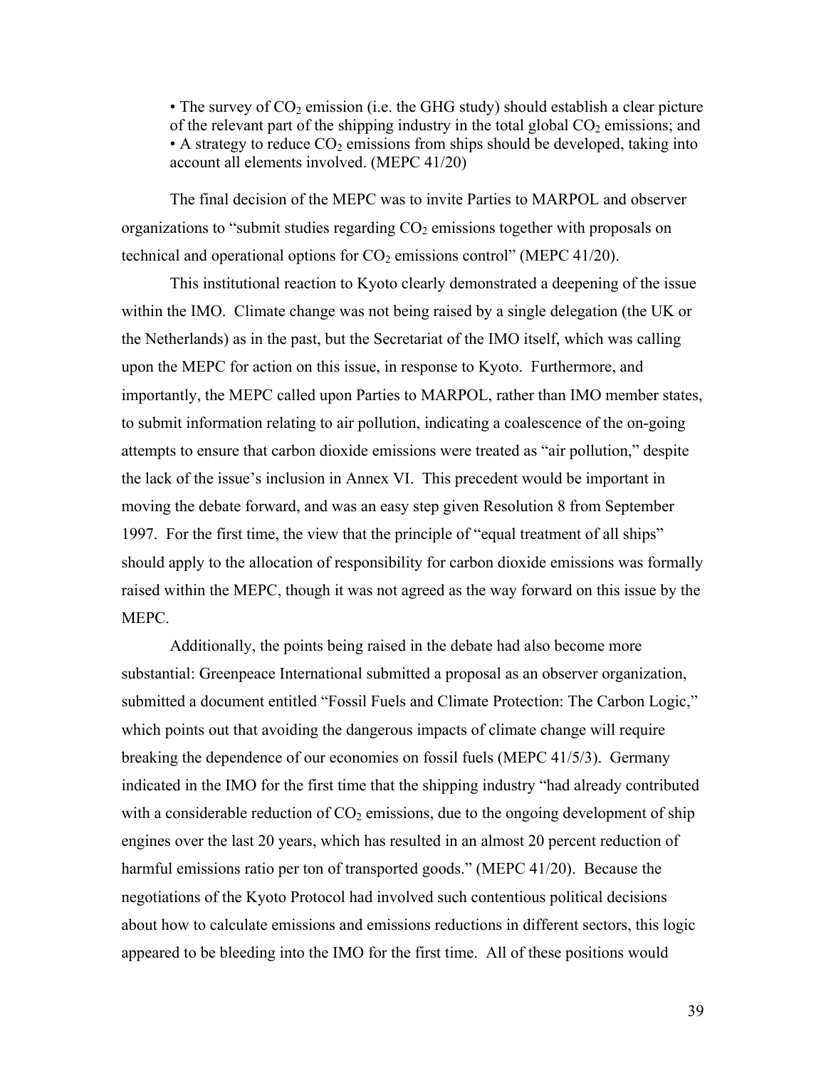- The survey of $CO_2$ emission (i.e. the GHG study) should establish a clear picture of the relevant part of the shipping industry in the total global $CO_2$ emissions; and
- A strategy to reduce $CO_2$ emissions from ships should be developed, taking into account all elements involved. (MEPC 41/20)

The final decision of the MEPC was to invite Parties to MARPOL and observer organizations to "submit studies regarding $CO_2$ emissions together with proposals on technical and operational options for $CO_2$ emissions control" (MEPC 41/20).

This institutional reaction to Kyoto clearly demonstrated a deepening of the issue within the IMO. Climate change was not being raised by a single delegation (the UK or the Netherlands) as in the past, but the Secretariat of the IMO itself, which was calling upon the MEPC for action on this issue, in response to Kyoto. Furthermore, and importantly, the MEPC called upon Parties to MARPOL, rather than IMO member states, to submit information relating to air pollution, indicating a coalescence of the on-going attempts to ensure that carbon dioxide emissions were treated as "air pollution," despite the lack of the issue's inclusion in Annex VI. This precedent would be important in moving the debate forward, and was an easy step given Resolution 8 from September 1997. For the first time, the view that the principle of "equal treatment of all ships" should apply to the allocation of responsibility for carbon dioxide emissions was formally raised within the MEPC, though it was not agreed as the way forward on this issue by the MEPC.

Additionally, the points being raised in the debate had also become more substantial: Greenpeace International submitted a proposal as an observer organization, submitted a document entitled "Fossil Fuels and Climate Protection: The Carbon Logic," which points out that avoiding the dangerous impacts of climate change will require breaking the dependence of our economies on fossil fuels (MEPC 41/5/3). Germany indicated in the IMO for the first time that the shipping industry "had already contributed with a considerable reduction of $CO_2$ emissions, due to the ongoing development of ship engines over the last 20 years, which has resulted in an almost 20 percent reduction of harmful emissions ratio per ton of transported goods." (MEPC 41/20). Because the negotiations of the Kyoto Protocol had involved such contentious political decisions about how to calculate emissions and emissions reductions in different sectors, this logic appeared to be bleeding into the IMO for the first time. All of these positions would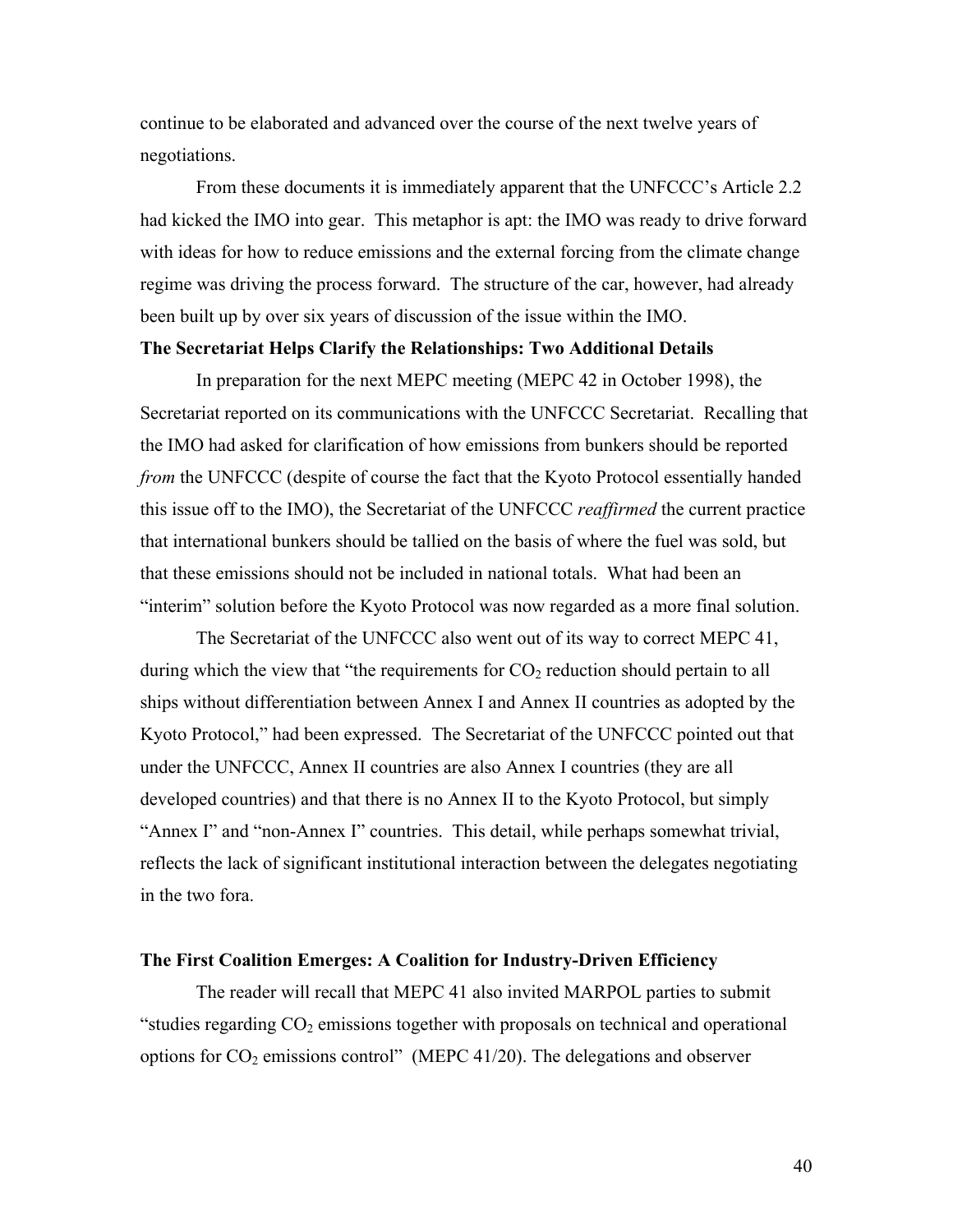continue to be elaborated and advanced over the course of the next twelve years of negotiations.

From these documents it is immediately apparent that the UNFCCC's Article 2.2 had kicked the IMO into gear. This metaphor is apt: the IMO was ready to drive forward with ideas for how to reduce emissions and the external forcing from the climate change regime was driving the process forward. The structure of the car, however, had already been built up by over six years of discussion of the issue within the IMO.

**The Secretariat Helps Clarify the Relationships: Two Additional Details**

In preparation for the next MEPC meeting (MEPC 42 in October 1998), the Secretariat reported on its communications with the UNFCCC Secretariat. Recalling that the IMO had asked for clarification of how emissions from bunkers should be reported *from* the UNFCCC (despite of course the fact that the Kyoto Protocol essentially handed this issue off to the IMO), the Secretariat of the UNFCCC *reaffirmed* the current practice that international bunkers should be tallied on the basis of where the fuel was sold, but that these emissions should not be included in national totals. What had been an "interim" solution before the Kyoto Protocol was now regarded as a more final solution.

The Secretariat of the UNFCCC also went out of its way to correct MEPC 41, during which the view that "the requirements for $CO_2$ reduction should pertain to all ships without differentiation between Annex I and Annex II countries as adopted by the Kyoto Protocol," had been expressed. The Secretariat of the UNFCCC pointed out that under the UNFCCC, Annex II countries are also Annex I countries (they are all developed countries) and that there is no Annex II to the Kyoto Protocol, but simply "Annex I" and "non-Annex I" countries. This detail, while perhaps somewhat trivial, reflects the lack of significant institutional interaction between the delegates negotiating in the two fora.

**The First Coalition Emerges: A Coalition for Industry-Driven Efficiency**

The reader will recall that MEPC 41 also invited MARPOL parties to submit "studies regarding $CO_2$ emissions together with proposals on technical and operational options for $CO_2$ emissions control" (MEPC 41/20). The delegations and observer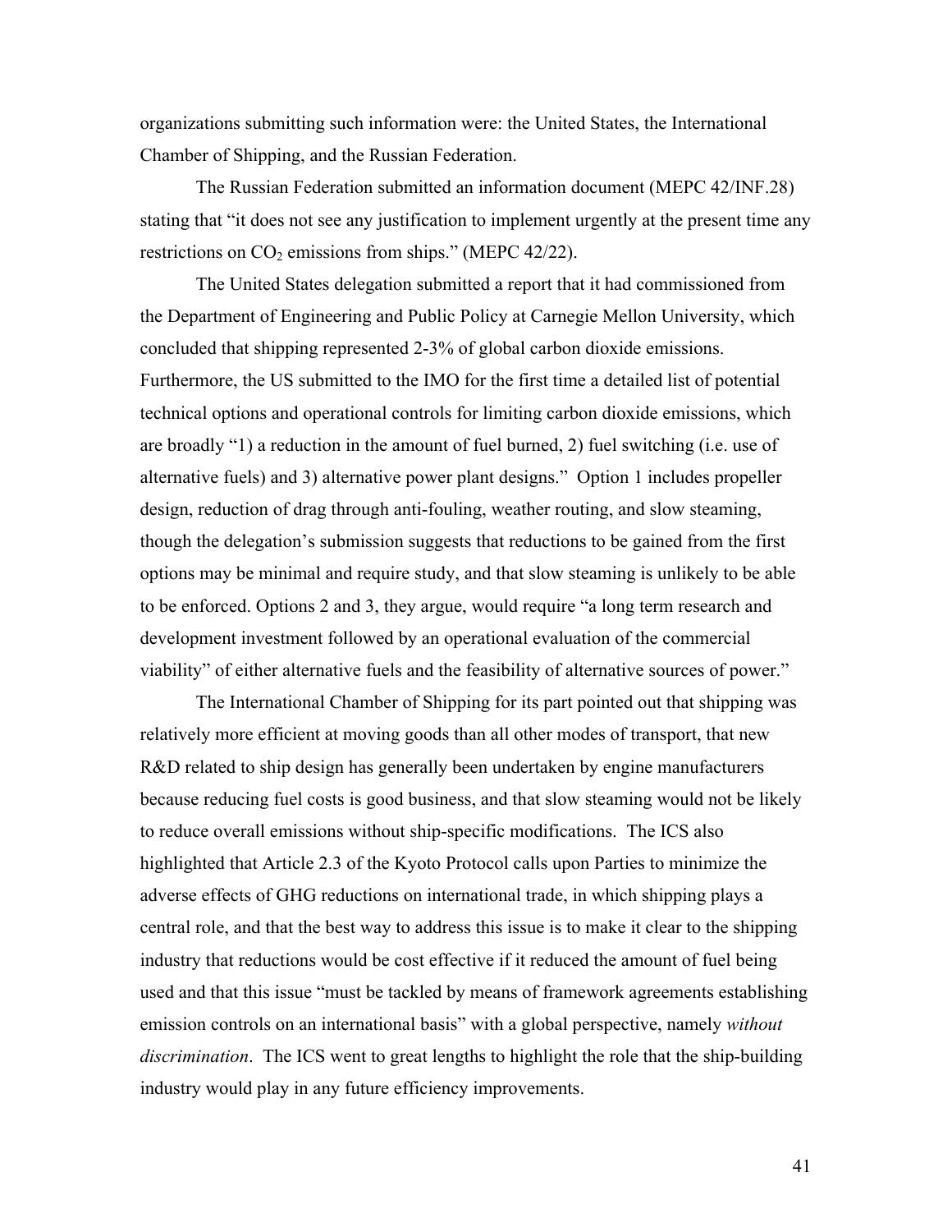organizations submitting such information were: the United States, the International Chamber of Shipping, and the Russian Federation.

The Russian Federation submitted an information document (MEPC 42/INF.28) stating that "it does not see any justification to implement urgently at the present time any restrictions on $CO_2$ emissions from ships." (MEPC 42/22).

The United States delegation submitted a report that it had commissioned from the Department of Engineering and Public Policy at Carnegie Mellon University, which concluded that shipping represented 2-3% of global carbon dioxide emissions. Furthermore, the US submitted to the IMO for the first time a detailed list of potential technical options and operational controls for limiting carbon dioxide emissions, which are broadly "1) a reduction in the amount of fuel burned, 2) fuel switching (i.e. use of alternative fuels) and 3) alternative power plant designs." Option 1 includes propeller design, reduction of drag through anti-fouling, weather routing, and slow steaming, though the delegation's submission suggests that reductions to be gained from the first options may be minimal and require study, and that slow steaming is unlikely to be able to be enforced. Options 2 and 3, they argue, would require "a long term research and development investment followed by an operational evaluation of the commercial viability" of either alternative fuels and the feasibility of alternative sources of power."

The International Chamber of Shipping for its part pointed out that shipping was relatively more efficient at moving goods than all other modes of transport, that new R&D related to ship design has generally been undertaken by engine manufacturers because reducing fuel costs is good business, and that slow steaming would not be likely to reduce overall emissions without ship-specific modifications. The ICS also highlighted that Article 2.3 of the Kyoto Protocol calls upon Parties to minimize the adverse effects of GHG reductions on international trade, in which shipping plays a central role, and that the best way to address this issue is to make it clear to the shipping industry that reductions would be cost effective if it reduced the amount of fuel being used and that this issue "must be tackled by means of framework agreements establishing emission controls on an international basis" with a global perspective, namely *without discrimination*. The ICS went to great lengths to highlight the role that the ship-building industry would play in any future efficiency improvements.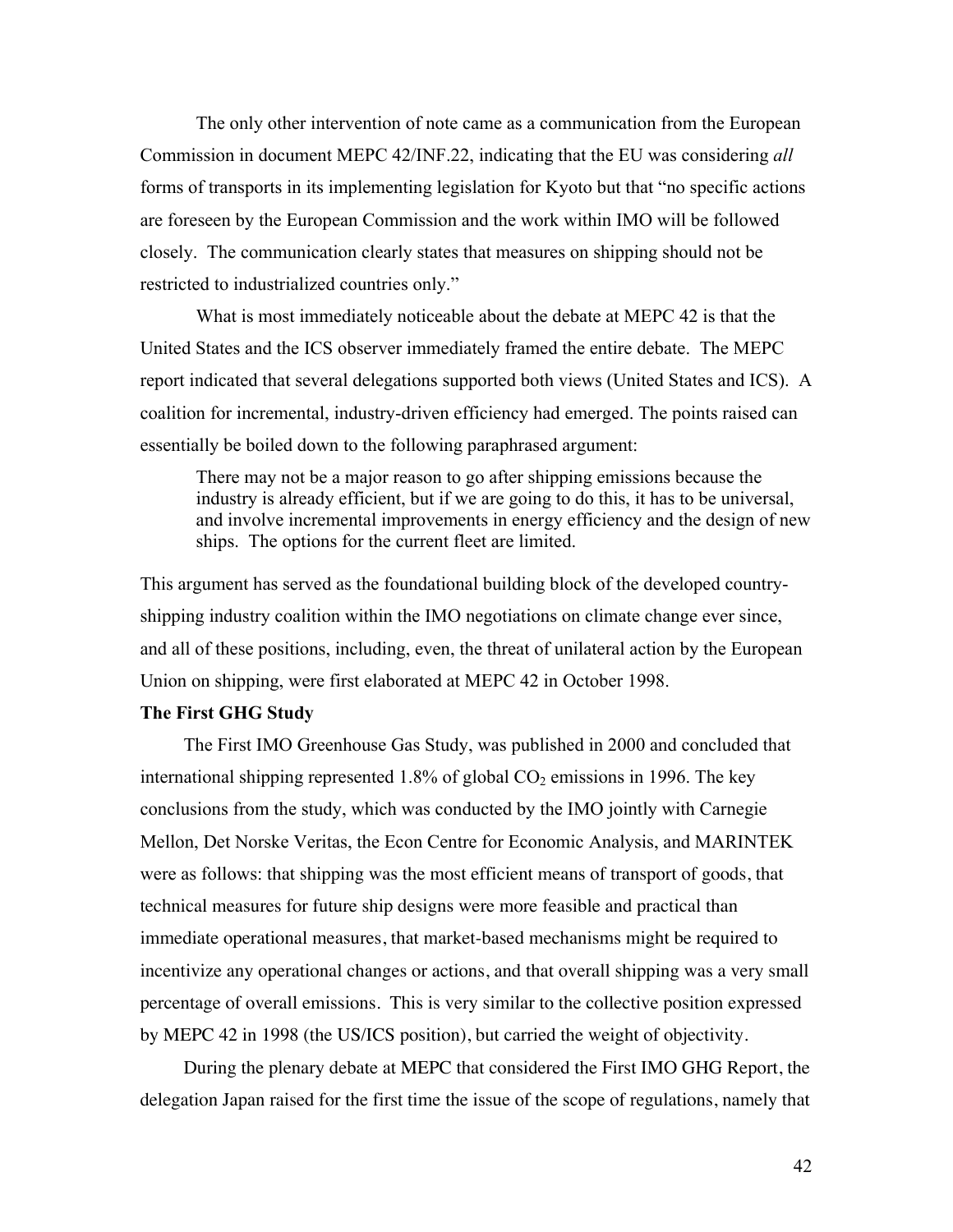The only other intervention of note came as a communication from the European Commission in document MEPC 42/INF.22, indicating that the EU was considering *all* forms of transports in its implementing legislation for Kyoto but that "no specific actions are foreseen by the European Commission and the work within IMO will be followed closely. The communication clearly states that measures on shipping should not be restricted to industrialized countries only."

What is most immediately noticeable about the debate at MEPC 42 is that the United States and the ICS observer immediately framed the entire debate. The MEPC report indicated that several delegations supported both views (United States and ICS). A coalition for incremental, industry-driven efficiency had emerged. The points raised can essentially be boiled down to the following paraphrased argument:

> There may not be a major reason to go after shipping emissions because the industry is already efficient, but if we are going to do this, it has to be universal, and involve incremental improvements in energy efficiency and the design of new ships. The options for the current fleet are limited.

This argument has served as the foundational building block of the developed country-shipping industry coalition within the IMO negotiations on climate change ever since, and all of these positions, including, even, the threat of unilateral action by the European Union on shipping, were first elaborated at MEPC 42 in October 1998.

**The First GHG Study**

The First IMO Greenhouse Gas Study, was published in 2000 and concluded that international shipping represented 1.8% of global $CO_2$ emissions in 1996. The key conclusions from the study, which was conducted by the IMO jointly with Carnegie Mellon, Det Norske Veritas, the Econ Centre for Economic Analysis, and MARINTEK were as follows: that shipping was the most efficient means of transport of goods, that technical measures for future ship designs were more feasible and practical than immediate operational measures, that market-based mechanisms might be required to incentivize any operational changes or actions, and that overall shipping was a very small percentage of overall emissions. This is very similar to the collective position expressed by MEPC 42 in 1998 (the US/ICS position), but carried the weight of objectivity.

During the plenary debate at MEPC that considered the First IMO GHG Report, the delegation Japan raised for the first time the issue of the scope of regulations, namely that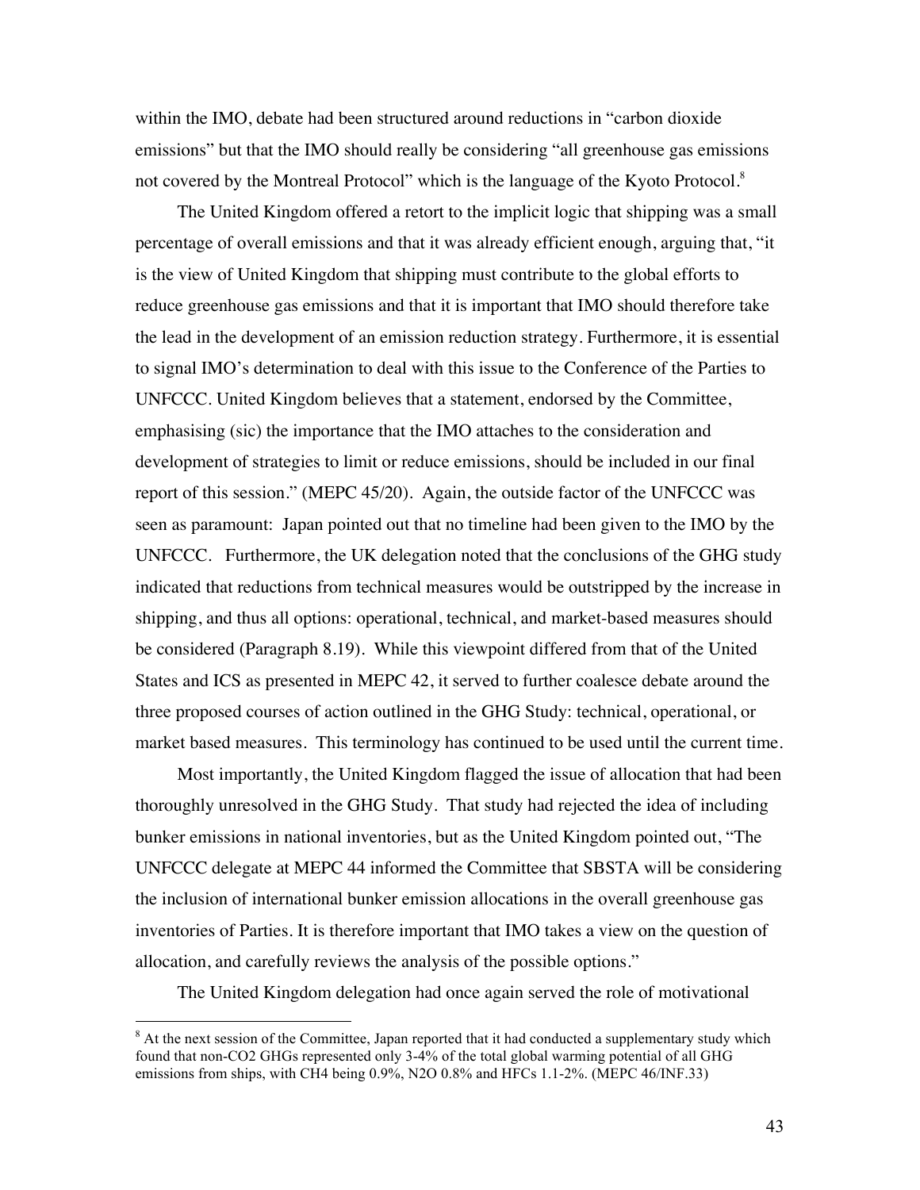within the IMO, debate had been structured around reductions in "carbon dioxide emissions" but that the IMO should really be considering "all greenhouse gas emissions not covered by the Montreal Protocol" which is the language of the Kyoto Protocol.[8]

The United Kingdom offered a retort to the implicit logic that shipping was a small percentage of overall emissions and that it was already efficient enough, arguing that, "it is the view of United Kingdom that shipping must contribute to the global efforts to reduce greenhouse gas emissions and that it is important that IMO should therefore take the lead in the development of an emission reduction strategy. Furthermore, it is essential to signal IMO's determination to deal with this issue to the Conference of the Parties to UNFCCC. United Kingdom believes that a statement, endorsed by the Committee, emphasising (sic) the importance that the IMO attaches to the consideration and development of strategies to limit or reduce emissions, should be included in our final report of this session." (MEPC 45/20). Again, the outside factor of the UNFCCC was seen as paramount: Japan pointed out that no timeline had been given to the IMO by the UNFCCC. Furthermore, the UK delegation noted that the conclusions of the GHG study indicated that reductions from technical measures would be outstripped by the increase in shipping, and thus all options: operational, technical, and market-based measures should be considered (Paragraph 8.19). While this viewpoint differed from that of the United States and ICS as presented in MEPC 42, it served to further coalesce debate around the three proposed courses of action outlined in the GHG Study: technical, operational, or market based measures. This terminology has continued to be used until the current time.

Most importantly, the United Kingdom flagged the issue of allocation that had been thoroughly unresolved in the GHG Study. That study had rejected the idea of including bunker emissions in national inventories, but as the United Kingdom pointed out, "The UNFCCC delegate at MEPC 44 informed the Committee that SBSTA will be considering the inclusion of international bunker emission allocations in the overall greenhouse gas inventories of Parties. It is therefore important that IMO takes a view on the question of allocation, and carefully reviews the analysis of the possible options."

The United Kingdom delegation had once again served the role of motivational

---

[8] At the next session of the Committee, Japan reported that it had conducted a supplementary study which found that non-$CO_2$ GHGs represented only 3-4% of the total global warming potential of all GHG emissions from ships, with $CH_4$ being 0.9%, $N_2O$ 0.8% and HFCs 1.1-2%. (MEPC 46/INF.33)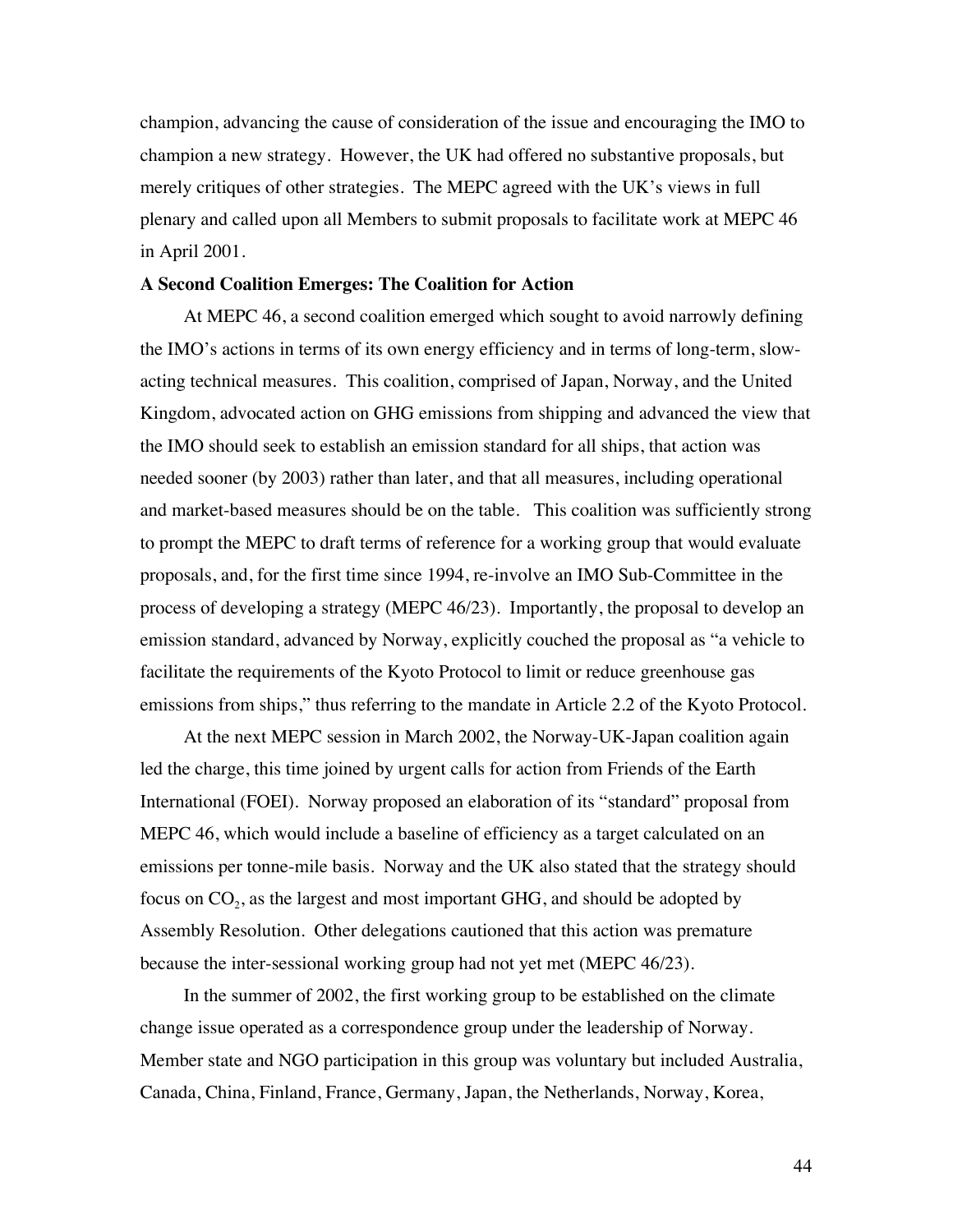champion, advancing the cause of consideration of the issue and encouraging the IMO to champion a new strategy. However, the UK had offered no substantive proposals, but merely critiques of other strategies. The MEPC agreed with the UK's views in full plenary and called upon all Members to submit proposals to facilitate work at MEPC 46 in April 2001.

**A Second Coalition Emerges: The Coalition for Action**

At MEPC 46, a second coalition emerged which sought to avoid narrowly defining the IMO's actions in terms of its own energy efficiency and in terms of long-term, slow-acting technical measures. This coalition, comprised of Japan, Norway, and the United Kingdom, advocated action on GHG emissions from shipping and advanced the view that the IMO should seek to establish an emission standard for all ships, that action was needed sooner (by 2003) rather than later, and that all measures, including operational and market-based measures should be on the table. This coalition was sufficiently strong to prompt the MEPC to draft terms of reference for a working group that would evaluate proposals, and, for the first time since 1994, re-involve an IMO Sub-Committee in the process of developing a strategy (MEPC 46/23). Importantly, the proposal to develop an emission standard, advanced by Norway, explicitly couched the proposal as "a vehicle to facilitate the requirements of the Kyoto Protocol to limit or reduce greenhouse gas emissions from ships," thus referring to the mandate in Article 2.2 of the Kyoto Protocol.

At the next MEPC session in March 2002, the Norway-UK-Japan coalition again led the charge, this time joined by urgent calls for action from Friends of the Earth International (FOEI). Norway proposed an elaboration of its "standard" proposal from MEPC 46, which would include a baseline of efficiency as a target calculated on an emissions per tonne-mile basis. Norway and the UK also stated that the strategy should focus on $CO_2$, as the largest and most important GHG, and should be adopted by Assembly Resolution. Other delegations cautioned that this action was premature because the inter-sessional working group had not yet met (MEPC 46/23).

In the summer of 2002, the first working group to be established on the climate change issue operated as a correspondence group under the leadership of Norway. Member state and NGO participation in this group was voluntary but included Australia, Canada, China, Finland, France, Germany, Japan, the Netherlands, Norway, Korea,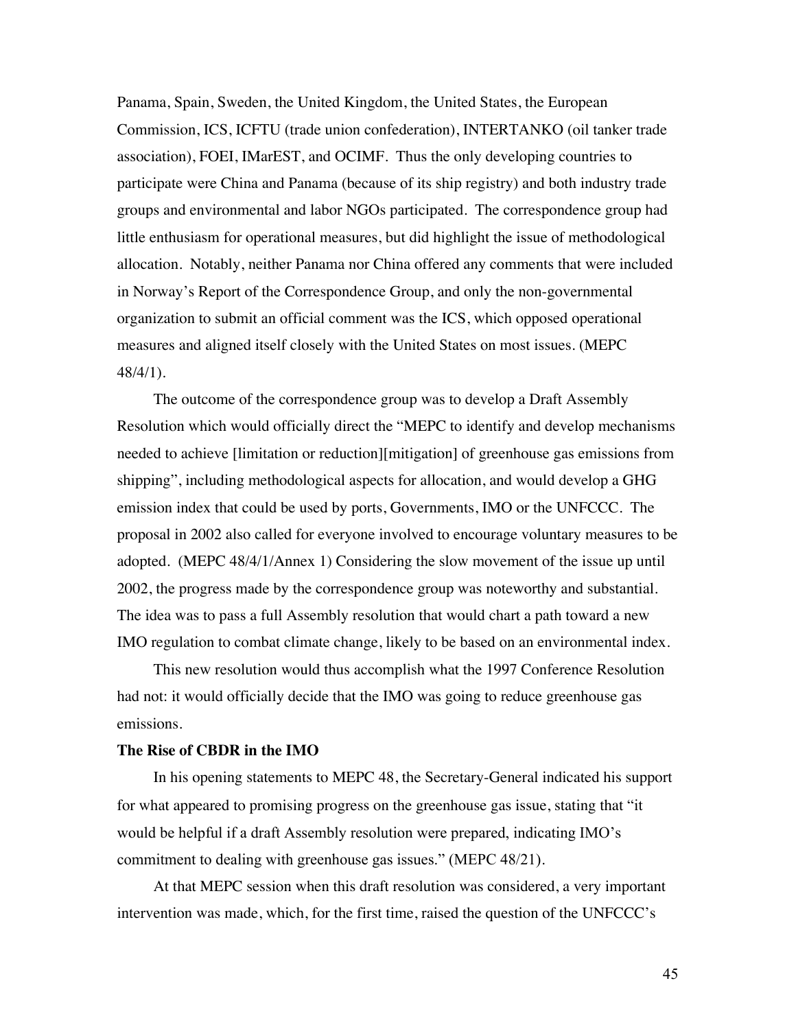Panama, Spain, Sweden, the United Kingdom, the United States, the European Commission, ICS, ICFTU (trade union confederation), INTERTANKO (oil tanker trade association), FOEI, IMarEST, and OCIMF. Thus the only developing countries to participate were China and Panama (because of its ship registry) and both industry trade groups and environmental and labor NGOs participated. The correspondence group had little enthusiasm for operational measures, but did highlight the issue of methodological allocation. Notably, neither Panama nor China offered any comments that were included in Norway's Report of the Correspondence Group, and only the non-governmental organization to submit an official comment was the ICS, which opposed operational measures and aligned itself closely with the United States on most issues. (MEPC 48/4/1).

The outcome of the correspondence group was to develop a Draft Assembly Resolution which would officially direct the "MEPC to identify and develop mechanisms needed to achieve [limitation or reduction][mitigation] of greenhouse gas emissions from shipping", including methodological aspects for allocation, and would develop a GHG emission index that could be used by ports, Governments, IMO or the UNFCCC. The proposal in 2002 also called for everyone involved to encourage voluntary measures to be adopted. (MEPC 48/4/1/Annex 1) Considering the slow movement of the issue up until 2002, the progress made by the correspondence group was noteworthy and substantial. The idea was to pass a full Assembly resolution that would chart a path toward a new IMO regulation to combat climate change, likely to be based on an environmental index.

This new resolution would thus accomplish what the 1997 Conference Resolution had not: it would officially decide that the IMO was going to reduce greenhouse gas emissions.

**The Rise of CBDR in the IMO**

In his opening statements to MEPC 48, the Secretary-General indicated his support for what appeared to promising progress on the greenhouse gas issue, stating that "it would be helpful if a draft Assembly resolution were prepared, indicating IMO's commitment to dealing with greenhouse gas issues." (MEPC 48/21).

At that MEPC session when this draft resolution was considered, a very important intervention was made, which, for the first time, raised the question of the UNFCCC's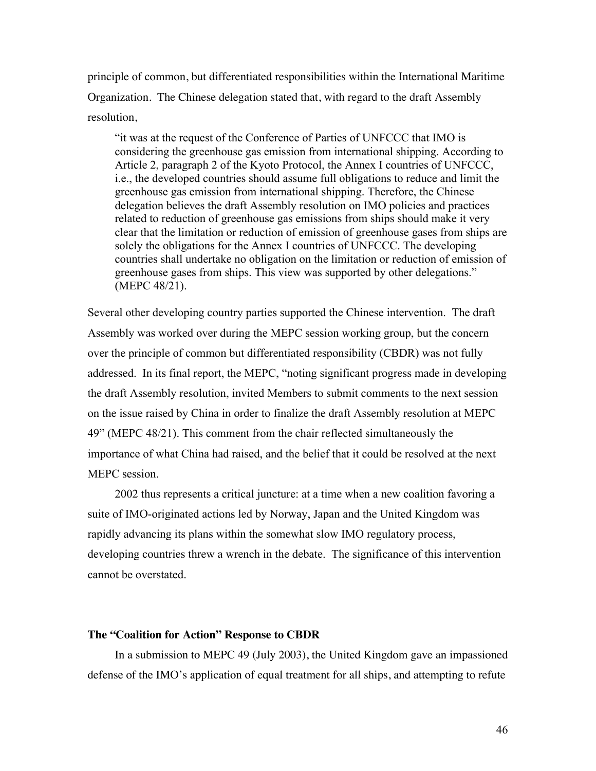principle of common, but differentiated responsibilities within the International Maritime Organization. The Chinese delegation stated that, with regard to the draft Assembly resolution,

> "it was at the request of the Conference of Parties of UNFCCC that IMO is considering the greenhouse gas emission from international shipping. According to Article 2, paragraph 2 of the Kyoto Protocol, the Annex I countries of UNFCCC, i.e., the developed countries should assume full obligations to reduce and limit the greenhouse gas emission from international shipping. Therefore, the Chinese delegation believes the draft Assembly resolution on IMO policies and practices related to reduction of greenhouse gas emissions from ships should make it very clear that the limitation or reduction of emission of greenhouse gases from ships are solely the obligations for the Annex I countries of UNFCCC. The developing countries shall undertake no obligation on the limitation or reduction of emission of greenhouse gases from ships. This view was supported by other delegations." (MEPC 48/21).

Several other developing country parties supported the Chinese intervention. The draft Assembly was worked over during the MEPC session working group, but the concern over the principle of common but differentiated responsibility (CBDR) was not fully addressed. In its final report, the MEPC, "noting significant progress made in developing the draft Assembly resolution, invited Members to submit comments to the next session on the issue raised by China in order to finalize the draft Assembly resolution at MEPC 49" (MEPC 48/21). This comment from the chair reflected simultaneously the importance of what China had raised, and the belief that it could be resolved at the next MEPC session.

2002 thus represents a critical juncture: at a time when a new coalition favoring a suite of IMO-originated actions led by Norway, Japan and the United Kingdom was rapidly advancing its plans within the somewhat slow IMO regulatory process, developing countries threw a wrench in the debate. The significance of this intervention cannot be overstated.

### The "Coalition for Action" Response to CBDR

In a submission to MEPC 49 (July 2003), the United Kingdom gave an impassioned defense of the IMO's application of equal treatment for all ships, and attempting to refute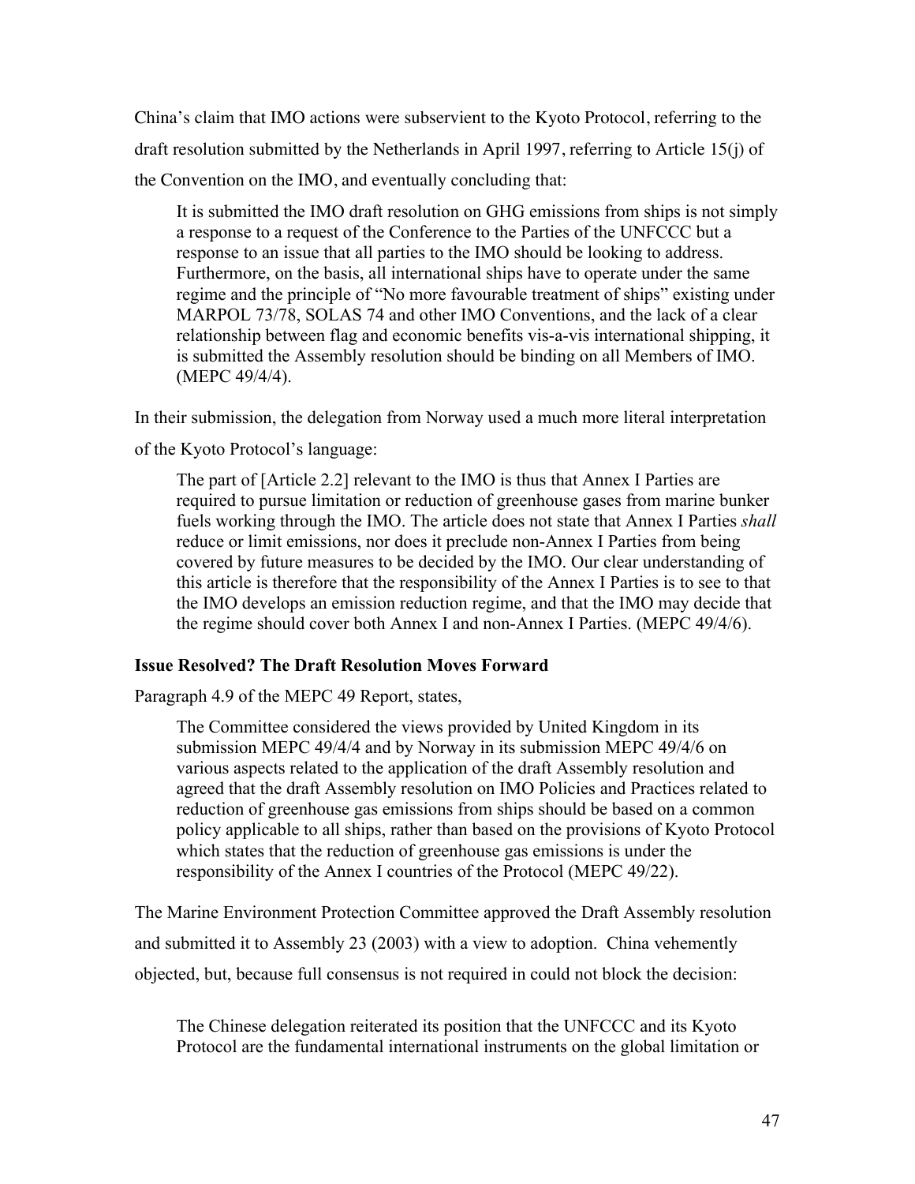China's claim that IMO actions were subservient to the Kyoto Protocol, referring to the draft resolution submitted by the Netherlands in April 1997, referring to Article 15(j) of the Convention on the IMO, and eventually concluding that:

> It is submitted the IMO draft resolution on GHG emissions from ships is not simply a response to a request of the Conference to the Parties of the UNFCCC but a response to an issue that all parties to the IMO should be looking to address. Furthermore, on the basis, all international ships have to operate under the same regime and the principle of "No more favourable treatment of ships" existing under MARPOL 73/78, SOLAS 74 and other IMO Conventions, and the lack of a clear relationship between flag and economic benefits vis-a-vis international shipping, it is submitted the Assembly resolution should be binding on all Members of IMO. (MEPC 49/4/4).

In their submission, the delegation from Norway used a much more literal interpretation of the Kyoto Protocol's language:

> The part of [Article 2.2] relevant to the IMO is thus that Annex I Parties are required to pursue limitation or reduction of greenhouse gases from marine bunker fuels working through the IMO. The article does not state that Annex I Parties *shall* reduce or limit emissions, nor does it preclude non-Annex I Parties from being covered by future measures to be decided by the IMO. Our clear understanding of this article is therefore that the responsibility of the Annex I Parties is to see to that the IMO develops an emission reduction regime, and that the IMO may decide that the regime should cover both Annex I and non-Annex I Parties. (MEPC 49/4/6).

**Issue Resolved? The Draft Resolution Moves Forward**

Paragraph 4.9 of the MEPC 49 Report, states,

> The Committee considered the views provided by United Kingdom in its submission MEPC 49/4/4 and by Norway in its submission MEPC 49/4/6 on various aspects related to the application of the draft Assembly resolution and agreed that the draft Assembly resolution on IMO Policies and Practices related to reduction of greenhouse gas emissions from ships should be based on a common policy applicable to all ships, rather than based on the provisions of Kyoto Protocol which states that the reduction of greenhouse gas emissions is under the responsibility of the Annex I countries of the Protocol (MEPC 49/22).

The Marine Environment Protection Committee approved the Draft Assembly resolution and submitted it to Assembly 23 (2003) with a view to adoption. China vehemently objected, but, because full consensus is not required in could not block the decision:

> The Chinese delegation reiterated its position that the UNFCCC and its Kyoto Protocol are the fundamental international instruments on the global limitation or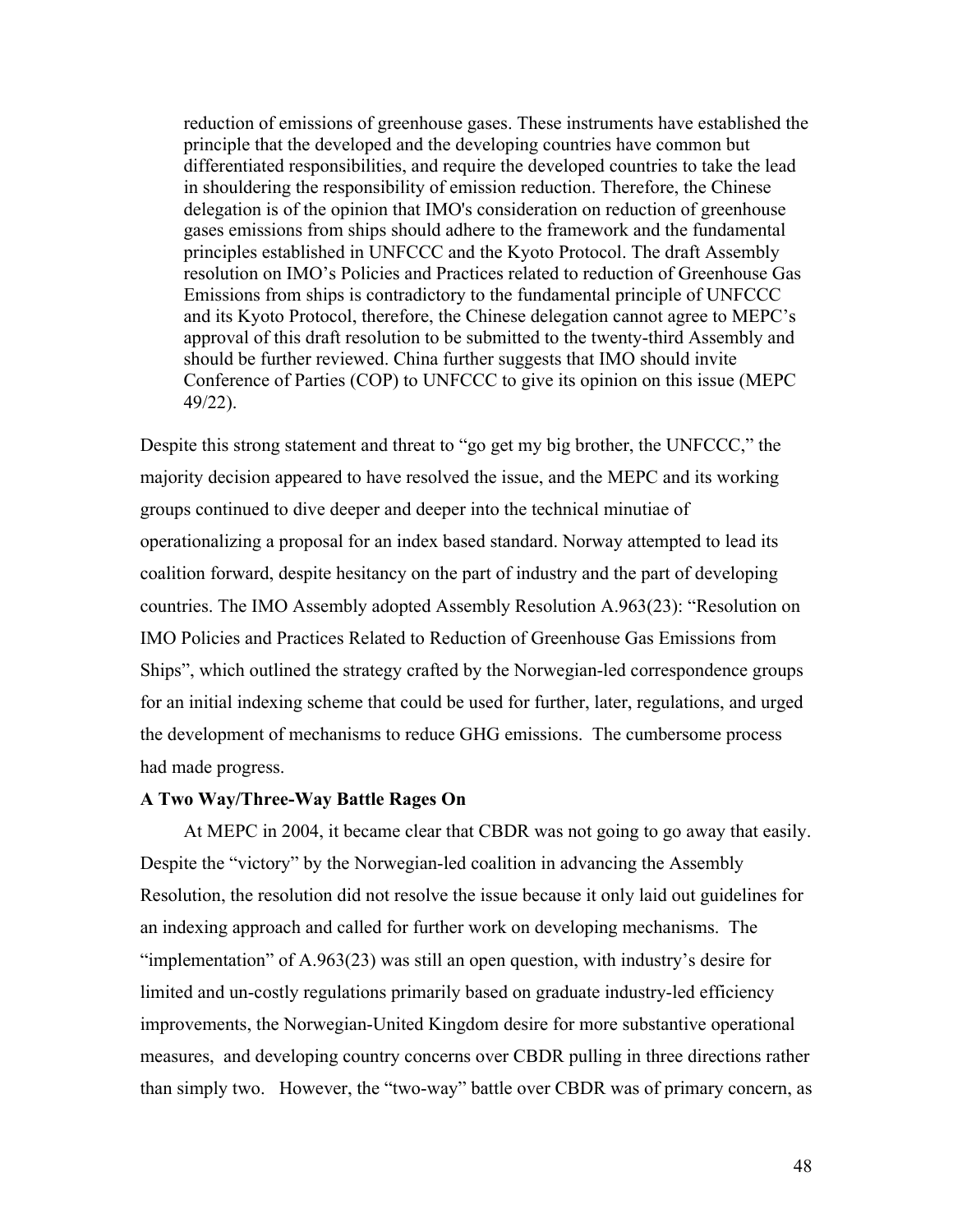> reduction of emissions of greenhouse gases. These instruments have established the principle that the developed and the developing countries have common but differentiated responsibilities, and require the developed countries to take the lead in shouldering the responsibility of emission reduction. Therefore, the Chinese delegation is of the opinion that IMO's consideration on reduction of greenhouse gases emissions from ships should adhere to the framework and the fundamental principles established in UNFCCC and the Kyoto Protocol. The draft Assembly resolution on IMO's Policies and Practices related to reduction of Greenhouse Gas Emissions from ships is contradictory to the fundamental principle of UNFCCC and its Kyoto Protocol, therefore, the Chinese delegation cannot agree to MEPC's approval of this draft resolution to be submitted to the twenty-third Assembly and should be further reviewed. China further suggests that IMO should invite Conference of Parties (COP) to UNFCCC to give its opinion on this issue (MEPC 49/22).

Despite this strong statement and threat to "go get my big brother, the UNFCCC," the majority decision appeared to have resolved the issue, and the MEPC and its working groups continued to dive deeper and deeper into the technical minutiae of operationalizing a proposal for an index based standard. Norway attempted to lead its coalition forward, despite hesitancy on the part of industry and the part of developing countries. The IMO Assembly adopted Assembly Resolution A.963(23): "Resolution on IMO Policies and Practices Related to Reduction of Greenhouse Gas Emissions from Ships", which outlined the strategy crafted by the Norwegian-led correspondence groups for an initial indexing scheme that could be used for further, later, regulations, and urged the development of mechanisms to reduce GHG emissions. The cumbersome process had made progress.

**A Two Way/Three-Way Battle Rages On**

At MEPC in 2004, it became clear that CBDR was not going to go away that easily. Despite the "victory" by the Norwegian-led coalition in advancing the Assembly Resolution, the resolution did not resolve the issue because it only laid out guidelines for an indexing approach and called for further work on developing mechanisms. The "implementation" of A.963(23) was still an open question, with industry's desire for limited and un-costly regulations primarily based on graduate industry-led efficiency improvements, the Norwegian-United Kingdom desire for more substantive operational measures, and developing country concerns over CBDR pulling in three directions rather than simply two. However, the "two-way" battle over CBDR was of primary concern, as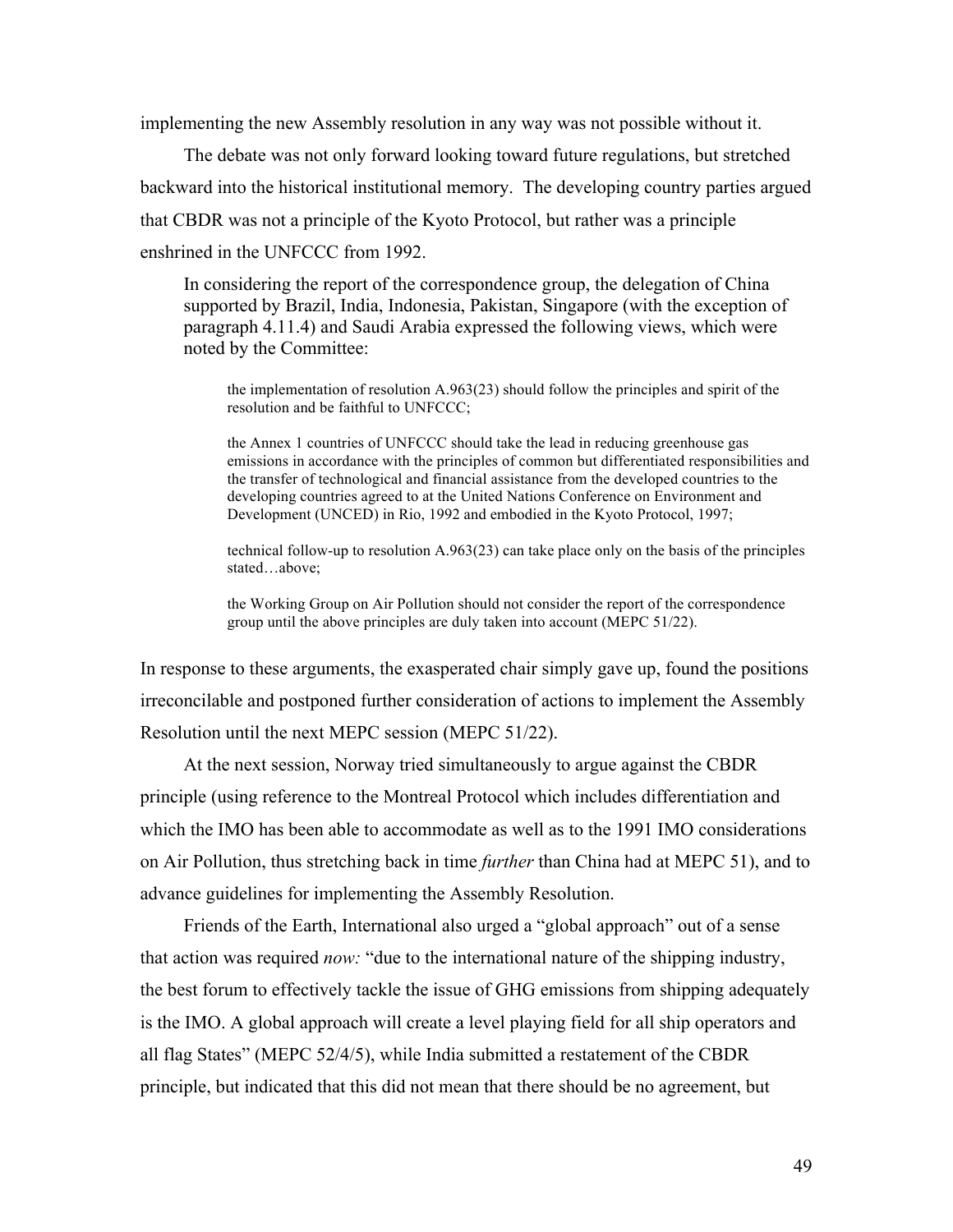implementing the new Assembly resolution in any way was not possible without it.

The debate was not only forward looking toward future regulations, but stretched backward into the historical institutional memory. The developing country parties argued that CBDR was not a principle of the Kyoto Protocol, but rather was a principle enshrined in the UNFCCC from 1992.

> In considering the report of the correspondence group, the delegation of China supported by Brazil, India, Indonesia, Pakistan, Singapore (with the exception of paragraph 4.11.4) and Saudi Arabia expressed the following views, which were noted by the Committee:
>
> > the implementation of resolution A.963(23) should follow the principles and spirit of the resolution and be faithful to UNFCCC;
> >
> > the Annex 1 countries of UNFCCC should take the lead in reducing greenhouse gas emissions in accordance with the principles of common but differentiated responsibilities and the transfer of technological and financial assistance from the developed countries to the developing countries agreed to at the United Nations Conference on Environment and Development (UNCED) in Rio, 1992 and embodied in the Kyoto Protocol, 1997;
> >
> > technical follow-up to resolution A.963(23) can take place only on the basis of the principles stated…above;
> >
> > the Working Group on Air Pollution should not consider the report of the correspondence group until the above principles are duly taken into account (MEPC 51/22).

In response to these arguments, the exasperated chair simply gave up, found the positions irreconcilable and postponed further consideration of actions to implement the Assembly Resolution until the next MEPC session (MEPC 51/22).

At the next session, Norway tried simultaneously to argue against the CBDR principle (using reference to the Montreal Protocol which includes differentiation and which the IMO has been able to accommodate as well as to the 1991 IMO considerations on Air Pollution, thus stretching back in time *further* than China had at MEPC 51), and to advance guidelines for implementing the Assembly Resolution.

Friends of the Earth, International also urged a "global approach" out of a sense that action was required *now:* "due to the international nature of the shipping industry, the best forum to effectively tackle the issue of GHG emissions from shipping adequately is the IMO. A global approach will create a level playing field for all ship operators and all flag States" (MEPC 52/4/5), while India submitted a restatement of the CBDR principle, but indicated that this did not mean that there should be no agreement, but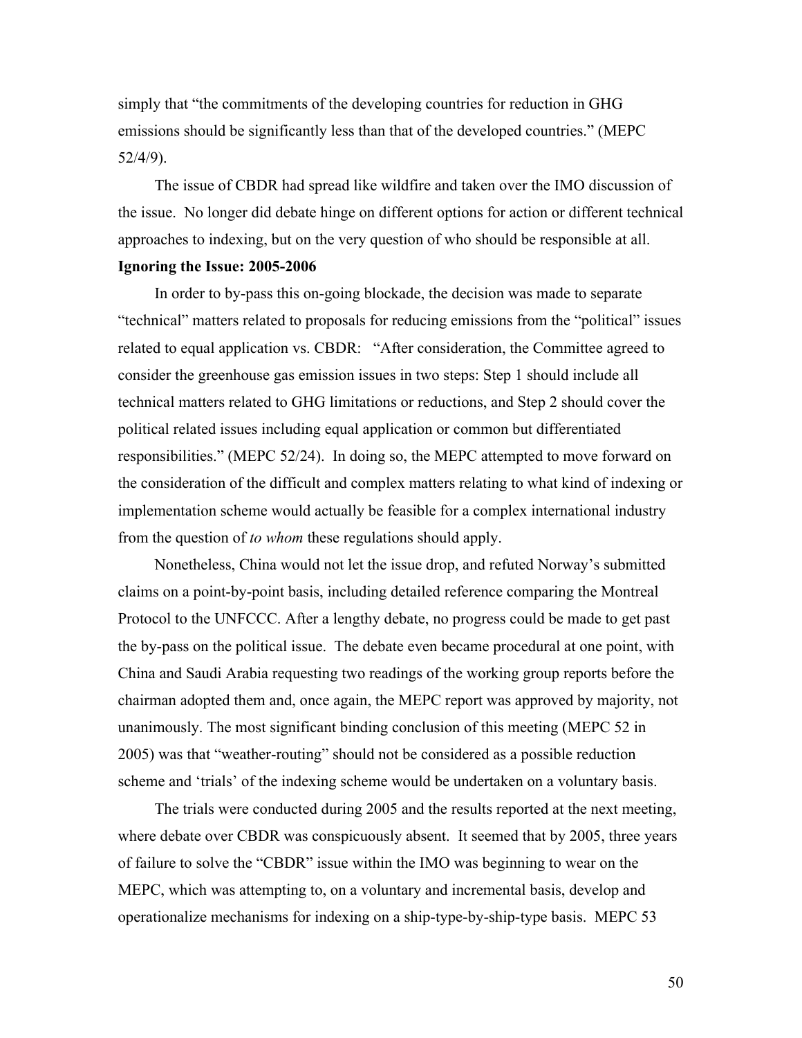simply that "the commitments of the developing countries for reduction in GHG emissions should be significantly less than that of the developed countries." (MEPC 52/4/9).

The issue of CBDR had spread like wildfire and taken over the IMO discussion of the issue. No longer did debate hinge on different options for action or different technical approaches to indexing, but on the very question of who should be responsible at all.

**Ignoring the Issue: 2005-2006**

In order to by-pass this on-going blockade, the decision was made to separate "technical" matters related to proposals for reducing emissions from the "political" issues related to equal application vs. CBDR: "After consideration, the Committee agreed to consider the greenhouse gas emission issues in two steps: Step 1 should include all technical matters related to GHG limitations or reductions, and Step 2 should cover the political related issues including equal application or common but differentiated responsibilities." (MEPC 52/24). In doing so, the MEPC attempted to move forward on the consideration of the difficult and complex matters relating to what kind of indexing or implementation scheme would actually be feasible for a complex international industry from the question of *to whom* these regulations should apply.

Nonetheless, China would not let the issue drop, and refuted Norway's submitted claims on a point-by-point basis, including detailed reference comparing the Montreal Protocol to the UNFCCC. After a lengthy debate, no progress could be made to get past the by-pass on the political issue. The debate even became procedural at one point, with China and Saudi Arabia requesting two readings of the working group reports before the chairman adopted them and, once again, the MEPC report was approved by majority, not unanimously. The most significant binding conclusion of this meeting (MEPC 52 in 2005) was that "weather-routing" should not be considered as a possible reduction scheme and 'trials' of the indexing scheme would be undertaken on a voluntary basis.

The trials were conducted during 2005 and the results reported at the next meeting, where debate over CBDR was conspicuously absent. It seemed that by 2005, three years of failure to solve the "CBDR" issue within the IMO was beginning to wear on the MEPC, which was attempting to, on a voluntary and incremental basis, develop and operationalize mechanisms for indexing on a ship-type-by-ship-type basis. MEPC 53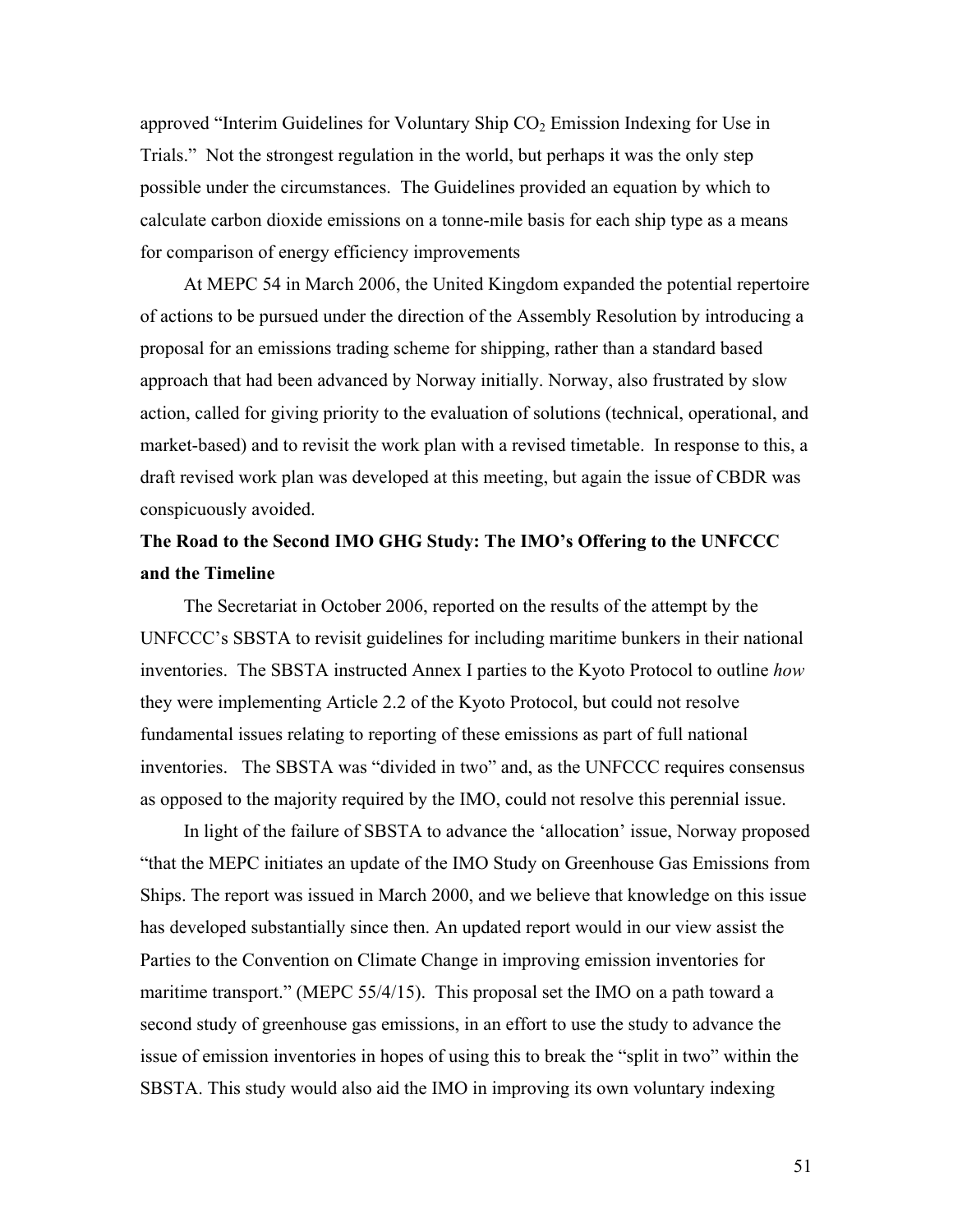approved "Interim Guidelines for Voluntary Ship $CO_2$ Emission Indexing for Use in Trials." Not the strongest regulation in the world, but perhaps it was the only step possible under the circumstances. The Guidelines provided an equation by which to calculate carbon dioxide emissions on a tonne-mile basis for each ship type as a means for comparison of energy efficiency improvements

At MEPC 54 in March 2006, the United Kingdom expanded the potential repertoire of actions to be pursued under the direction of the Assembly Resolution by introducing a proposal for an emissions trading scheme for shipping, rather than a standard based approach that had been advanced by Norway initially. Norway, also frustrated by slow action, called for giving priority to the evaluation of solutions (technical, operational, and market-based) and to revisit the work plan with a revised timetable. In response to this, a draft revised work plan was developed at this meeting, but again the issue of CBDR was conspicuously avoided.

**The Road to the Second IMO GHG Study: The IMO's Offering to the UNFCCC and the Timeline**

The Secretariat in October 2006, reported on the results of the attempt by the UNFCCC's SBSTA to revisit guidelines for including maritime bunkers in their national inventories. The SBSTA instructed Annex I parties to the Kyoto Protocol to outline *how* they were implementing Article 2.2 of the Kyoto Protocol, but could not resolve fundamental issues relating to reporting of these emissions as part of full national inventories. The SBSTA was "divided in two" and, as the UNFCCC requires consensus as opposed to the majority required by the IMO, could not resolve this perennial issue.

In light of the failure of SBSTA to advance the 'allocation' issue, Norway proposed "that the MEPC initiates an update of the IMO Study on Greenhouse Gas Emissions from Ships. The report was issued in March 2000, and we believe that knowledge on this issue has developed substantially since then. An updated report would in our view assist the Parties to the Convention on Climate Change in improving emission inventories for maritime transport." (MEPC 55/4/15). This proposal set the IMO on a path toward a second study of greenhouse gas emissions, in an effort to use the study to advance the issue of emission inventories in hopes of using this to break the "split in two" within the SBSTA. This study would also aid the IMO in improving its own voluntary indexing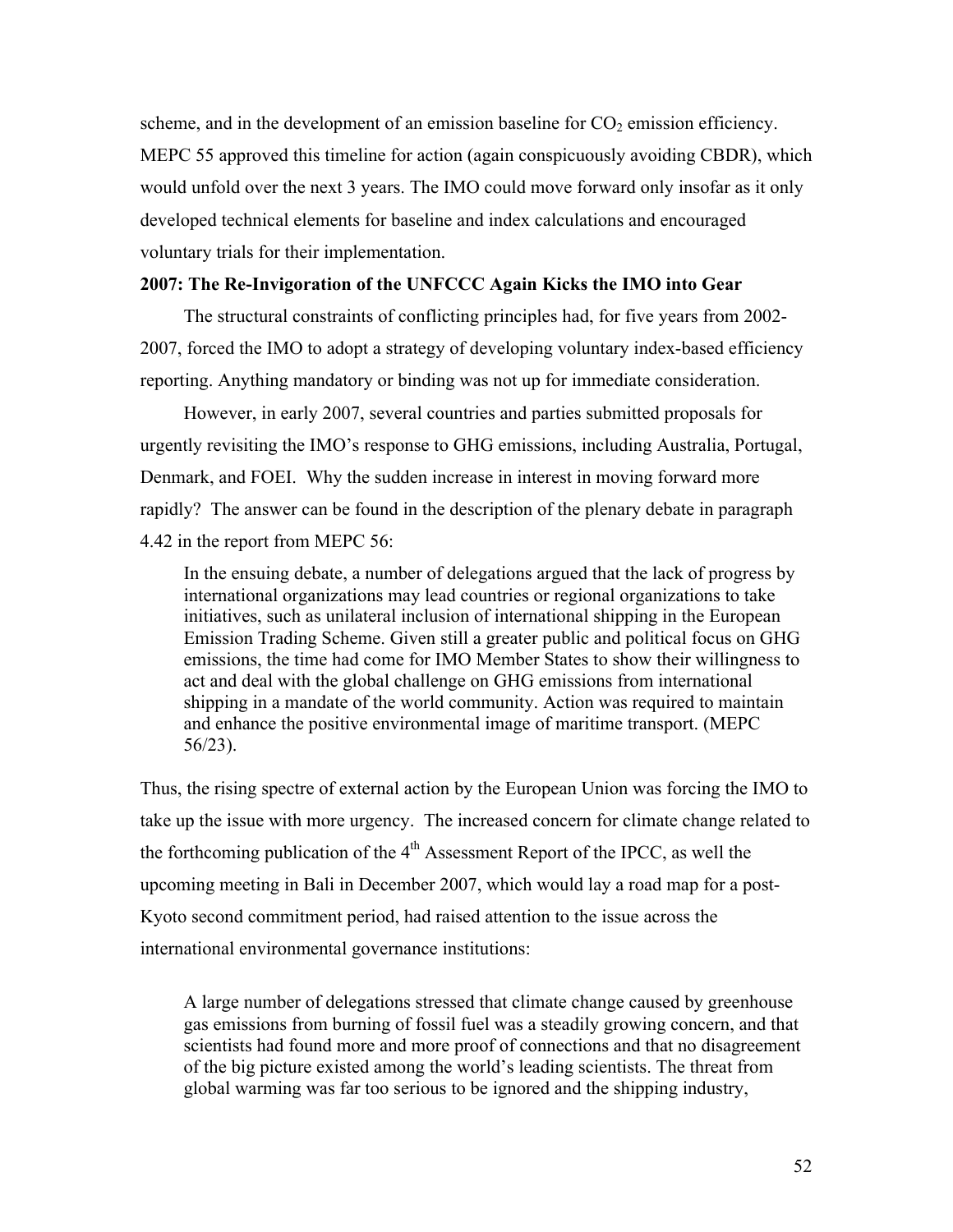scheme, and in the development of an emission baseline for $CO_2$ emission efficiency. MEPC 55 approved this timeline for action (again conspicuously avoiding CBDR), which would unfold over the next 3 years. The IMO could move forward only insofar as it only developed technical elements for baseline and index calculations and encouraged voluntary trials for their implementation.

**2007: The Re-Invigoration of the UNFCCC Again Kicks the IMO into Gear**

The structural constraints of conflicting principles had, for five years from 2002-2007, forced the IMO to adopt a strategy of developing voluntary index-based efficiency reporting. Anything mandatory or binding was not up for immediate consideration.

However, in early 2007, several countries and parties submitted proposals for urgently revisiting the IMO's response to GHG emissions, including Australia, Portugal, Denmark, and FOEI. Why the sudden increase in interest in moving forward more rapidly? The answer can be found in the description of the plenary debate in paragraph 4.42 in the report from MEPC 56:

> In the ensuing debate, a number of delegations argued that the lack of progress by international organizations may lead countries or regional organizations to take initiatives, such as unilateral inclusion of international shipping in the European Emission Trading Scheme. Given still a greater public and political focus on GHG emissions, the time had come for IMO Member States to show their willingness to act and deal with the global challenge on GHG emissions from international shipping in a mandate of the world community. Action was required to maintain and enhance the positive environmental image of maritime transport. (MEPC 56/23).

Thus, the rising spectre of external action by the European Union was forcing the IMO to take up the issue with more urgency. The increased concern for climate change related to the forthcoming publication of the 4th Assessment Report of the IPCC, as well the upcoming meeting in Bali in December 2007, which would lay a road map for a post-Kyoto second commitment period, had raised attention to the issue across the international environmental governance institutions:

> A large number of delegations stressed that climate change caused by greenhouse gas emissions from burning of fossil fuel was a steadily growing concern, and that scientists had found more and more proof of connections and that no disagreement of the big picture existed among the world's leading scientists. The threat from global warming was far too serious to be ignored and the shipping industry,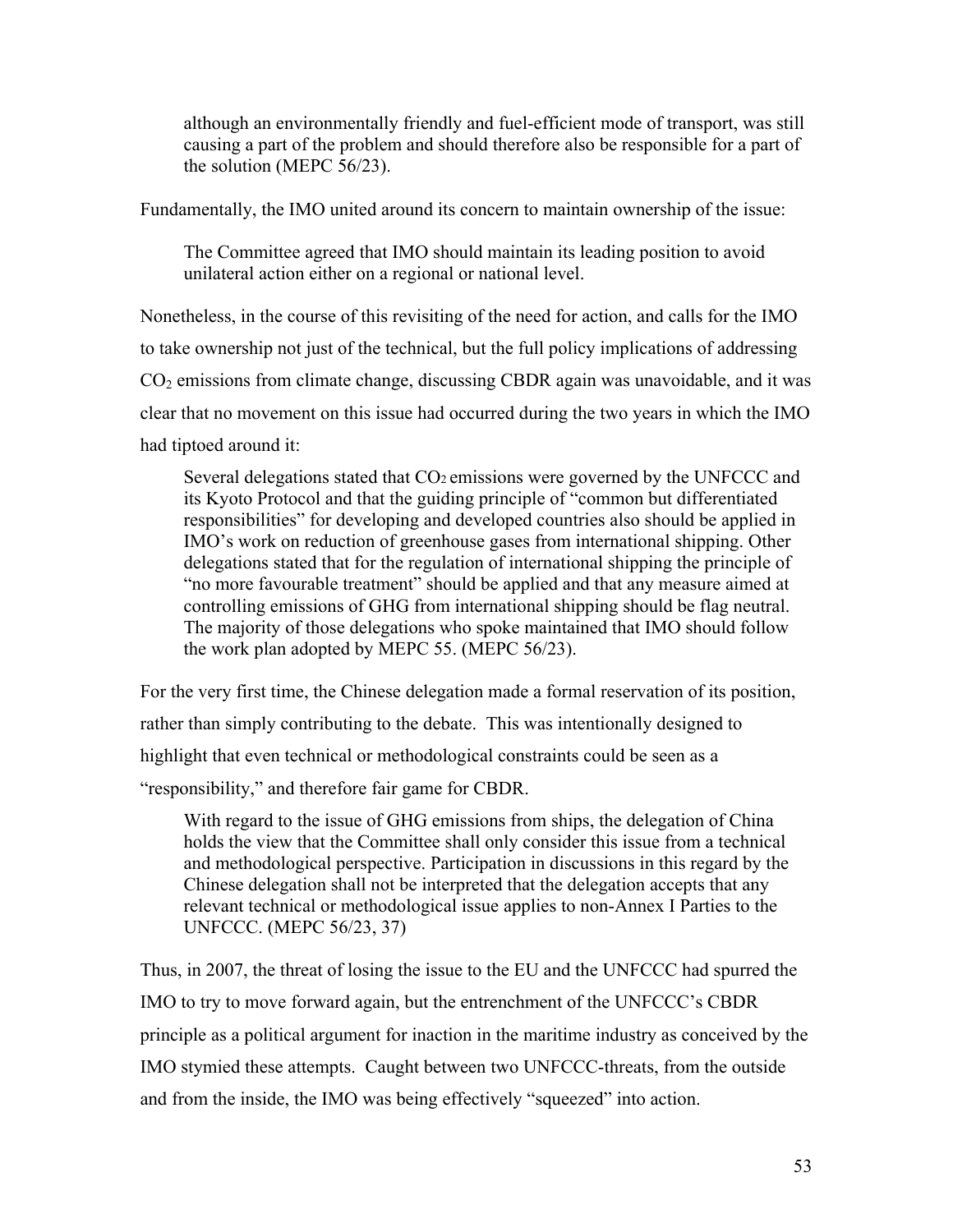> although an environmentally friendly and fuel-efficient mode of transport, was still causing a part of the problem and should therefore also be responsible for a part of the solution (MEPC 56/23).

Fundamentally, the IMO united around its concern to maintain ownership of the issue:

> The Committee agreed that IMO should maintain its leading position to avoid unilateral action either on a regional or national level.

Nonetheless, in the course of this revisiting of the need for action, and calls for the IMO to take ownership not just of the technical, but the full policy implications of addressing $CO_2$ emissions from climate change, discussing CBDR again was unavoidable, and it was clear that no movement on this issue had occurred during the two years in which the IMO had tiptoed around it:

> Several delegations stated that $CO_2$ emissions were governed by the UNFCCC and its Kyoto Protocol and that the guiding principle of "common but differentiated responsibilities" for developing and developed countries also should be applied in IMO's work on reduction of greenhouse gases from international shipping. Other delegations stated that for the regulation of international shipping the principle of "no more favourable treatment" should be applied and that any measure aimed at controlling emissions of GHG from international shipping should be flag neutral. The majority of those delegations who spoke maintained that IMO should follow the work plan adopted by MEPC 55. (MEPC 56/23).

For the very first time, the Chinese delegation made a formal reservation of its position, rather than simply contributing to the debate. This was intentionally designed to highlight that even technical or methodological constraints could be seen as a "responsibility," and therefore fair game for CBDR.

> With regard to the issue of GHG emissions from ships, the delegation of China holds the view that the Committee shall only consider this issue from a technical and methodological perspective. Participation in discussions in this regard by the Chinese delegation shall not be interpreted that the delegation accepts that any relevant technical or methodological issue applies to non-Annex I Parties to the UNFCCC. (MEPC 56/23, 37)

Thus, in 2007, the threat of losing the issue to the EU and the UNFCCC had spurred the IMO to try to move forward again, but the entrenchment of the UNFCCC's CBDR principle as a political argument for inaction in the maritime industry as conceived by the IMO stymied these attempts. Caught between two UNFCCC-threats, from the outside and from the inside, the IMO was being effectively "squeezed" into action.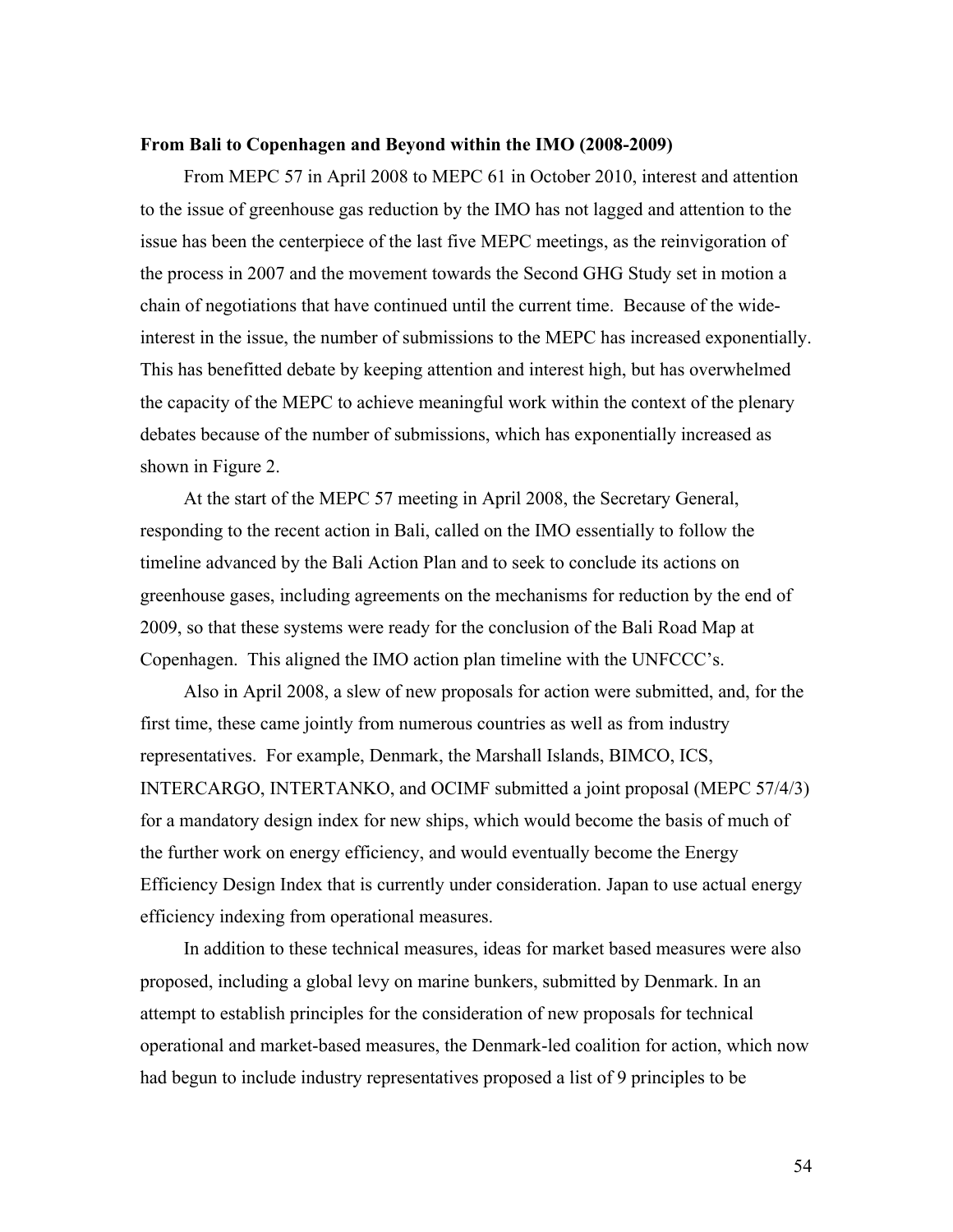**From Bali to Copenhagen and Beyond within the IMO (2008-2009)**

From MEPC 57 in April 2008 to MEPC 61 in October 2010, interest and attention to the issue of greenhouse gas reduction by the IMO has not lagged and attention to the issue has been the centerpiece of the last five MEPC meetings, as the reinvigoration of the process in 2007 and the movement towards the Second GHG Study set in motion a chain of negotiations that have continued until the current time. Because of the wide-interest in the issue, the number of submissions to the MEPC has increased exponentially. This has benefitted debate by keeping attention and interest high, but has overwhelmed the capacity of the MEPC to achieve meaningful work within the context of the plenary debates because of the number of submissions, which has exponentially increased as shown in Figure 2.

At the start of the MEPC 57 meeting in April 2008, the Secretary General, responding to the recent action in Bali, called on the IMO essentially to follow the timeline advanced by the Bali Action Plan and to seek to conclude its actions on greenhouse gases, including agreements on the mechanisms for reduction by the end of 2009, so that these systems were ready for the conclusion of the Bali Road Map at Copenhagen. This aligned the IMO action plan timeline with the UNFCCC's.

Also in April 2008, a slew of new proposals for action were submitted, and, for the first time, these came jointly from numerous countries as well as from industry representatives. For example, Denmark, the Marshall Islands, BIMCO, ICS, INTERCARGO, INTERTANKO, and OCIMF submitted a joint proposal (MEPC 57/4/3) for a mandatory design index for new ships, which would become the basis of much of the further work on energy efficiency, and would eventually become the Energy Efficiency Design Index that is currently under consideration. Japan to use actual energy efficiency indexing from operational measures.

In addition to these technical measures, ideas for market based measures were also proposed, including a global levy on marine bunkers, submitted by Denmark. In an attempt to establish principles for the consideration of new proposals for technical operational and market-based measures, the Denmark-led coalition for action, which now had begun to include industry representatives proposed a list of 9 principles to be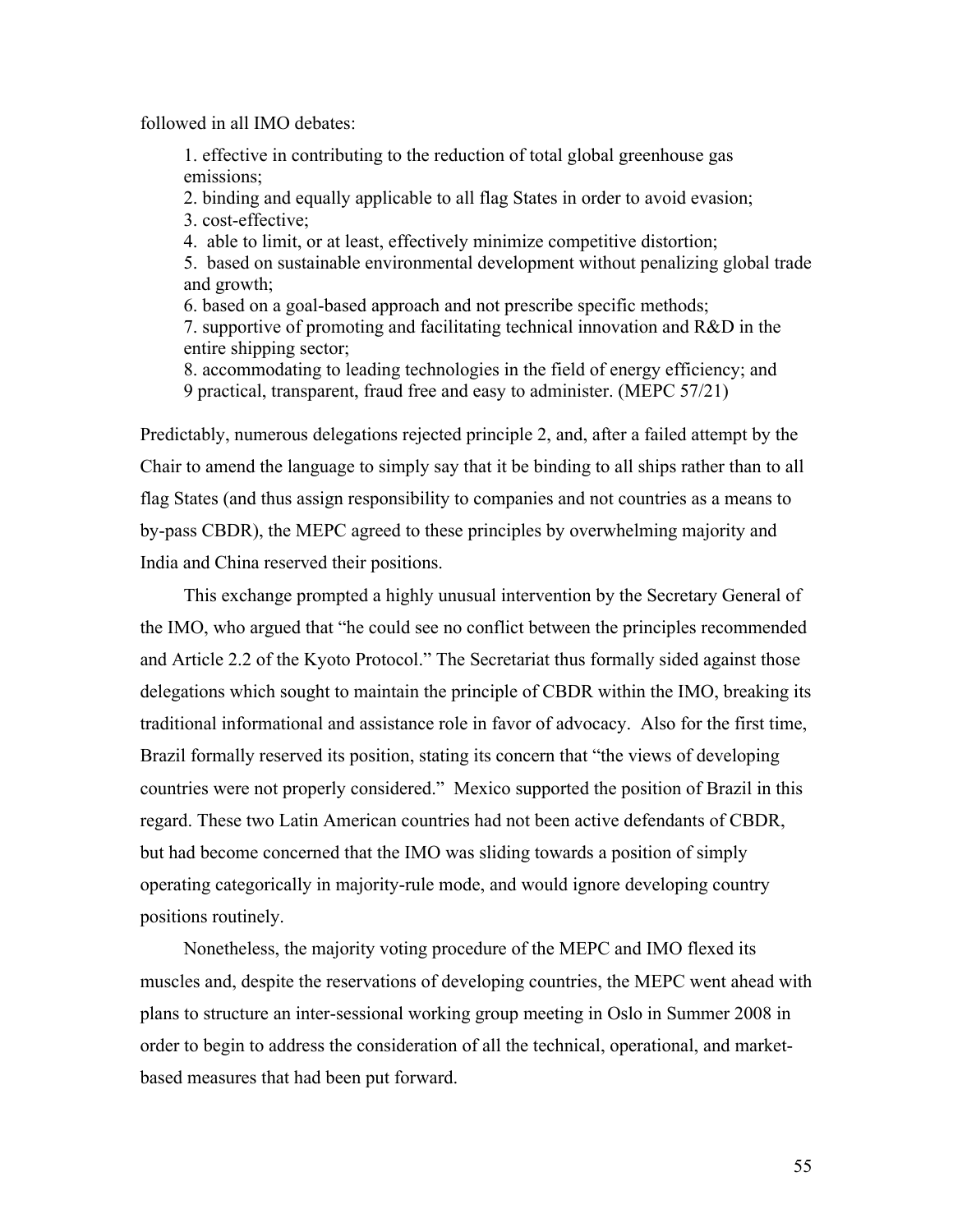followed in all IMO debates:

1. effective in contributing to the reduction of total global greenhouse gas emissions;
2. binding and equally applicable to all flag States in order to avoid evasion;
3. cost-effective;
4. able to limit, or at least, effectively minimize competitive distortion;
5. based on sustainable environmental development without penalizing global trade and growth;
6. based on a goal-based approach and not prescribe specific methods;
7. supportive of promoting and facilitating technical innovation and R&D in the entire shipping sector;
8. accommodating to leading technologies in the field of energy efficiency; and
9 practical, transparent, fraud free and easy to administer. (MEPC 57/21)

Predictably, numerous delegations rejected principle 2, and, after a failed attempt by the Chair to amend the language to simply say that it be binding to all ships rather than to all flag States (and thus assign responsibility to companies and not countries as a means to by-pass CBDR), the MEPC agreed to these principles by overwhelming majority and India and China reserved their positions.

This exchange prompted a highly unusual intervention by the Secretary General of the IMO, who argued that "he could see no conflict between the principles recommended and Article 2.2 of the Kyoto Protocol." The Secretariat thus formally sided against those delegations which sought to maintain the principle of CBDR within the IMO, breaking its traditional informational and assistance role in favor of advocacy. Also for the first time, Brazil formally reserved its position, stating its concern that "the views of developing countries were not properly considered." Mexico supported the position of Brazil in this regard. These two Latin American countries had not been active defendants of CBDR, but had become concerned that the IMO was sliding towards a position of simply operating categorically in majority-rule mode, and would ignore developing country positions routinely.

Nonetheless, the majority voting procedure of the MEPC and IMO flexed its muscles and, despite the reservations of developing countries, the MEPC went ahead with plans to structure an inter-sessional working group meeting in Oslo in Summer 2008 in order to begin to address the consideration of all the technical, operational, and market-based measures that had been put forward.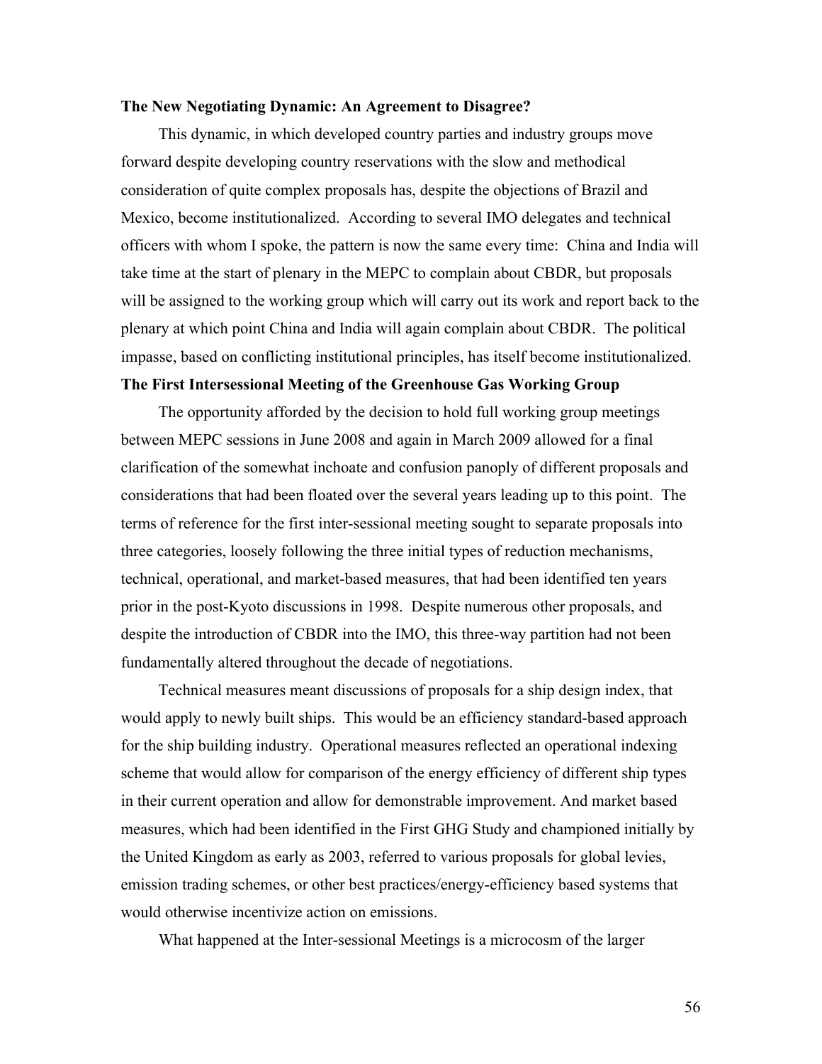**The New Negotiating Dynamic: An Agreement to Disagree?**

This dynamic, in which developed country parties and industry groups move forward despite developing country reservations with the slow and methodical consideration of quite complex proposals has, despite the objections of Brazil and Mexico, become institutionalized. According to several IMO delegates and technical officers with whom I spoke, the pattern is now the same every time: China and India will take time at the start of plenary in the MEPC to complain about CBDR, but proposals will be assigned to the working group which will carry out its work and report back to the plenary at which point China and India will again complain about CBDR. The political impasse, based on conflicting institutional principles, has itself become institutionalized.

**The First Intersessional Meeting of the Greenhouse Gas Working Group**

The opportunity afforded by the decision to hold full working group meetings between MEPC sessions in June 2008 and again in March 2009 allowed for a final clarification of the somewhat inchoate and confusion panoply of different proposals and considerations that had been floated over the several years leading up to this point. The terms of reference for the first inter-sessional meeting sought to separate proposals into three categories, loosely following the three initial types of reduction mechanisms, technical, operational, and market-based measures, that had been identified ten years prior in the post-Kyoto discussions in 1998. Despite numerous other proposals, and despite the introduction of CBDR into the IMO, this three-way partition had not been fundamentally altered throughout the decade of negotiations.

Technical measures meant discussions of proposals for a ship design index, that would apply to newly built ships. This would be an efficiency standard-based approach for the ship building industry. Operational measures reflected an operational indexing scheme that would allow for comparison of the energy efficiency of different ship types in their current operation and allow for demonstrable improvement. And market based measures, which had been identified in the First GHG Study and championed initially by the United Kingdom as early as 2003, referred to various proposals for global levies, emission trading schemes, or other best practices/energy-efficiency based systems that would otherwise incentivize action on emissions.

What happened at the Inter-sessional Meetings is a microcosm of the larger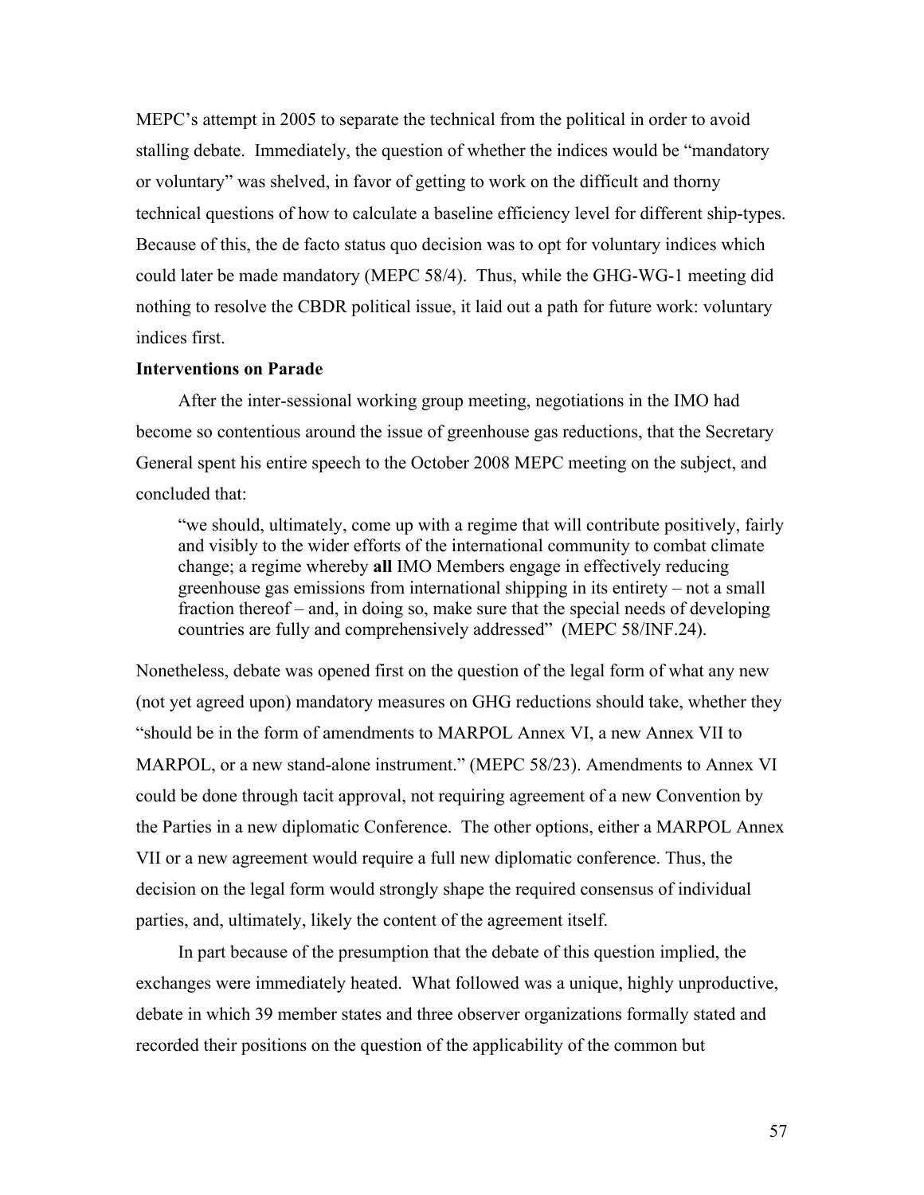MEPC's attempt in 2005 to separate the technical from the political in order to avoid stalling debate. Immediately, the question of whether the indices would be "mandatory or voluntary" was shelved, in favor of getting to work on the difficult and thorny technical questions of how to calculate a baseline efficiency level for different ship-types. Because of this, the de facto status quo decision was to opt for voluntary indices which could later be made mandatory (MEPC 58/4). Thus, while the GHG-WG-1 meeting did nothing to resolve the CBDR political issue, it laid out a path for future work: voluntary indices first.

**Interventions on Parade**

After the inter-sessional working group meeting, negotiations in the IMO had become so contentious around the issue of greenhouse gas reductions, that the Secretary General spent his entire speech to the October 2008 MEPC meeting on the subject, and concluded that:

> "we should, ultimately, come up with a regime that will contribute positively, fairly and visibly to the wider efforts of the international community to combat climate change; a regime whereby **all** IMO Members engage in effectively reducing greenhouse gas emissions from international shipping in its entirety – not a small fraction thereof – and, in doing so, make sure that the special needs of developing countries are fully and comprehensively addressed" (MEPC 58/INF.24).

Nonetheless, debate was opened first on the question of the legal form of what any new (not yet agreed upon) mandatory measures on GHG reductions should take, whether they "should be in the form of amendments to MARPOL Annex VI, a new Annex VII to MARPOL, or a new stand-alone instrument." (MEPC 58/23). Amendments to Annex VI could be done through tacit approval, not requiring agreement of a new Convention by the Parties in a new diplomatic Conference. The other options, either a MARPOL Annex VII or a new agreement would require a full new diplomatic conference. Thus, the decision on the legal form would strongly shape the required consensus of individual parties, and, ultimately, likely the content of the agreement itself.

In part because of the presumption that the debate of this question implied, the exchanges were immediately heated. What followed was a unique, highly unproductive, debate in which 39 member states and three observer organizations formally stated and recorded their positions on the question of the applicability of the common but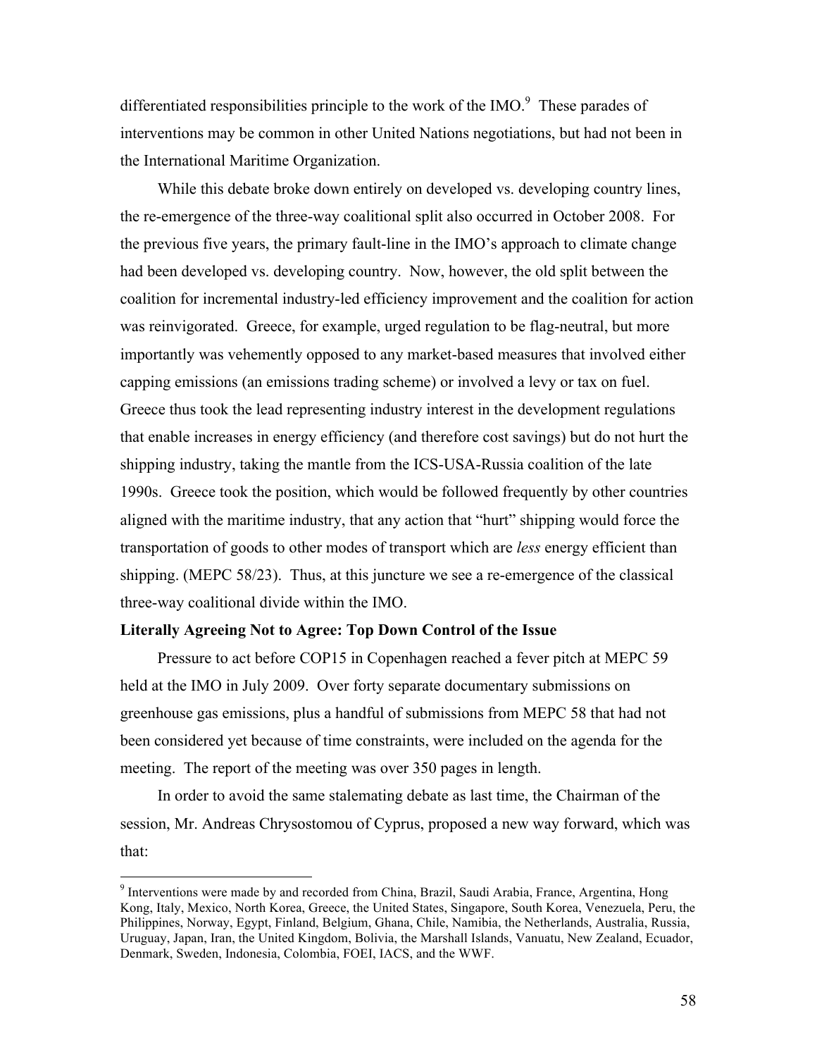differentiated responsibilities principle to the work of the IMO.[9] These parades of interventions may be common in other United Nations negotiations, but had not been in the International Maritime Organization.

While this debate broke down entirely on developed vs. developing country lines, the re-emergence of the three-way coalitional split also occurred in October 2008. For the previous five years, the primary fault-line in the IMO's approach to climate change had been developed vs. developing country. Now, however, the old split between the coalition for incremental industry-led efficiency improvement and the coalition for action was reinvigorated. Greece, for example, urged regulation to be flag-neutral, but more importantly was vehemently opposed to any market-based measures that involved either capping emissions (an emissions trading scheme) or involved a levy or tax on fuel. Greece thus took the lead representing industry interest in the development regulations that enable increases in energy efficiency (and therefore cost savings) but do not hurt the shipping industry, taking the mantle from the ICS-USA-Russia coalition of the late 1990s. Greece took the position, which would be followed frequently by other countries aligned with the maritime industry, that any action that "hurt" shipping would force the transportation of goods to other modes of transport which are *less* energy efficient than shipping. (MEPC 58/23). Thus, at this juncture we see a re-emergence of the classical three-way coalitional divide within the IMO.

**Literally Agreeing Not to Agree: Top Down Control of the Issue**

Pressure to act before COP15 in Copenhagen reached a fever pitch at MEPC 59 held at the IMO in July 2009. Over forty separate documentary submissions on greenhouse gas emissions, plus a handful of submissions from MEPC 58 that had not been considered yet because of time constraints, were included on the agenda for the meeting. The report of the meeting was over 350 pages in length.

In order to avoid the same stalemating debate as last time, the Chairman of the session, Mr. Andreas Chrysostomou of Cyprus, proposed a new way forward, which was that:

---

[9] Interventions were made by and recorded from China, Brazil, Saudi Arabia, France, Argentina, Hong Kong, Italy, Mexico, North Korea, Greece, the United States, Singapore, South Korea, Venezuela, Peru, the Philippines, Norway, Egypt, Finland, Belgium, Ghana, Chile, Namibia, the Netherlands, Australia, Russia, Uruguay, Japan, Iran, the United Kingdom, Bolivia, the Marshall Islands, Vanuatu, New Zealand, Ecuador, Denmark, Sweden, Indonesia, Colombia, FOEI, IACS, and the WWF.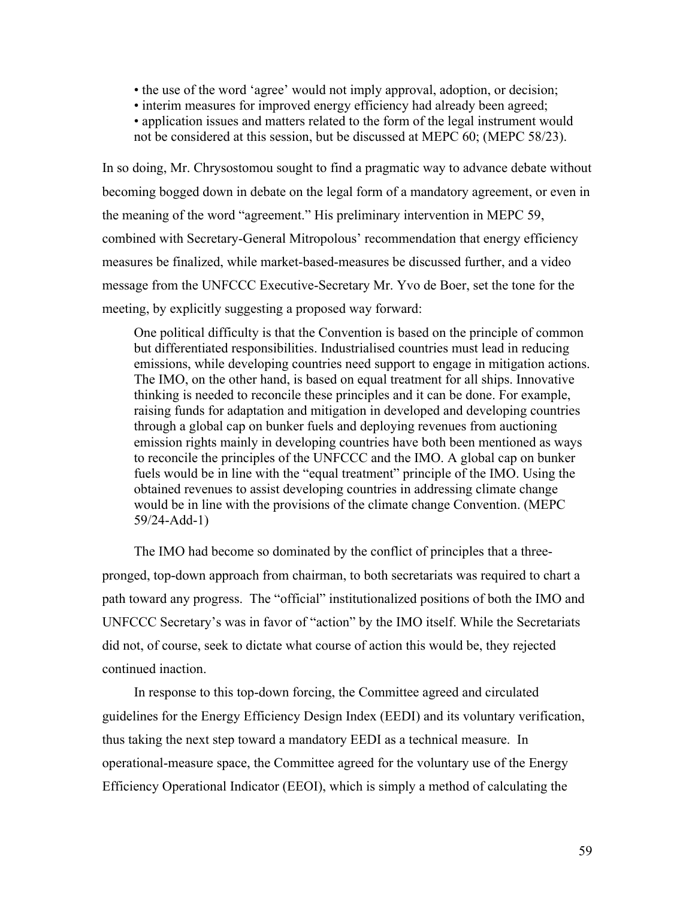- the use of the word 'agree' would not imply approval, adoption, or decision;
- interim measures for improved energy efficiency had already been agreed;
- application issues and matters related to the form of the legal instrument would not be considered at this session, but be discussed at MEPC 60; (MEPC 58/23).

In so doing, Mr. Chrysostomou sought to find a pragmatic way to advance debate without becoming bogged down in debate on the legal form of a mandatory agreement, or even in the meaning of the word "agreement." His preliminary intervention in MEPC 59, combined with Secretary-General Mitropolous' recommendation that energy efficiency measures be finalized, while market-based-measures be discussed further, and a video message from the UNFCCC Executive-Secretary Mr. Yvo de Boer, set the tone for the meeting, by explicitly suggesting a proposed way forward:

> One political difficulty is that the Convention is based on the principle of common but differentiated responsibilities. Industrialised countries must lead in reducing emissions, while developing countries need support to engage in mitigation actions. The IMO, on the other hand, is based on equal treatment for all ships. Innovative thinking is needed to reconcile these principles and it can be done. For example, raising funds for adaptation and mitigation in developed and developing countries through a global cap on bunker fuels and deploying revenues from auctioning emission rights mainly in developing countries have both been mentioned as ways to reconcile the principles of the UNFCCC and the IMO. A global cap on bunker fuels would be in line with the "equal treatment" principle of the IMO. Using the obtained revenues to assist developing countries in addressing climate change would be in line with the provisions of the climate change Convention. (MEPC 59/24-Add-1)

The IMO had become so dominated by the conflict of principles that a three-pronged, top-down approach from chairman, to both secretariats was required to chart a path toward any progress. The "official" institutionalized positions of both the IMO and UNFCCC Secretary's was in favor of "action" by the IMO itself. While the Secretariats did not, of course, seek to dictate what course of action this would be, they rejected continued inaction.

In response to this top-down forcing, the Committee agreed and circulated guidelines for the Energy Efficiency Design Index (EEDI) and its voluntary verification, thus taking the next step toward a mandatory EEDI as a technical measure. In operational-measure space, the Committee agreed for the voluntary use of the Energy Efficiency Operational Indicator (EEOI), which is simply a method of calculating the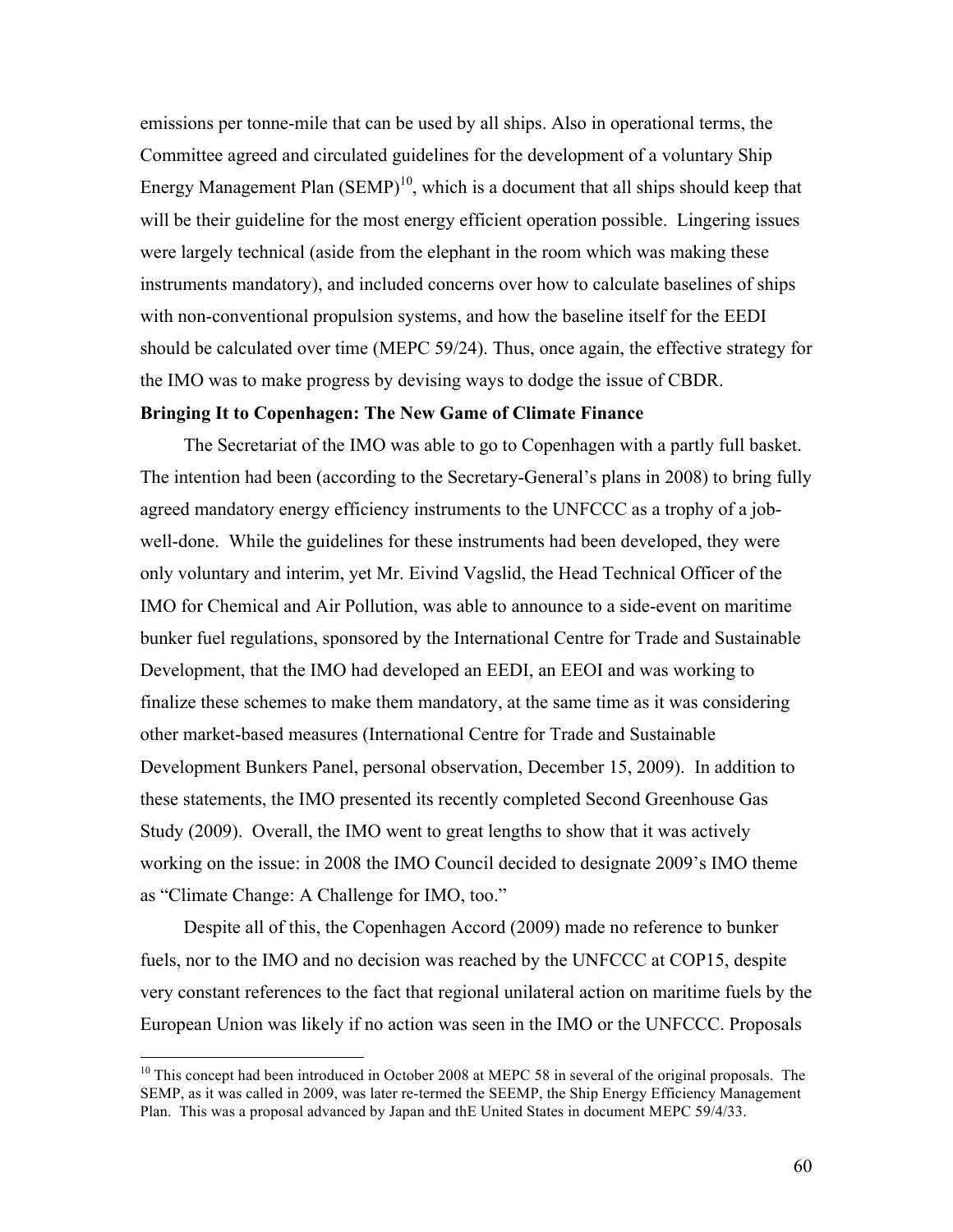emissions per tonne-mile that can be used by all ships. Also in operational terms, the Committee agreed and circulated guidelines for the development of a voluntary Ship Energy Management Plan (SEMP)[10], which is a document that all ships should keep that will be their guideline for the most energy efficient operation possible. Lingering issues were largely technical (aside from the elephant in the room which was making these instruments mandatory), and included concerns over how to calculate baselines of ships with non-conventional propulsion systems, and how the baseline itself for the EEDI should be calculated over time (MEPC 59/24). Thus, once again, the effective strategy for the IMO was to make progress by devising ways to dodge the issue of CBDR.

**Bringing It to Copenhagen: The New Game of Climate Finance**

The Secretariat of the IMO was able to go to Copenhagen with a partly full basket. The intention had been (according to the Secretary-General's plans in 2008) to bring fully agreed mandatory energy efficiency instruments to the UNFCCC as a trophy of a job-well-done. While the guidelines for these instruments had been developed, they were only voluntary and interim, yet Mr. Eivind Vagslid, the Head Technical Officer of the IMO for Chemical and Air Pollution, was able to announce to a side-event on maritime bunker fuel regulations, sponsored by the International Centre for Trade and Sustainable Development, that the IMO had developed an EEDI, an EEOI and was working to finalize these schemes to make them mandatory, at the same time as it was considering other market-based measures (International Centre for Trade and Sustainable Development Bunkers Panel, personal observation, December 15, 2009). In addition to these statements, the IMO presented its recently completed Second Greenhouse Gas Study (2009). Overall, the IMO went to great lengths to show that it was actively working on the issue: in 2008 the IMO Council decided to designate 2009's IMO theme as "Climate Change: A Challenge for IMO, too."

Despite all of this, the Copenhagen Accord (2009) made no reference to bunker fuels, nor to the IMO and no decision was reached by the UNFCCC at COP15, despite very constant references to the fact that regional unilateral action on maritime fuels by the European Union was likely if no action was seen in the IMO or the UNFCCC. Proposals

---

[10] This concept had been introduced in October 2008 at MEPC 58 in several of the original proposals. The SEMP, as it was called in 2009, was later re-termed the SEEMP, the Ship Energy Efficiency Management Plan. This was a proposal advanced by Japan and thE United States in document MEPC 59/4/33.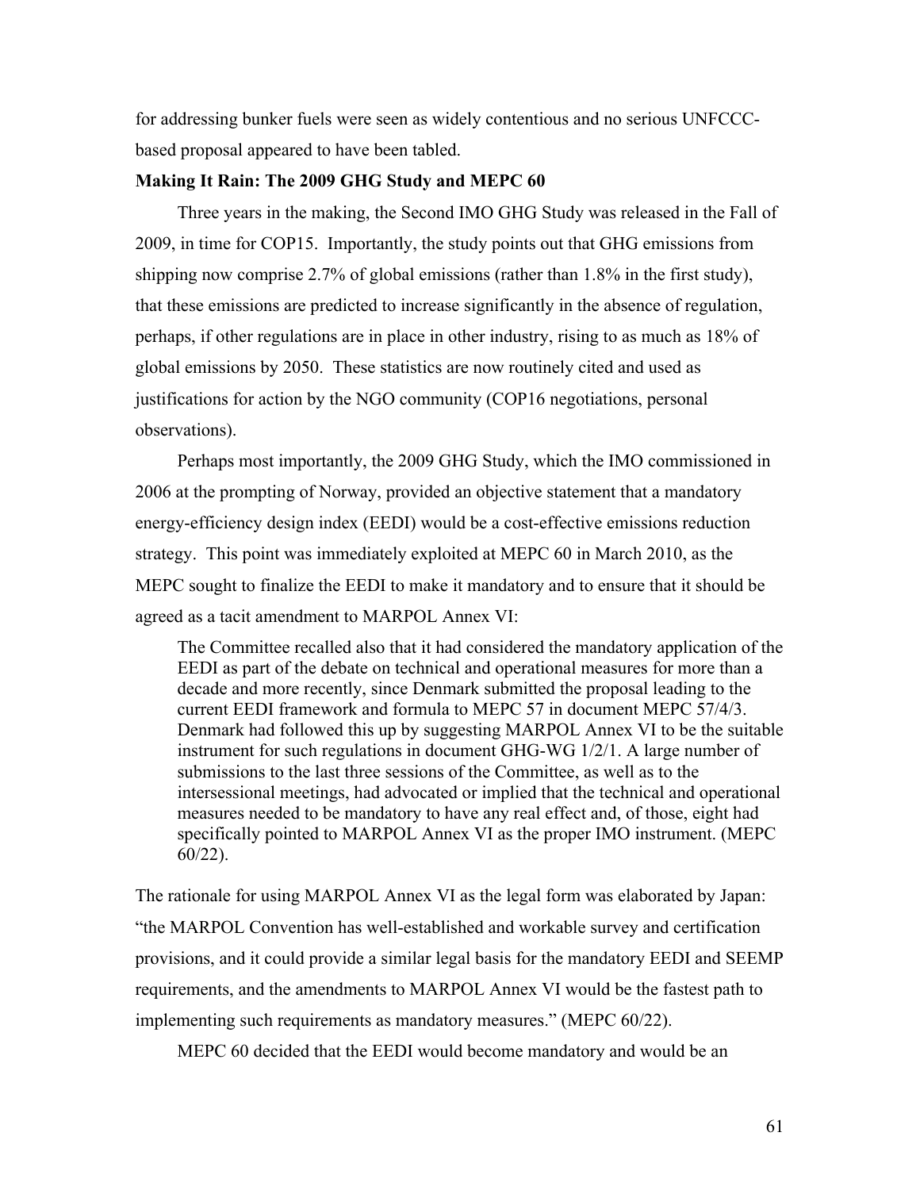for addressing bunker fuels were seen as widely contentious and no serious UNFCCC-based proposal appeared to have been tabled.

**Making It Rain: The 2009 GHG Study and MEPC 60**

Three years in the making, the Second IMO GHG Study was released in the Fall of 2009, in time for COP15. Importantly, the study points out that GHG emissions from shipping now comprise 2.7% of global emissions (rather than 1.8% in the first study), that these emissions are predicted to increase significantly in the absence of regulation, perhaps, if other regulations are in place in other industry, rising to as much as 18% of global emissions by 2050. These statistics are now routinely cited and used as justifications for action by the NGO community (COP16 negotiations, personal observations).

Perhaps most importantly, the 2009 GHG Study, which the IMO commissioned in 2006 at the prompting of Norway, provided an objective statement that a mandatory energy-efficiency design index (EEDI) would be a cost-effective emissions reduction strategy. This point was immediately exploited at MEPC 60 in March 2010, as the MEPC sought to finalize the EEDI to make it mandatory and to ensure that it should be agreed as a tacit amendment to MARPOL Annex VI:

> The Committee recalled also that it had considered the mandatory application of the EEDI as part of the debate on technical and operational measures for more than a decade and more recently, since Denmark submitted the proposal leading to the current EEDI framework and formula to MEPC 57 in document MEPC 57/4/3. Denmark had followed this up by suggesting MARPOL Annex VI to be the suitable instrument for such regulations in document GHG-WG 1/2/1. A large number of submissions to the last three sessions of the Committee, as well as to the intersessional meetings, had advocated or implied that the technical and operational measures needed to be mandatory to have any real effect and, of those, eight had specifically pointed to MARPOL Annex VI as the proper IMO instrument. (MEPC 60/22).

The rationale for using MARPOL Annex VI as the legal form was elaborated by Japan: "the MARPOL Convention has well-established and workable survey and certification provisions, and it could provide a similar legal basis for the mandatory EEDI and SEEMP requirements, and the amendments to MARPOL Annex VI would be the fastest path to implementing such requirements as mandatory measures." (MEPC 60/22).

MEPC 60 decided that the EEDI would become mandatory and would be an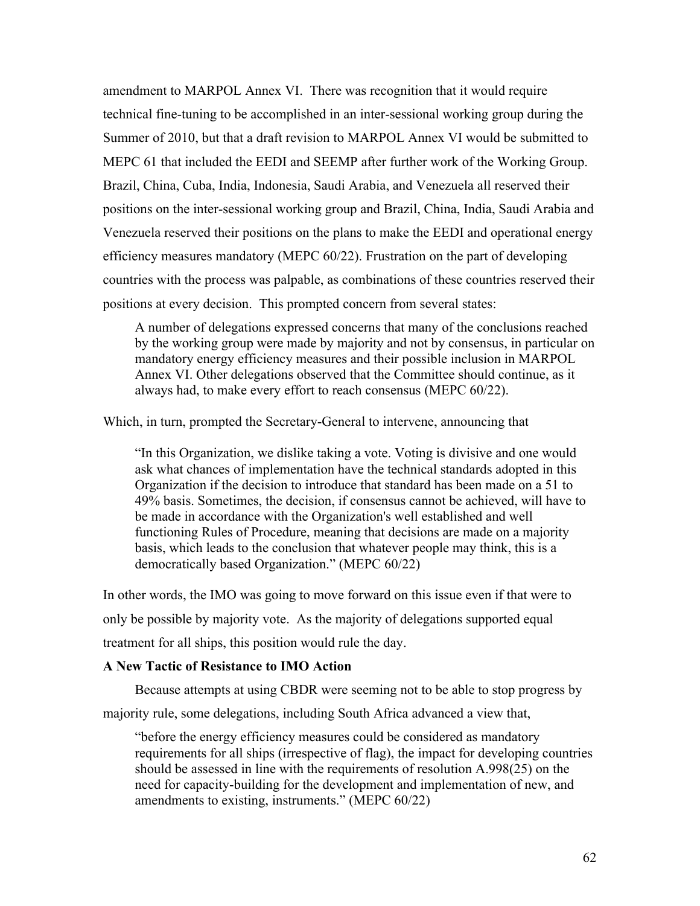amendment to MARPOL Annex VI. There was recognition that it would require technical fine-tuning to be accomplished in an inter-sessional working group during the Summer of 2010, but that a draft revision to MARPOL Annex VI would be submitted to MEPC 61 that included the EEDI and SEEMP after further work of the Working Group. Brazil, China, Cuba, India, Indonesia, Saudi Arabia, and Venezuela all reserved their positions on the inter-sessional working group and Brazil, China, India, Saudi Arabia and Venezuela reserved their positions on the plans to make the EEDI and operational energy efficiency measures mandatory (MEPC 60/22). Frustration on the part of developing countries with the process was palpable, as combinations of these countries reserved their positions at every decision. This prompted concern from several states:

> A number of delegations expressed concerns that many of the conclusions reached by the working group were made by majority and not by consensus, in particular on mandatory energy efficiency measures and their possible inclusion in MARPOL Annex VI. Other delegations observed that the Committee should continue, as it always had, to make every effort to reach consensus (MEPC 60/22).

Which, in turn, prompted the Secretary-General to intervene, announcing that

> "In this Organization, we dislike taking a vote. Voting is divisive and one would ask what chances of implementation have the technical standards adopted in this Organization if the decision to introduce that standard has been made on a 51 to 49% basis. Sometimes, the decision, if consensus cannot be achieved, will have to be made in accordance with the Organization's well established and well functioning Rules of Procedure, meaning that decisions are made on a majority basis, which leads to the conclusion that whatever people may think, this is a democratically based Organization." (MEPC 60/22)

In other words, the IMO was going to move forward on this issue even if that were to only be possible by majority vote. As the majority of delegations supported equal treatment for all ships, this position would rule the day.

**A New Tactic of Resistance to IMO Action**

Because attempts at using CBDR were seeming not to be able to stop progress by majority rule, some delegations, including South Africa advanced a view that,

> "before the energy efficiency measures could be considered as mandatory requirements for all ships (irrespective of flag), the impact for developing countries should be assessed in line with the requirements of resolution A.998(25) on the need for capacity-building for the development and implementation of new, and amendments to existing, instruments." (MEPC 60/22)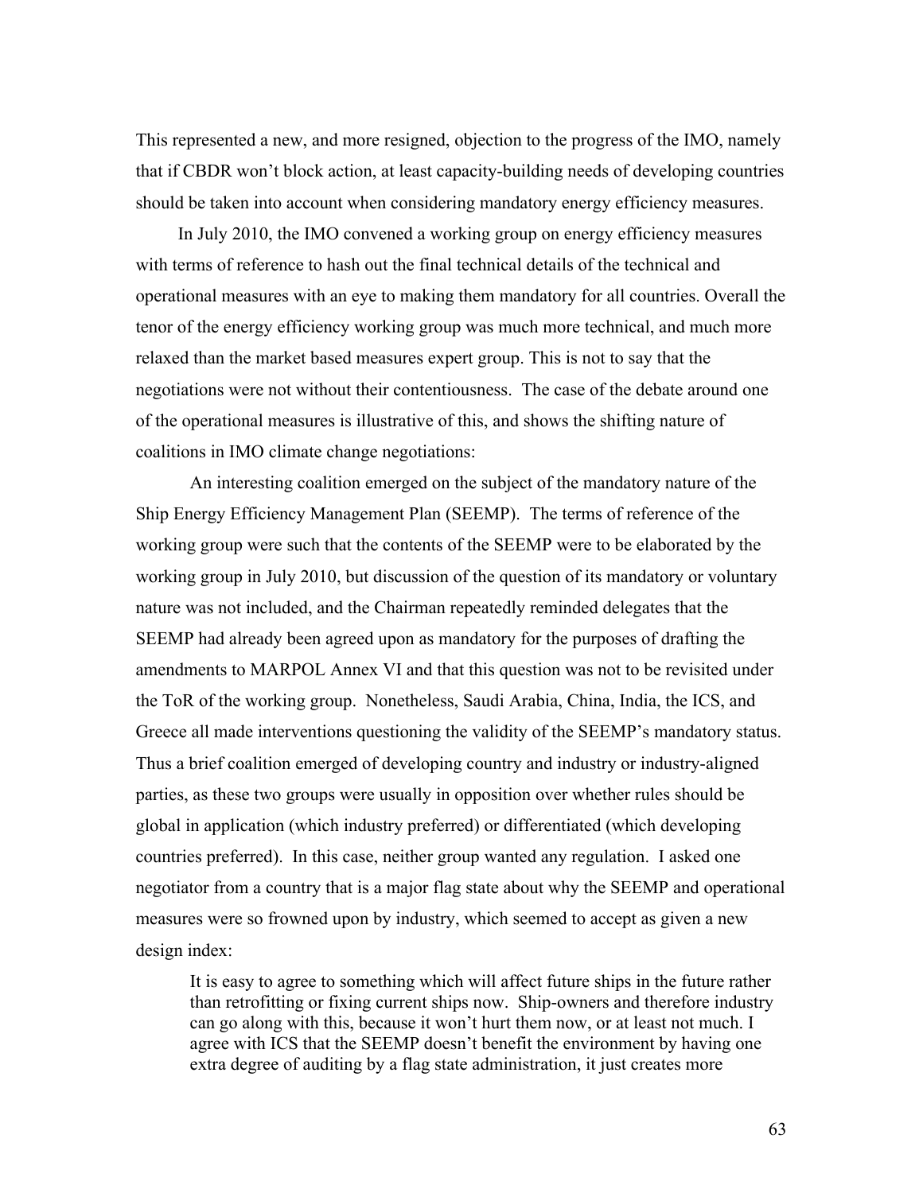This represented a new, and more resigned, objection to the progress of the IMO, namely that if CBDR won't block action, at least capacity-building needs of developing countries should be taken into account when considering mandatory energy efficiency measures.

In July 2010, the IMO convened a working group on energy efficiency measures with terms of reference to hash out the final technical details of the technical and operational measures with an eye to making them mandatory for all countries. Overall the tenor of the energy efficiency working group was much more technical, and much more relaxed than the market based measures expert group. This is not to say that the negotiations were not without their contentiousness. The case of the debate around one of the operational measures is illustrative of this, and shows the shifting nature of coalitions in IMO climate change negotiations:

An interesting coalition emerged on the subject of the mandatory nature of the Ship Energy Efficiency Management Plan (SEEMP). The terms of reference of the working group were such that the contents of the SEEMP were to be elaborated by the working group in July 2010, but discussion of the question of its mandatory or voluntary nature was not included, and the Chairman repeatedly reminded delegates that the SEEMP had already been agreed upon as mandatory for the purposes of drafting the amendments to MARPOL Annex VI and that this question was not to be revisited under the ToR of the working group. Nonetheless, Saudi Arabia, China, India, the ICS, and Greece all made interventions questioning the validity of the SEEMP's mandatory status. Thus a brief coalition emerged of developing country and industry or industry-aligned parties, as these two groups were usually in opposition over whether rules should be global in application (which industry preferred) or differentiated (which developing countries preferred). In this case, neither group wanted any regulation. I asked one negotiator from a country that is a major flag state about why the SEEMP and operational measures were so frowned upon by industry, which seemed to accept as given a new design index:

> It is easy to agree to something which will affect future ships in the future rather than retrofitting or fixing current ships now. Ship-owners and therefore industry can go along with this, because it won't hurt them now, or at least not much. I agree with ICS that the SEEMP doesn't benefit the environment by having one extra degree of auditing by a flag state administration, it just creates more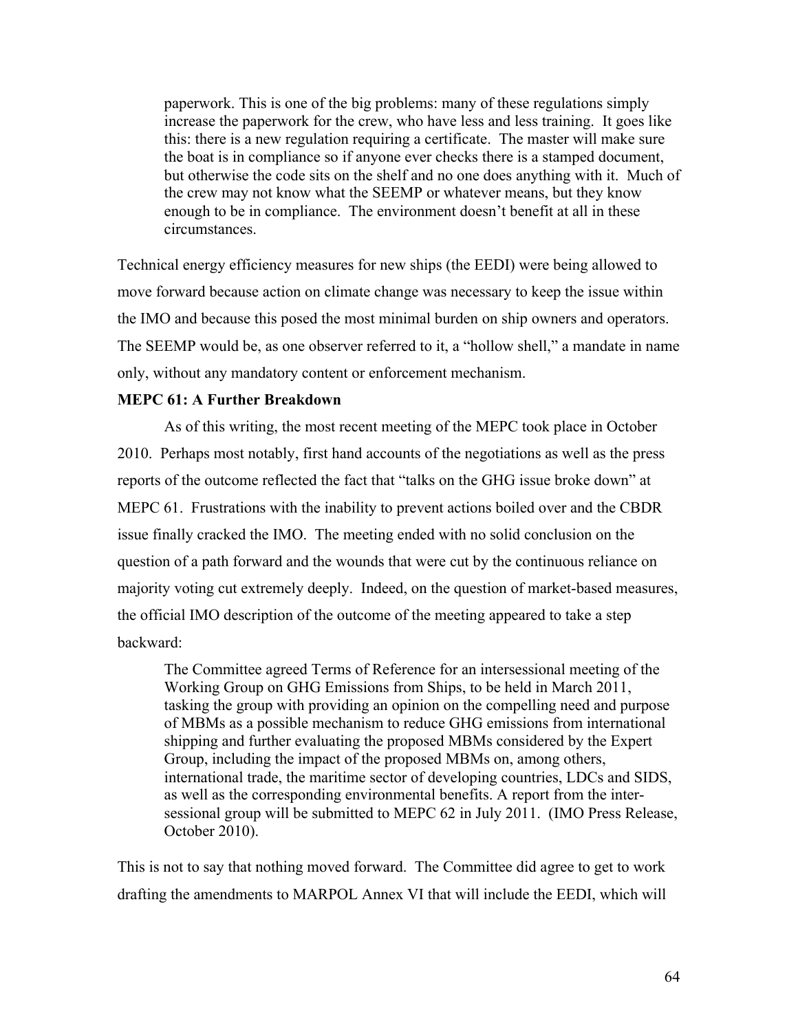> paperwork. This is one of the big problems: many of these regulations simply increase the paperwork for the crew, who have less and less training. It goes like this: there is a new regulation requiring a certificate. The master will make sure the boat is in compliance so if anyone ever checks there is a stamped document, but otherwise the code sits on the shelf and no one does anything with it. Much of the crew may not know what the SEEMP or whatever means, but they know enough to be in compliance. The environment doesn't benefit at all in these circumstances.

Technical energy efficiency measures for new ships (the EEDI) were being allowed to move forward because action on climate change was necessary to keep the issue within the IMO and because this posed the most minimal burden on ship owners and operators. The SEEMP would be, as one observer referred to it, a "hollow shell," a mandate in name only, without any mandatory content or enforcement mechanism.

**MEPC 61: A Further Breakdown**

As of this writing, the most recent meeting of the MEPC took place in October 2010. Perhaps most notably, first hand accounts of the negotiations as well as the press reports of the outcome reflected the fact that "talks on the GHG issue broke down" at MEPC 61. Frustrations with the inability to prevent actions boiled over and the CBDR issue finally cracked the IMO. The meeting ended with no solid conclusion on the question of a path forward and the wounds that were cut by the continuous reliance on majority voting cut extremely deeply. Indeed, on the question of market-based measures, the official IMO description of the outcome of the meeting appeared to take a step backward:

> The Committee agreed Terms of Reference for an intersessional meeting of the Working Group on GHG Emissions from Ships, to be held in March 2011, tasking the group with providing an opinion on the compelling need and purpose of MBMs as a possible mechanism to reduce GHG emissions from international shipping and further evaluating the proposed MBMs considered by the Expert Group, including the impact of the proposed MBMs on, among others, international trade, the maritime sector of developing countries, LDCs and SIDS, as well as the corresponding environmental benefits. A report from the inter-sessional group will be submitted to MEPC 62 in July 2011. (IMO Press Release, October 2010).

This is not to say that nothing moved forward. The Committee did agree to get to work drafting the amendments to MARPOL Annex VI that will include the EEDI, which will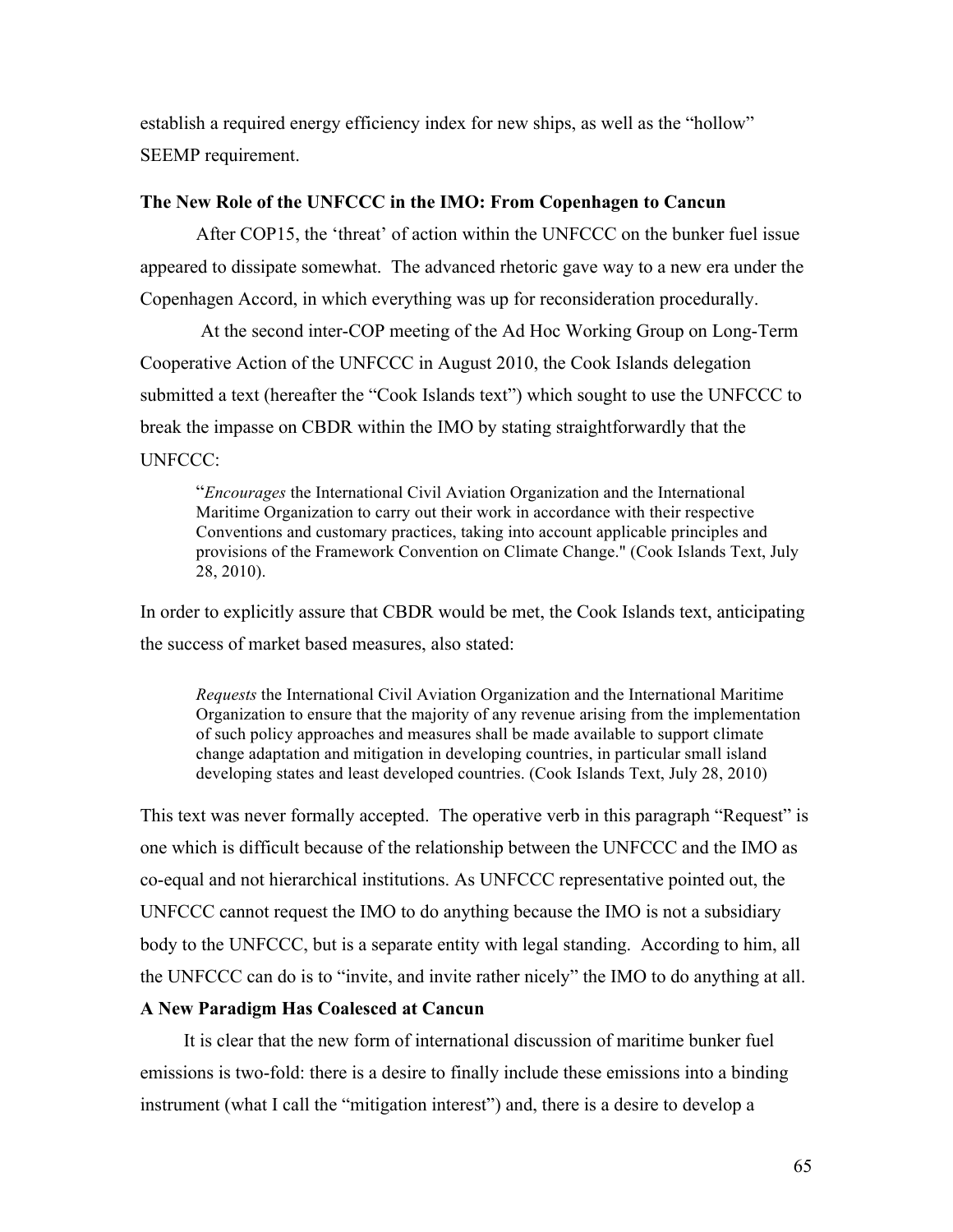establish a required energy efficiency index for new ships, as well as the "hollow" SEEMP requirement.

### The New Role of the UNFCCC in the IMO: From Copenhagen to Cancun

After COP15, the 'threat' of action within the UNFCCC on the bunker fuel issue appeared to dissipate somewhat. The advanced rhetoric gave way to a new era under the Copenhagen Accord, in which everything was up for reconsideration procedurally.

At the second inter-COP meeting of the Ad Hoc Working Group on Long-Term Cooperative Action of the UNFCCC in August 2010, the Cook Islands delegation submitted a text (hereafter the "Cook Islands text") which sought to use the UNFCCC to break the impasse on CBDR within the IMO by stating straightforwardly that the UNFCCC:

> "*Encourages* the International Civil Aviation Organization and the International Maritime Organization to carry out their work in accordance with their respective Conventions and customary practices, taking into account applicable principles and provisions of the Framework Convention on Climate Change." (Cook Islands Text, July 28, 2010).

In order to explicitly assure that CBDR would be met, the Cook Islands text, anticipating the success of market based measures, also stated:

> *Requests* the International Civil Aviation Organization and the International Maritime Organization to ensure that the majority of any revenue arising from the implementation of such policy approaches and measures shall be made available to support climate change adaptation and mitigation in developing countries, in particular small island developing states and least developed countries. (Cook Islands Text, July 28, 2010)

This text was never formally accepted. The operative verb in this paragraph "Request" is one which is difficult because of the relationship between the UNFCCC and the IMO as co-equal and not hierarchical institutions. As UNFCCC representative pointed out, the UNFCCC cannot request the IMO to do anything because the IMO is not a subsidiary body to the UNFCCC, but is a separate entity with legal standing. According to him, all the UNFCCC can do is to "invite, and invite rather nicely" the IMO to do anything at all.

### A New Paradigm Has Coalesced at Cancun

It is clear that the new form of international discussion of maritime bunker fuel emissions is two-fold: there is a desire to finally include these emissions into a binding instrument (what I call the "mitigation interest") and, there is a desire to develop a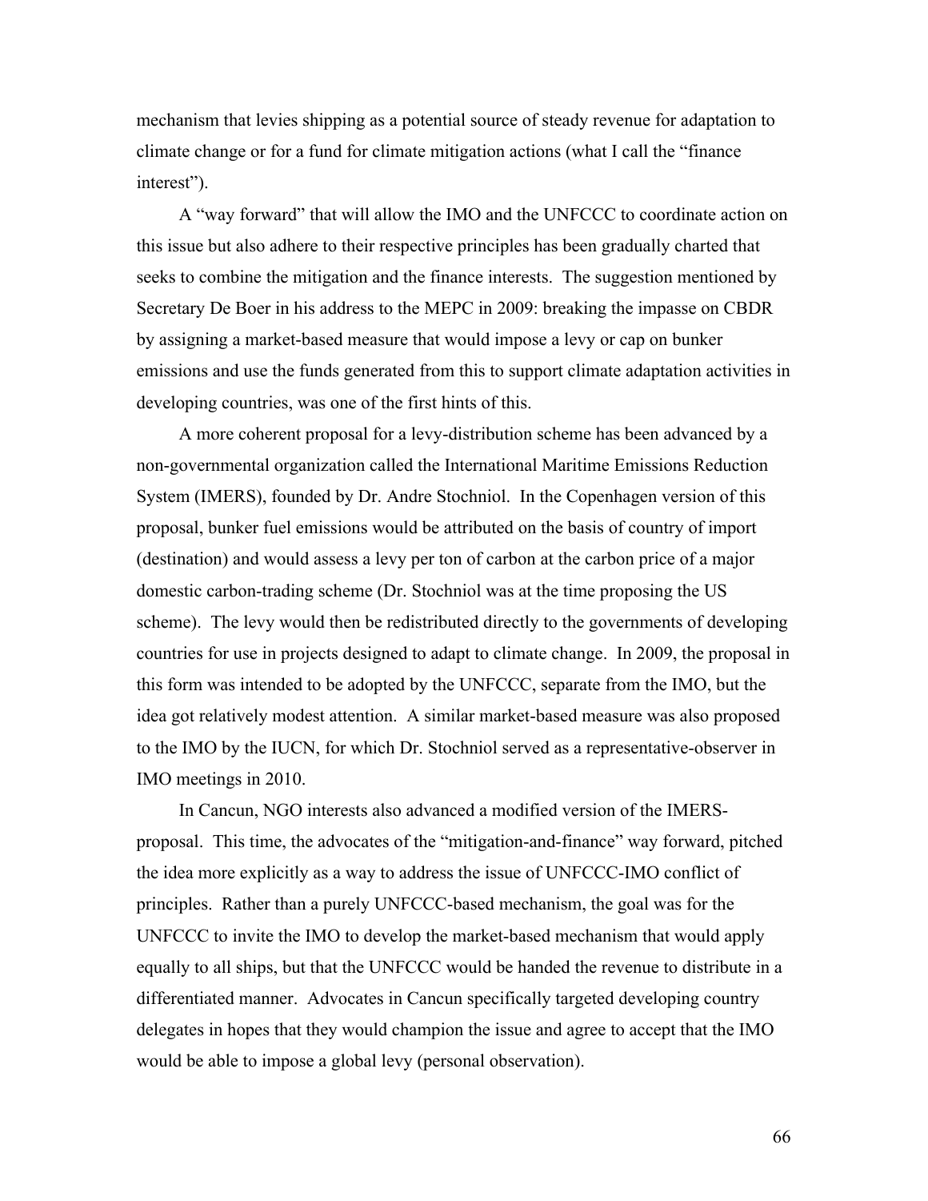mechanism that levies shipping as a potential source of steady revenue for adaptation to climate change or for a fund for climate mitigation actions (what I call the "finance interest").

A "way forward" that will allow the IMO and the UNFCCC to coordinate action on this issue but also adhere to their respective principles has been gradually charted that seeks to combine the mitigation and the finance interests. The suggestion mentioned by Secretary De Boer in his address to the MEPC in 2009: breaking the impasse on CBDR by assigning a market-based measure that would impose a levy or cap on bunker emissions and use the funds generated from this to support climate adaptation activities in developing countries, was one of the first hints of this.

A more coherent proposal for a levy-distribution scheme has been advanced by a non-governmental organization called the International Maritime Emissions Reduction System (IMERS), founded by Dr. Andre Stochniol. In the Copenhagen version of this proposal, bunker fuel emissions would be attributed on the basis of country of import (destination) and would assess a levy per ton of carbon at the carbon price of a major domestic carbon-trading scheme (Dr. Stochniol was at the time proposing the US scheme). The levy would then be redistributed directly to the governments of developing countries for use in projects designed to adapt to climate change. In 2009, the proposal in this form was intended to be adopted by the UNFCCC, separate from the IMO, but the idea got relatively modest attention. A similar market-based measure was also proposed to the IMO by the IUCN, for which Dr. Stochniol served as a representative-observer in IMO meetings in 2010.

In Cancun, NGO interests also advanced a modified version of the IMERS-proposal. This time, the advocates of the "mitigation-and-finance" way forward, pitched the idea more explicitly as a way to address the issue of UNFCCC-IMO conflict of principles. Rather than a purely UNFCCC-based mechanism, the goal was for the UNFCCC to invite the IMO to develop the market-based mechanism that would apply equally to all ships, but that the UNFCCC would be handed the revenue to distribute in a differentiated manner. Advocates in Cancun specifically targeted developing country delegates in hopes that they would champion the issue and agree to accept that the IMO would be able to impose a global levy (personal observation).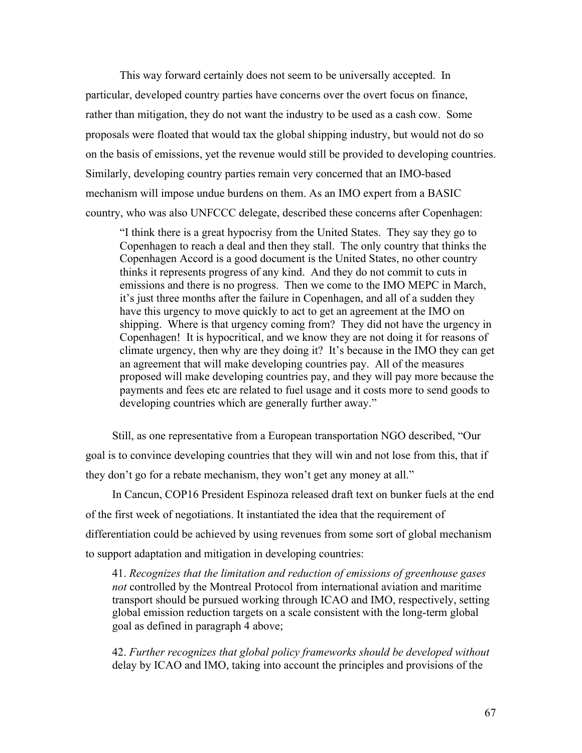This way forward certainly does not seem to be universally accepted. In particular, developed country parties have concerns over the overt focus on finance, rather than mitigation, they do not want the industry to be used as a cash cow. Some proposals were floated that would tax the global shipping industry, but would not do so on the basis of emissions, yet the revenue would still be provided to developing countries. Similarly, developing country parties remain very concerned that an IMO-based mechanism will impose undue burdens on them. As an IMO expert from a BASIC country, who was also UNFCCC delegate, described these concerns after Copenhagen:

> "I think there is a great hypocrisy from the United States. They say they go to Copenhagen to reach a deal and then they stall. The only country that thinks the Copenhagen Accord is a good document is the United States, no other country thinks it represents progress of any kind. And they do not commit to cuts in emissions and there is no progress. Then we come to the IMO MEPC in March, it's just three months after the failure in Copenhagen, and all of a sudden they have this urgency to move quickly to act to get an agreement at the IMO on shipping. Where is that urgency coming from? They did not have the urgency in Copenhagen! It is hypocritical, and we know they are not doing it for reasons of climate urgency, then why are they doing it? It's because in the IMO they can get an agreement that will make developing countries pay. All of the measures proposed will make developing countries pay, and they will pay more because the payments and fees etc are related to fuel usage and it costs more to send goods to developing countries which are generally further away."

Still, as one representative from a European transportation NGO described, "Our goal is to convince developing countries that they will win and not lose from this, that if they don't go for a rebate mechanism, they won't get any money at all."

In Cancun, COP16 President Espinoza released draft text on bunker fuels at the end of the first week of negotiations. It instantiated the idea that the requirement of differentiation could be achieved by using revenues from some sort of global mechanism to support adaptation and mitigation in developing countries:

> 41. *Recognizes that the limitation and reduction of emissions of greenhouse gases not* controlled by the Montreal Protocol from international aviation and maritime transport should be pursued working through ICAO and IMO, respectively, setting global emission reduction targets on a scale consistent with the long-term global goal as defined in paragraph 4 above;
>
> 42. *Further recognizes that global policy frameworks should be developed without* delay by ICAO and IMO, taking into account the principles and provisions of the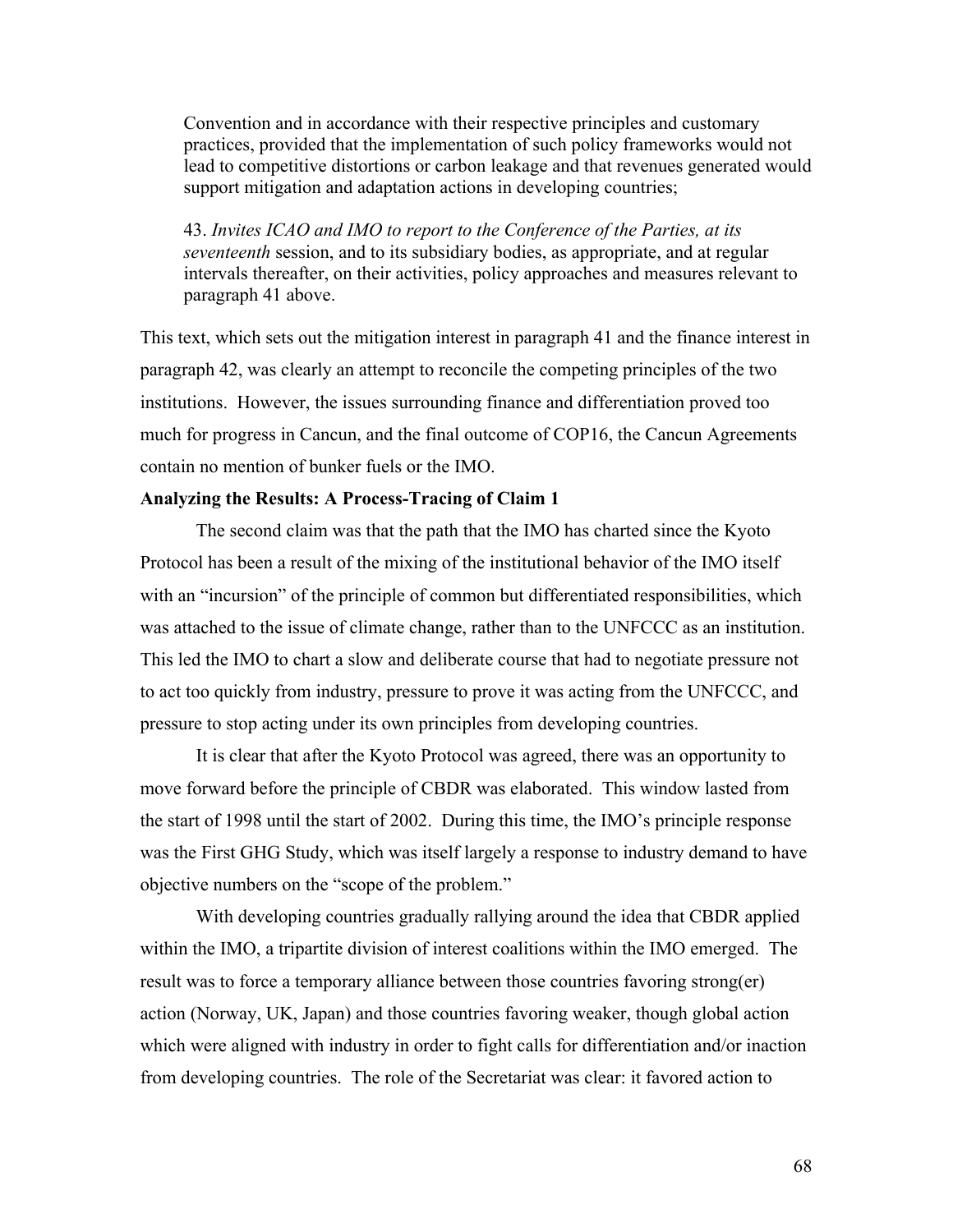> Convention and in accordance with their respective principles and customary practices, provided that the implementation of such policy frameworks would not lead to competitive distortions or carbon leakage and that revenues generated would support mitigation and adaptation actions in developing countries;
>
> 43. *Invites ICAO and IMO to report to the Conference of the Parties, at its seventeenth* session, and to its subsidiary bodies, as appropriate, and at regular intervals thereafter, on their activities, policy approaches and measures relevant to paragraph 41 above.

This text, which sets out the mitigation interest in paragraph 41 and the finance interest in paragraph 42, was clearly an attempt to reconcile the competing principles of the two institutions. However, the issues surrounding finance and differentiation proved too much for progress in Cancun, and the final outcome of COP16, the Cancun Agreements contain no mention of bunker fuels or the IMO.

**Analyzing the Results: A Process-Tracing of Claim 1**

The second claim was that the path that the IMO has charted since the Kyoto Protocol has been a result of the mixing of the institutional behavior of the IMO itself with an "incursion" of the principle of common but differentiated responsibilities, which was attached to the issue of climate change, rather than to the UNFCCC as an institution. This led the IMO to chart a slow and deliberate course that had to negotiate pressure not to act too quickly from industry, pressure to prove it was acting from the UNFCCC, and pressure to stop acting under its own principles from developing countries.

It is clear that after the Kyoto Protocol was agreed, there was an opportunity to move forward before the principle of CBDR was elaborated. This window lasted from the start of 1998 until the start of 2002. During this time, the IMO's principle response was the First GHG Study, which was itself largely a response to industry demand to have objective numbers on the "scope of the problem."

With developing countries gradually rallying around the idea that CBDR applied within the IMO, a tripartite division of interest coalitions within the IMO emerged. The result was to force a temporary alliance between those countries favoring strong(er) action (Norway, UK, Japan) and those countries favoring weaker, though global action which were aligned with industry in order to fight calls for differentiation and/or inaction from developing countries. The role of the Secretariat was clear: it favored action to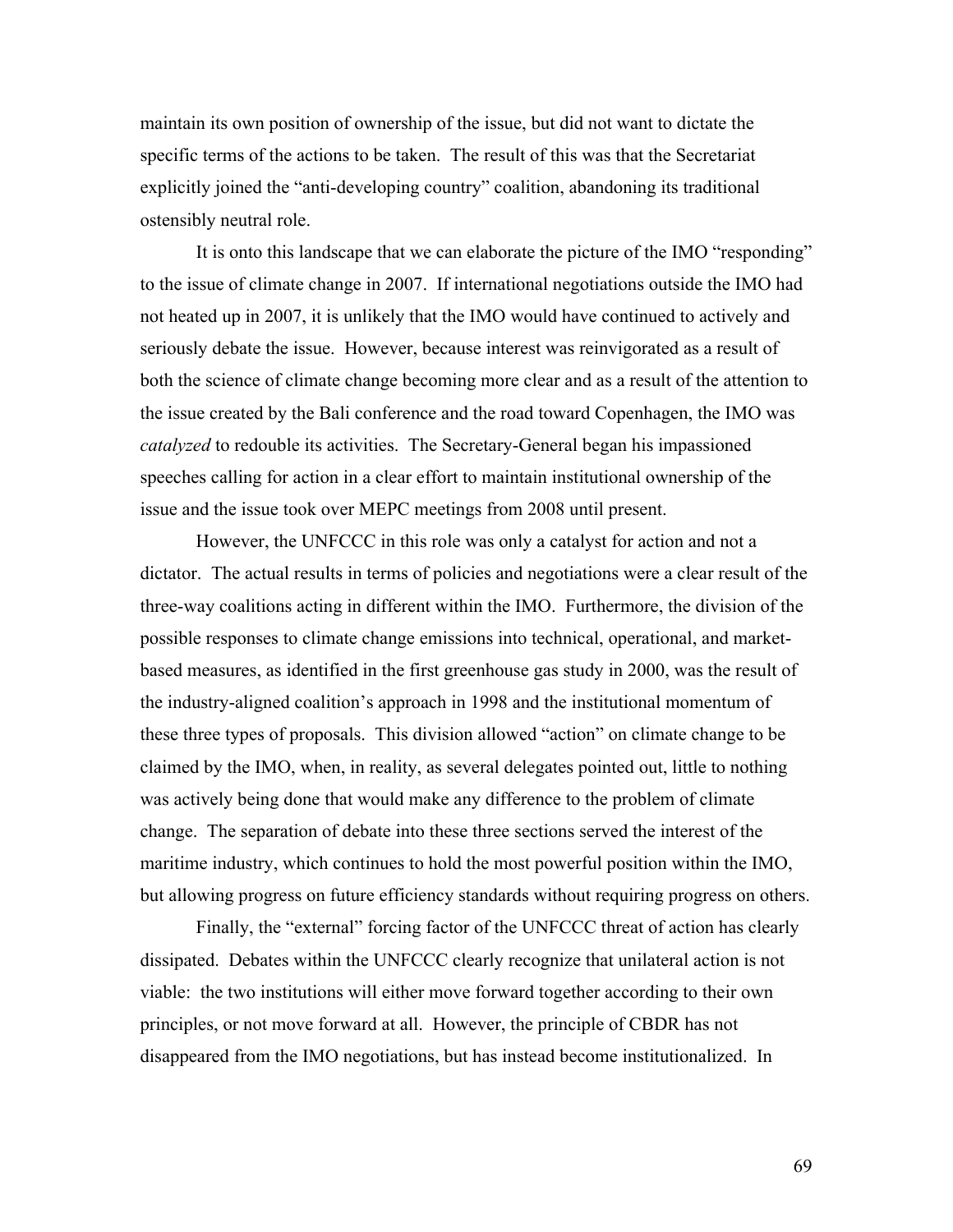maintain its own position of ownership of the issue, but did not want to dictate the specific terms of the actions to be taken. The result of this was that the Secretariat explicitly joined the "anti-developing country" coalition, abandoning its traditional ostensibly neutral role.

It is onto this landscape that we can elaborate the picture of the IMO "responding" to the issue of climate change in 2007. If international negotiations outside the IMO had not heated up in 2007, it is unlikely that the IMO would have continued to actively and seriously debate the issue. However, because interest was reinvigorated as a result of both the science of climate change becoming more clear and as a result of the attention to the issue created by the Bali conference and the road toward Copenhagen, the IMO was *catalyzed* to redouble its activities. The Secretary-General began his impassioned speeches calling for action in a clear effort to maintain institutional ownership of the issue and the issue took over MEPC meetings from 2008 until present.

However, the UNFCCC in this role was only a catalyst for action and not a dictator. The actual results in terms of policies and negotiations were a clear result of the three-way coalitions acting in different within the IMO. Furthermore, the division of the possible responses to climate change emissions into technical, operational, and market-based measures, as identified in the first greenhouse gas study in 2000, was the result of the industry-aligned coalition's approach in 1998 and the institutional momentum of these three types of proposals. This division allowed "action" on climate change to be claimed by the IMO, when, in reality, as several delegates pointed out, little to nothing was actively being done that would make any difference to the problem of climate change. The separation of debate into these three sections served the interest of the maritime industry, which continues to hold the most powerful position within the IMO, but allowing progress on future efficiency standards without requiring progress on others.

Finally, the "external" forcing factor of the UNFCCC threat of action has clearly dissipated. Debates within the UNFCCC clearly recognize that unilateral action is not viable: the two institutions will either move forward together according to their own principles, or not move forward at all. However, the principle of CBDR has not disappeared from the IMO negotiations, but has instead become institutionalized. In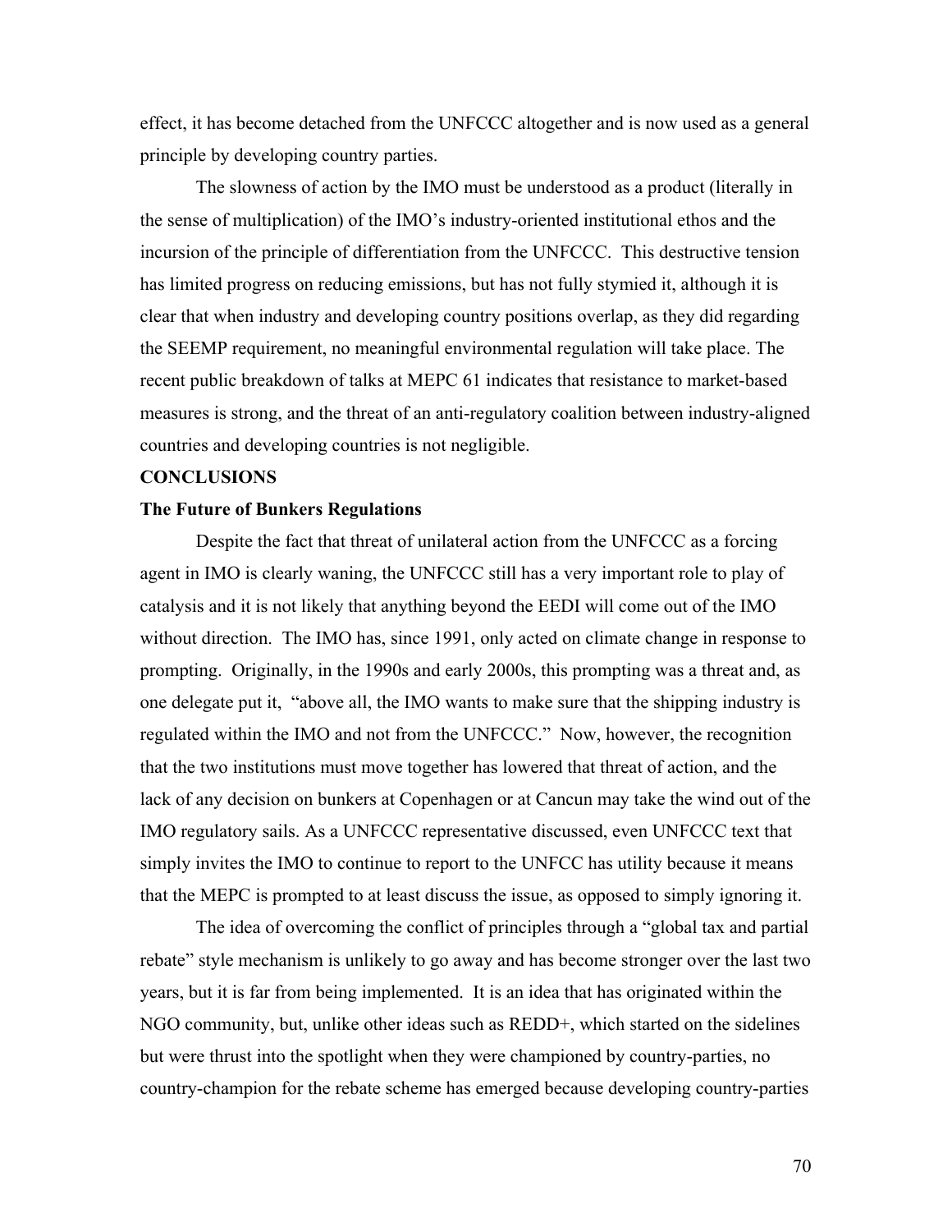effect, it has become detached from the UNFCCC altogether and is now used as a general principle by developing country parties.

The slowness of action by the IMO must be understood as a product (literally in the sense of multiplication) of the IMO's industry-oriented institutional ethos and the incursion of the principle of differentiation from the UNFCCC. This destructive tension has limited progress on reducing emissions, but has not fully stymied it, although it is clear that when industry and developing country positions overlap, as they did regarding the SEEMP requirement, no meaningful environmental regulation will take place. The recent public breakdown of talks at MEPC 61 indicates that resistance to market-based measures is strong, and the threat of an anti-regulatory coalition between industry-aligned countries and developing countries is not negligible.

## CONCLUSIONS

### The Future of Bunkers Regulations

Despite the fact that threat of unilateral action from the UNFCCC as a forcing agent in IMO is clearly waning, the UNFCCC still has a very important role to play of catalysis and it is not likely that anything beyond the EEDI will come out of the IMO without direction. The IMO has, since 1991, only acted on climate change in response to prompting. Originally, in the 1990s and early 2000s, this prompting was a threat and, as one delegate put it, "above all, the IMO wants to make sure that the shipping industry is regulated within the IMO and not from the UNFCCC." Now, however, the recognition that the two institutions must move together has lowered that threat of action, and the lack of any decision on bunkers at Copenhagen or at Cancun may take the wind out of the IMO regulatory sails. As a UNFCCC representative discussed, even UNFCCC text that simply invites the IMO to continue to report to the UNFCC has utility because it means that the MEPC is prompted to at least discuss the issue, as opposed to simply ignoring it.

The idea of overcoming the conflict of principles through a "global tax and partial rebate" style mechanism is unlikely to go away and has become stronger over the last two years, but it is far from being implemented. It is an idea that has originated within the NGO community, but, unlike other ideas such as REDD+, which started on the sidelines but were thrust into the spotlight when they were championed by country-parties, no country-champion for the rebate scheme has emerged because developing country-parties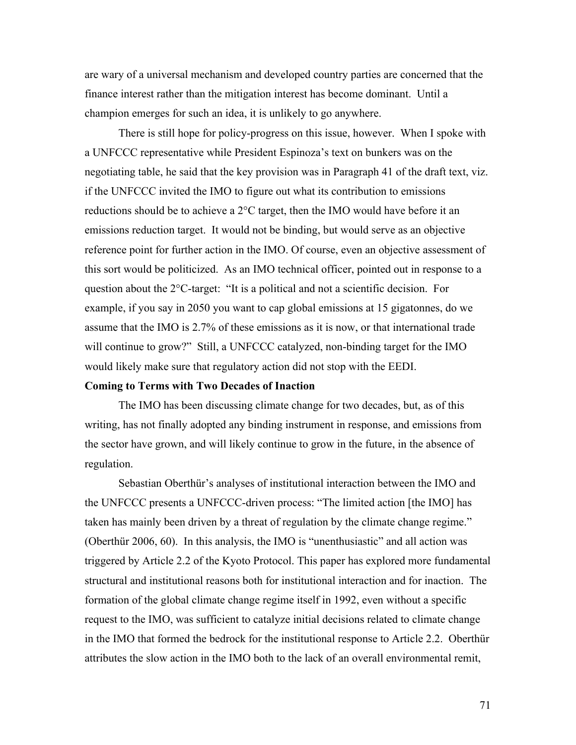are wary of a universal mechanism and developed country parties are concerned that the finance interest rather than the mitigation interest has become dominant. Until a champion emerges for such an idea, it is unlikely to go anywhere.

There is still hope for policy-progress on this issue, however. When I spoke with a UNFCCC representative while President Espinoza's text on bunkers was on the negotiating table, he said that the key provision was in Paragraph 41 of the draft text, viz. if the UNFCCC invited the IMO to figure out what its contribution to emissions reductions should be to achieve a 2°C target, then the IMO would have before it an emissions reduction target. It would not be binding, but would serve as an objective reference point for further action in the IMO. Of course, even an objective assessment of this sort would be politicized. As an IMO technical officer, pointed out in response to a question about the 2°C-target: "It is a political and not a scientific decision. For example, if you say in 2050 you want to cap global emissions at 15 gigatonnes, do we assume that the IMO is 2.7% of these emissions as it is now, or that international trade will continue to grow?" Still, a UNFCCC catalyzed, non-binding target for the IMO would likely make sure that regulatory action did not stop with the EEDI.

**Coming to Terms with Two Decades of Inaction**

The IMO has been discussing climate change for two decades, but, as of this writing, has not finally adopted any binding instrument in response, and emissions from the sector have grown, and will likely continue to grow in the future, in the absence of regulation.

Sebastian Oberthür's analyses of institutional interaction between the IMO and the UNFCCC presents a UNFCCC-driven process: "The limited action [the IMO] has taken has mainly been driven by a threat of regulation by the climate change regime." (Oberthür 2006, 60). In this analysis, the IMO is "unenthusiastic" and all action was triggered by Article 2.2 of the Kyoto Protocol. This paper has explored more fundamental structural and institutional reasons both for institutional interaction and for inaction. The formation of the global climate change regime itself in 1992, even without a specific request to the IMO, was sufficient to catalyze initial decisions related to climate change in the IMO that formed the bedrock for the institutional response to Article 2.2. Oberthür attributes the slow action in the IMO both to the lack of an overall environmental remit,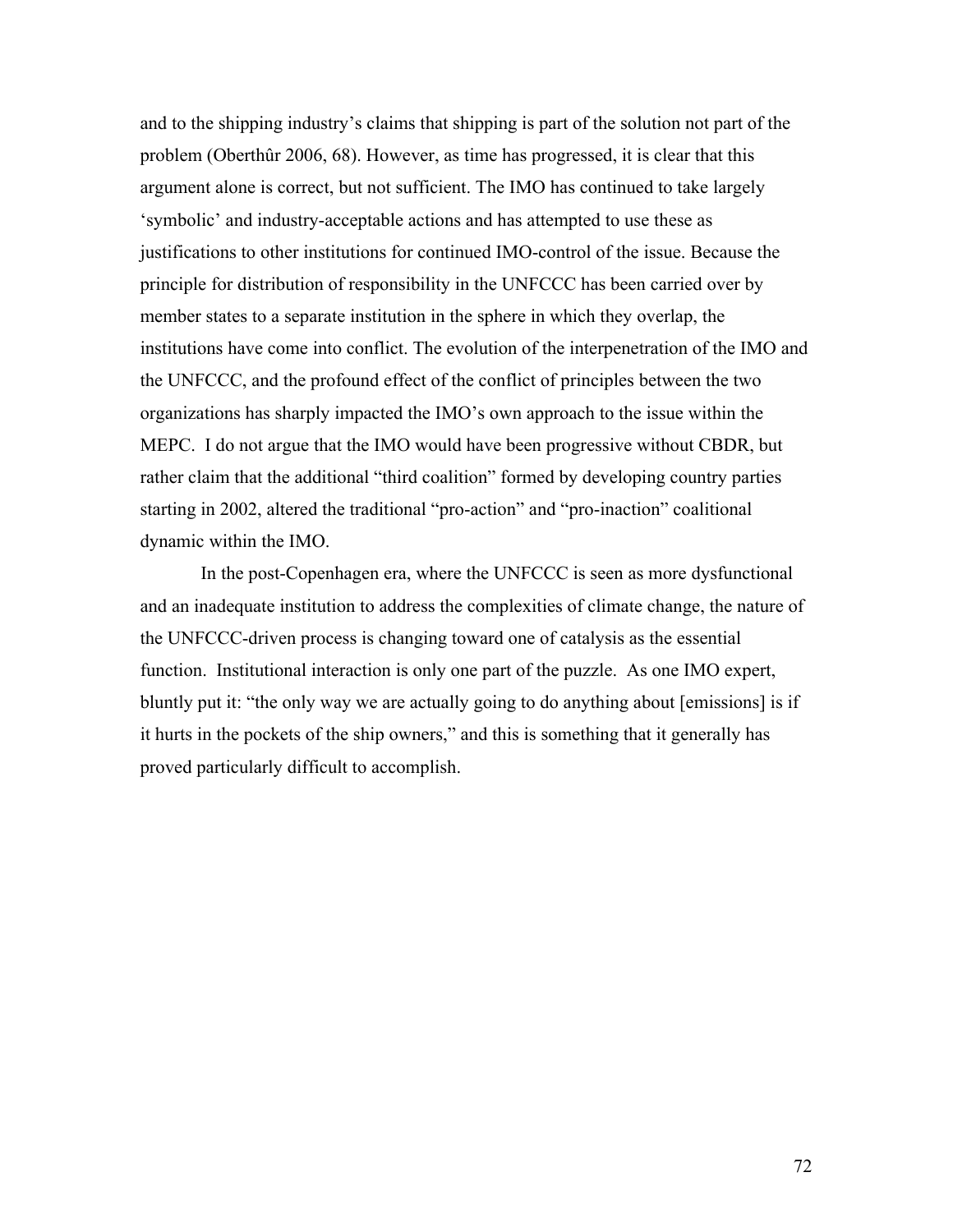and to the shipping industry's claims that shipping is part of the solution not part of the problem (Oberthûr 2006, 68). However, as time has progressed, it is clear that this argument alone is correct, but not sufficient. The IMO has continued to take largely 'symbolic' and industry-acceptable actions and has attempted to use these as justifications to other institutions for continued IMO-control of the issue. Because the principle for distribution of responsibility in the UNFCCC has been carried over by member states to a separate institution in the sphere in which they overlap, the institutions have come into conflict. The evolution of the interpenetration of the IMO and the UNFCCC, and the profound effect of the conflict of principles between the two organizations has sharply impacted the IMO's own approach to the issue within the MEPC. I do not argue that the IMO would have been progressive without CBDR, but rather claim that the additional "third coalition" formed by developing country parties starting in 2002, altered the traditional "pro-action" and "pro-inaction" coalitional dynamic within the IMO.

In the post-Copenhagen era, where the UNFCCC is seen as more dysfunctional and an inadequate institution to address the complexities of climate change, the nature of the UNFCCC-driven process is changing toward one of catalysis as the essential function. Institutional interaction is only one part of the puzzle. As one IMO expert, bluntly put it: "the only way we are actually going to do anything about [emissions] is if it hurts in the pockets of the ship owners," and this is something that it generally has proved particularly difficult to accomplish.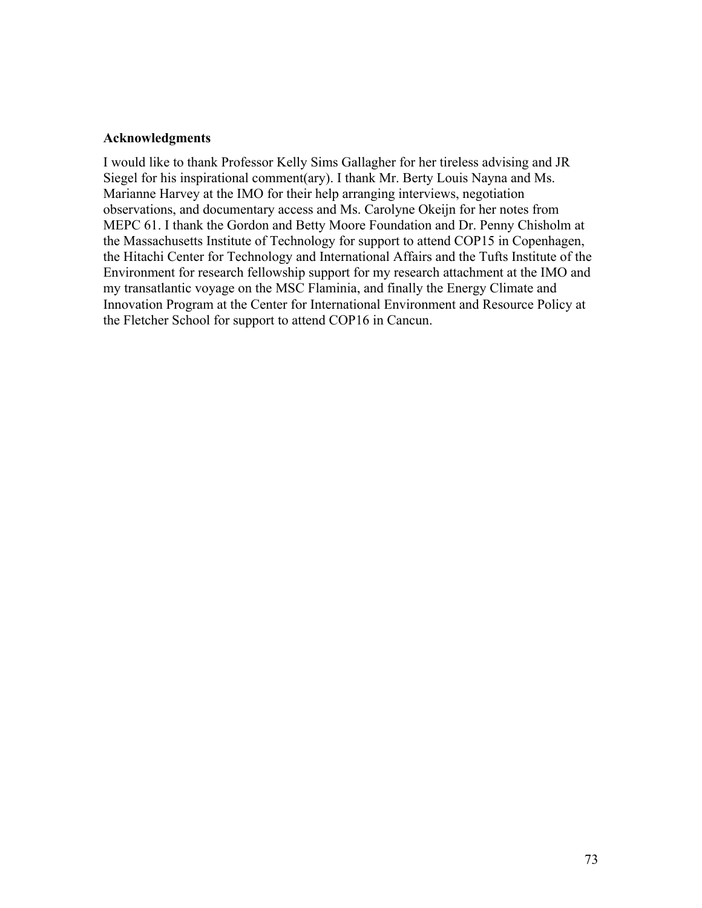**Acknowledgments**

I would like to thank Professor Kelly Sims Gallagher for her tireless advising and JR Siegel for his inspirational comment(ary). I thank Mr. Berty Louis Nayna and Ms. Marianne Harvey at the IMO for their help arranging interviews, negotiation observations, and documentary access and Ms. Carolyne Okeijn for her notes from MEPC 61. I thank the Gordon and Betty Moore Foundation and Dr. Penny Chisholm at the Massachusetts Institute of Technology for support to attend COP15 in Copenhagen, the Hitachi Center for Technology and International Affairs and the Tufts Institute of the Environment for research fellowship support for my research attachment at the IMO and my transatlantic voyage on the MSC Flaminia, and finally the Energy Climate and Innovation Program at the Center for International Environment and Resource Policy at the Fletcher School for support to attend COP16 in Cancun.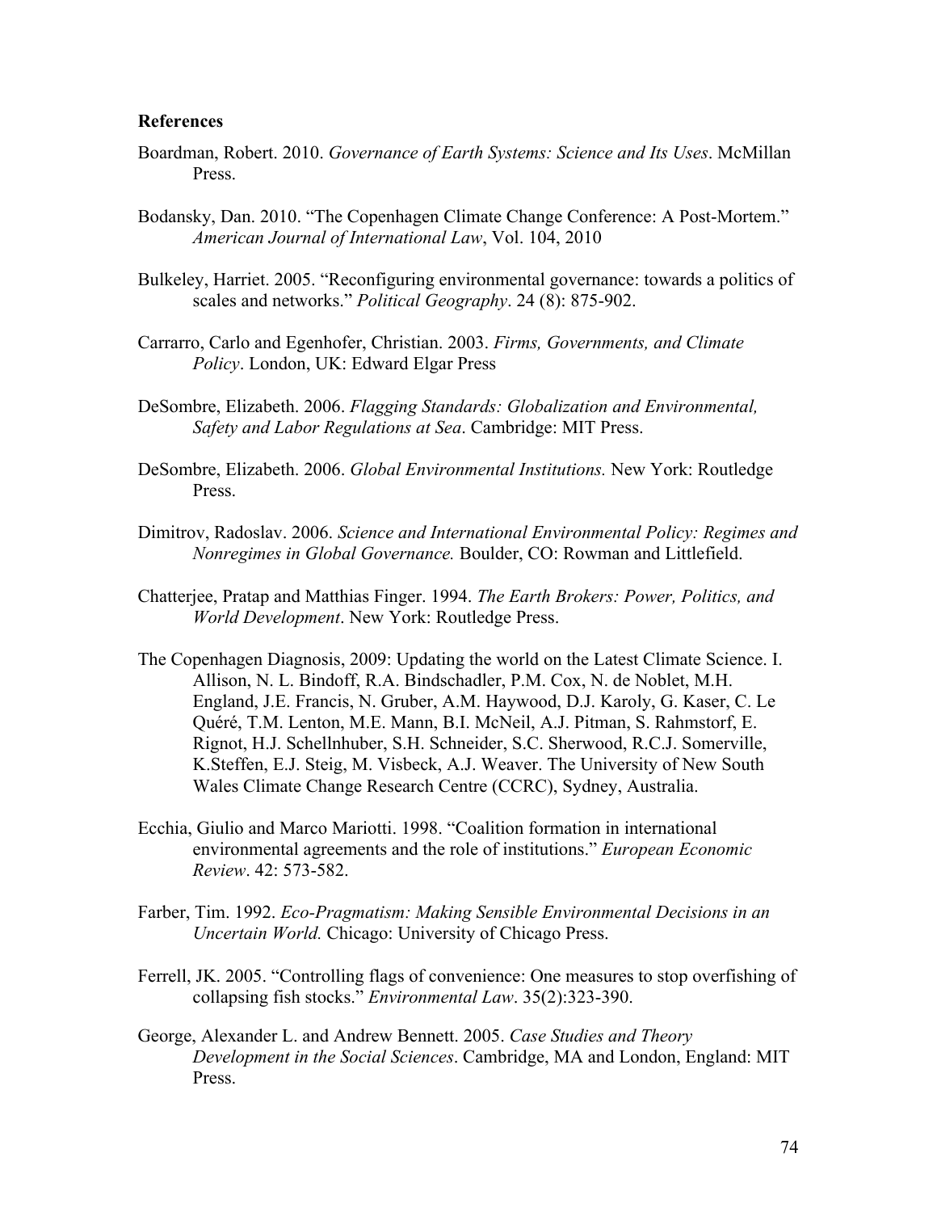**References**

Boardman, Robert. 2010. *Governance of Earth Systems: Science and Its Uses*. McMillan Press.

Bodansky, Dan. 2010. "The Copenhagen Climate Change Conference: A Post-Mortem." *American Journal of International Law*, Vol. 104, 2010

Bulkeley, Harriet. 2005. "Reconfiguring environmental governance: towards a politics of scales and networks." *Political Geography*. 24 (8): 875-902.

Carrarro, Carlo and Egenhofer, Christian. 2003. *Firms, Governments, and Climate Policy*. London, UK: Edward Elgar Press

DeSombre, Elizabeth. 2006. *Flagging Standards: Globalization and Environmental, Safety and Labor Regulations at Sea*. Cambridge: MIT Press.

DeSombre, Elizabeth. 2006. *Global Environmental Institutions.* New York: Routledge Press.

Dimitrov, Radoslav. 2006. *Science and International Environmental Policy: Regimes and Nonregimes in Global Governance.* Boulder, CO: Rowman and Littlefield.

Chatterjee, Pratap and Matthias Finger. 1994. *The Earth Brokers: Power, Politics, and World Development*. New York: Routledge Press.

The Copenhagen Diagnosis, 2009: Updating the world on the Latest Climate Science. I. Allison, N. L. Bindoff, R.A. Bindschadler, P.M. Cox, N. de Noblet, M.H. England, J.E. Francis, N. Gruber, A.M. Haywood, D.J. Karoly, G. Kaser, C. Le Quéré, T.M. Lenton, M.E. Mann, B.I. McNeil, A.J. Pitman, S. Rahmstorf, E. Rignot, H.J. Schellnhuber, S.H. Schneider, S.C. Sherwood, R.C.J. Somerville, K.Steffen, E.J. Steig, M. Visbeck, A.J. Weaver. The University of New South Wales Climate Change Research Centre (CCRC), Sydney, Australia.

Ecchia, Giulio and Marco Mariotti. 1998. "Coalition formation in international environmental agreements and the role of institutions." *European Economic Review*. 42: 573-582.

Farber, Tim. 1992. *Eco-Pragmatism: Making Sensible Environmental Decisions in an Uncertain World.* Chicago: University of Chicago Press.

Ferrell, JK. 2005. "Controlling flags of convenience: One measures to stop overfishing of collapsing fish stocks." *Environmental Law*. 35(2):323-390.

George, Alexander L. and Andrew Bennett. 2005. *Case Studies and Theory Development in the Social Sciences*. Cambridge, MA and London, England: MIT Press.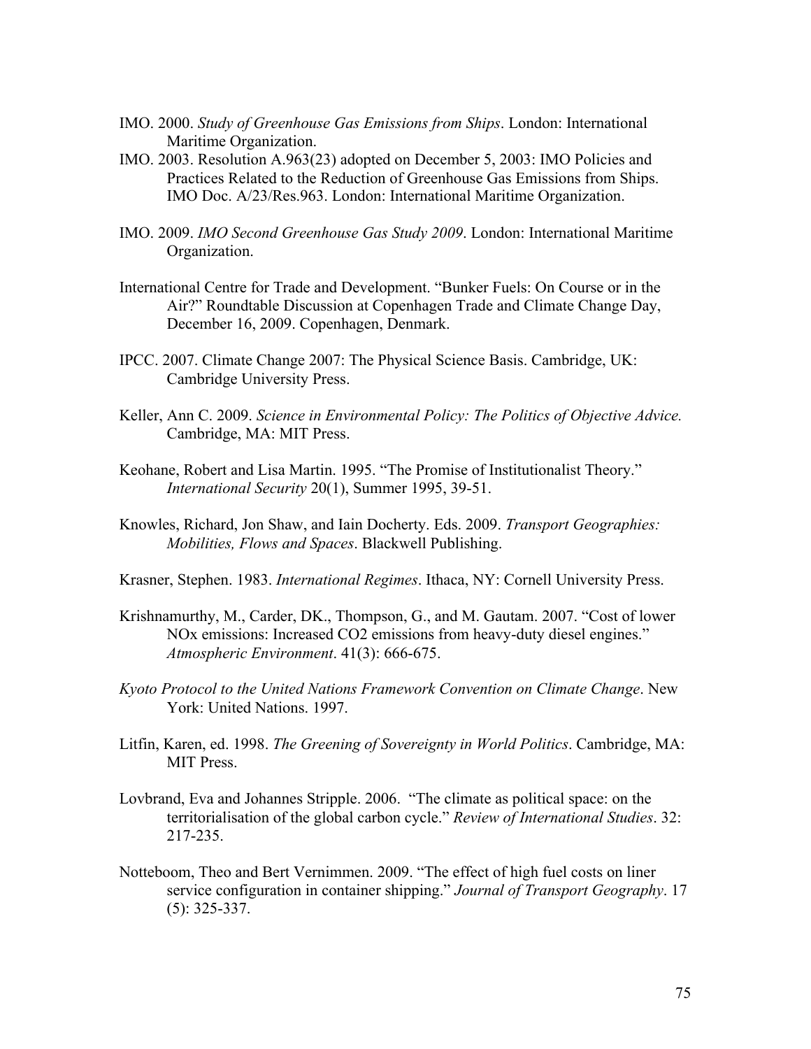IMO. 2000. *Study of Greenhouse Gas Emissions from Ships*. London: International Maritime Organization.

IMO. 2003. Resolution A.963(23) adopted on December 5, 2003: IMO Policies and Practices Related to the Reduction of Greenhouse Gas Emissions from Ships. IMO Doc. A/23/Res.963. London: International Maritime Organization.

IMO. 2009. *IMO Second Greenhouse Gas Study 2009*. London: International Maritime Organization.

International Centre for Trade and Development. "Bunker Fuels: On Course or in the Air?" Roundtable Discussion at Copenhagen Trade and Climate Change Day, December 16, 2009. Copenhagen, Denmark.

IPCC. 2007. Climate Change 2007: The Physical Science Basis. Cambridge, UK: Cambridge University Press.

Keller, Ann C. 2009. *Science in Environmental Policy: The Politics of Objective Advice.* Cambridge, MA: MIT Press.

Keohane, Robert and Lisa Martin. 1995. "The Promise of Institutionalist Theory." *International Security* 20(1), Summer 1995, 39-51.

Knowles, Richard, Jon Shaw, and Iain Docherty. Eds. 2009. *Transport Geographies: Mobilities, Flows and Spaces*. Blackwell Publishing.

Krasner, Stephen. 1983. *International Regimes*. Ithaca, NY: Cornell University Press.

Krishnamurthy, M., Carder, DK., Thompson, G., and M. Gautam. 2007. "Cost of lower NOx emissions: Increased CO2 emissions from heavy-duty diesel engines." *Atmospheric Environment*. 41(3): 666-675.

*Kyoto Protocol to the United Nations Framework Convention on Climate Change*. New York: United Nations. 1997.

Litfin, Karen, ed. 1998. *The Greening of Sovereignty in World Politics*. Cambridge, MA: MIT Press.

Lovbrand, Eva and Johannes Stripple. 2006. "The climate as political space: on the territorialisation of the global carbon cycle." *Review of International Studies*. 32: 217-235.

Notteboom, Theo and Bert Vernimmen. 2009. "The effect of high fuel costs on liner service configuration in container shipping." *Journal of Transport Geography*. 17 (5): 325-337.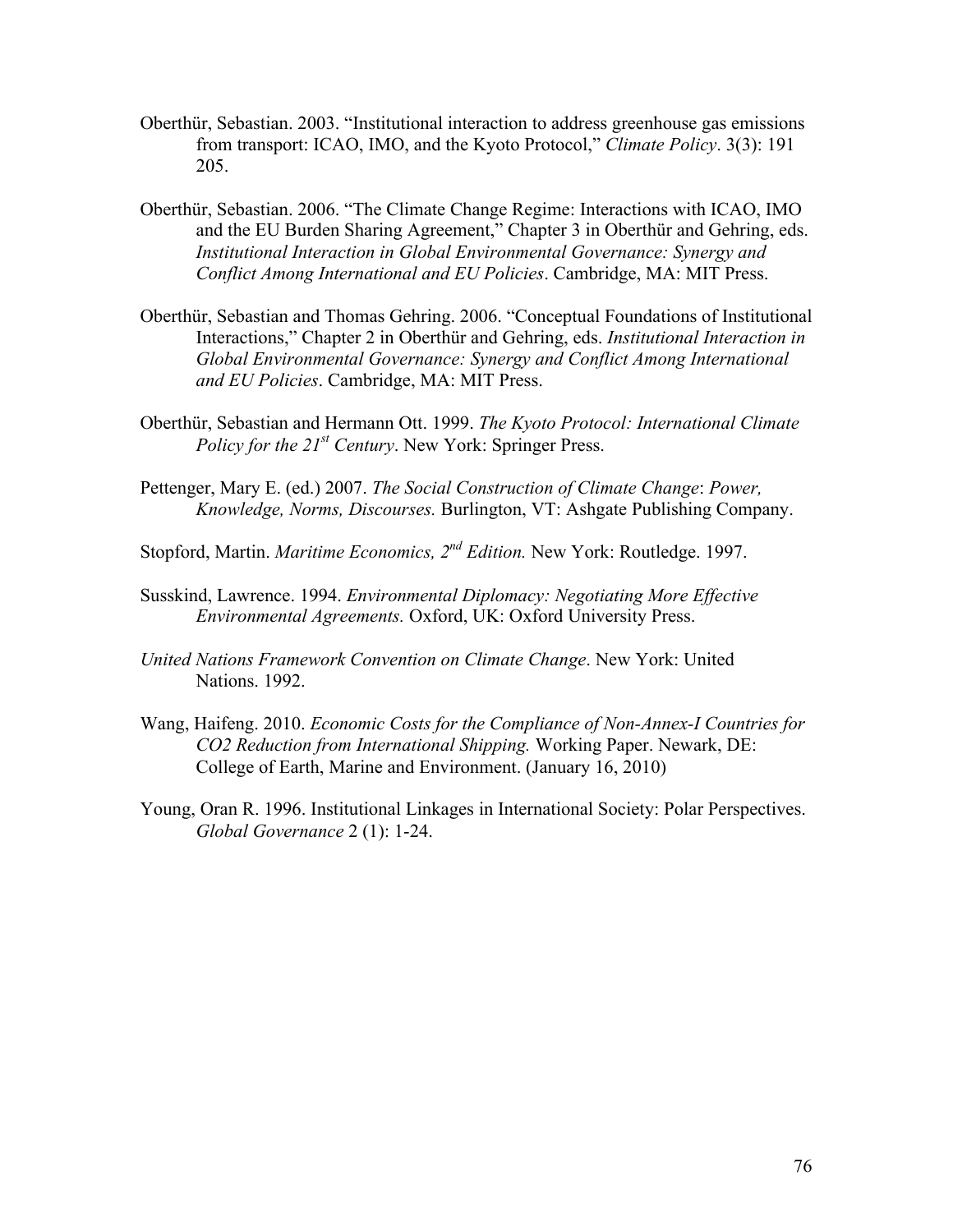Oberthür, Sebastian. 2003. "Institutional interaction to address greenhouse gas emissions from transport: ICAO, IMO, and the Kyoto Protocol," *Climate Policy*. 3(3): 191 205.

Oberthür, Sebastian. 2006. "The Climate Change Regime: Interactions with ICAO, IMO and the EU Burden Sharing Agreement," Chapter 3 in Oberthür and Gehring, eds. *Institutional Interaction in Global Environmental Governance: Synergy and Conflict Among International and EU Policies*. Cambridge, MA: MIT Press.

Oberthür, Sebastian and Thomas Gehring. 2006. "Conceptual Foundations of Institutional Interactions," Chapter 2 in Oberthür and Gehring, eds. *Institutional Interaction in Global Environmental Governance: Synergy and Conflict Among International and EU Policies*. Cambridge, MA: MIT Press.

Oberthür, Sebastian and Hermann Ott. 1999. *The Kyoto Protocol: International Climate Policy for the 21st Century*. New York: Springer Press.

Pettenger, Mary E. (ed.) 2007. *The Social Construction of Climate Change*: *Power, Knowledge, Norms, Discourses.* Burlington, VT: Ashgate Publishing Company.

Stopford, Martin. *Maritime Economics, 2nd Edition.* New York: Routledge. 1997.

Susskind, Lawrence. 1994. *Environmental Diplomacy: Negotiating More Effective Environmental Agreements.* Oxford, UK: Oxford University Press.

*United Nations Framework Convention on Climate Change*. New York: United Nations. 1992.

Wang, Haifeng. 2010. *Economic Costs for the Compliance of Non-Annex-I Countries for CO2 Reduction from International Shipping.* Working Paper. Newark, DE: College of Earth, Marine and Environment. (January 16, 2010)

Young, Oran R. 1996. Institutional Linkages in International Society: Polar Perspectives. *Global Governance* 2 (1): 1-24.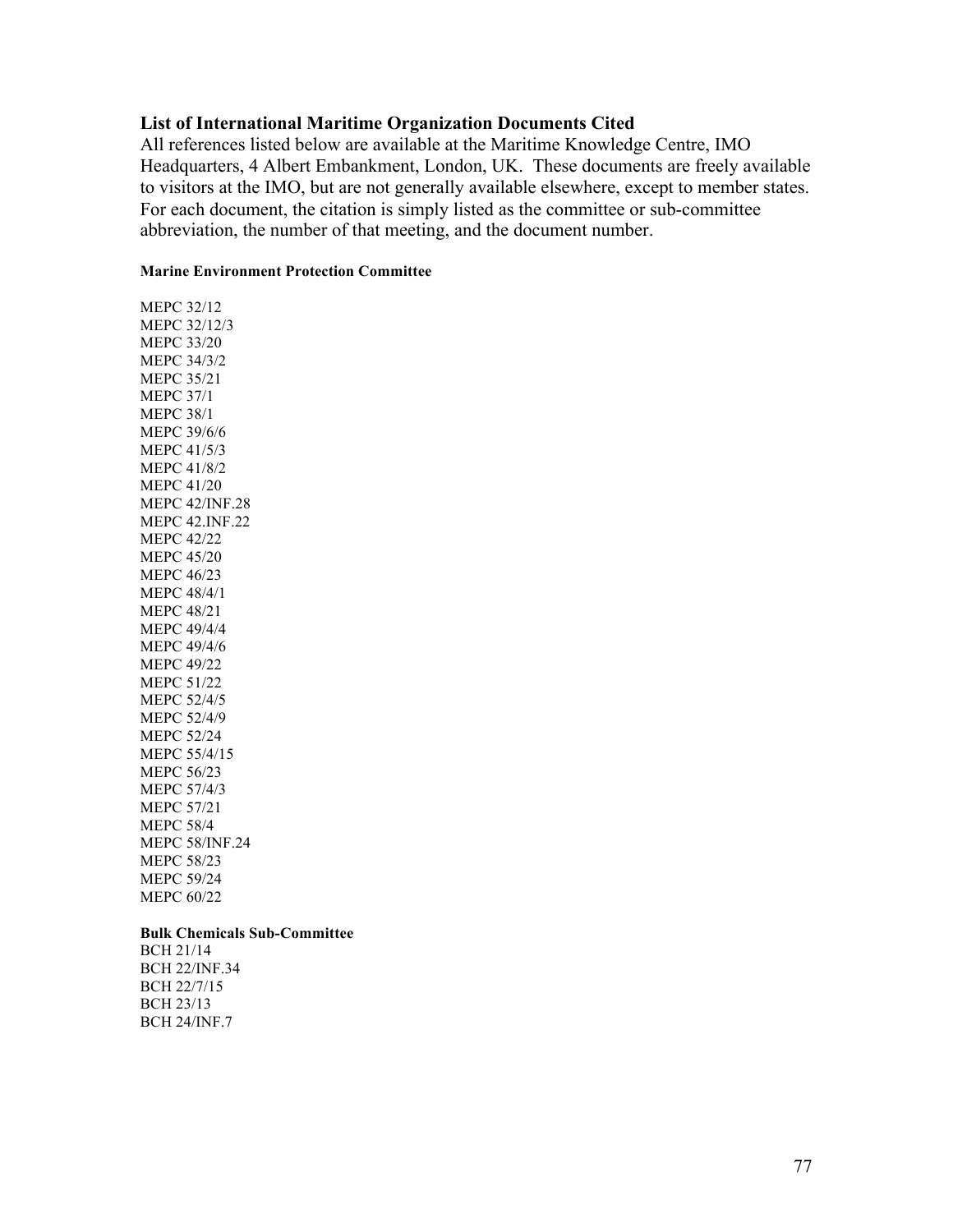## List of International Maritime Organization Documents Cited

All references listed below are available at the Maritime Knowledge Centre, IMO Headquarters, 4 Albert Embankment, London, UK. These documents are freely available to visitors at the IMO, but are not generally available elsewhere, except to member states. For each document, the citation is simply listed as the committee or sub-committee abbreviation, the number of that meeting, and the document number.

#### Marine Environment Protection Committee

MEPC 32/12
MEPC 32/12/3
MEPC 33/20
MEPC 34/3/2
MEPC 35/21
MEPC 37/1
MEPC 38/1
MEPC 39/6/6
MEPC 41/5/3
MEPC 41/8/2
MEPC 41/20
MEPC 42/INF.28
MEPC 42.INF.22
MEPC 42/22
MEPC 45/20
MEPC 46/23
MEPC 48/4/1
MEPC 48/21
MEPC 49/4/4
MEPC 49/4/6
MEPC 49/22
MEPC 51/22
MEPC 52/4/5
MEPC 52/4/9
MEPC 52/24
MEPC 55/4/15
MEPC 56/23
MEPC 57/4/3
MEPC 57/21
MEPC 58/4
MEPC 58/INF.24
MEPC 58/23
MEPC 59/24
MEPC 60/22

#### Bulk Chemicals Sub-Committee

BCH 21/14
BCH 22/INF.34
BCH 22/7/15
BCH 23/13
BCH 24/INF.7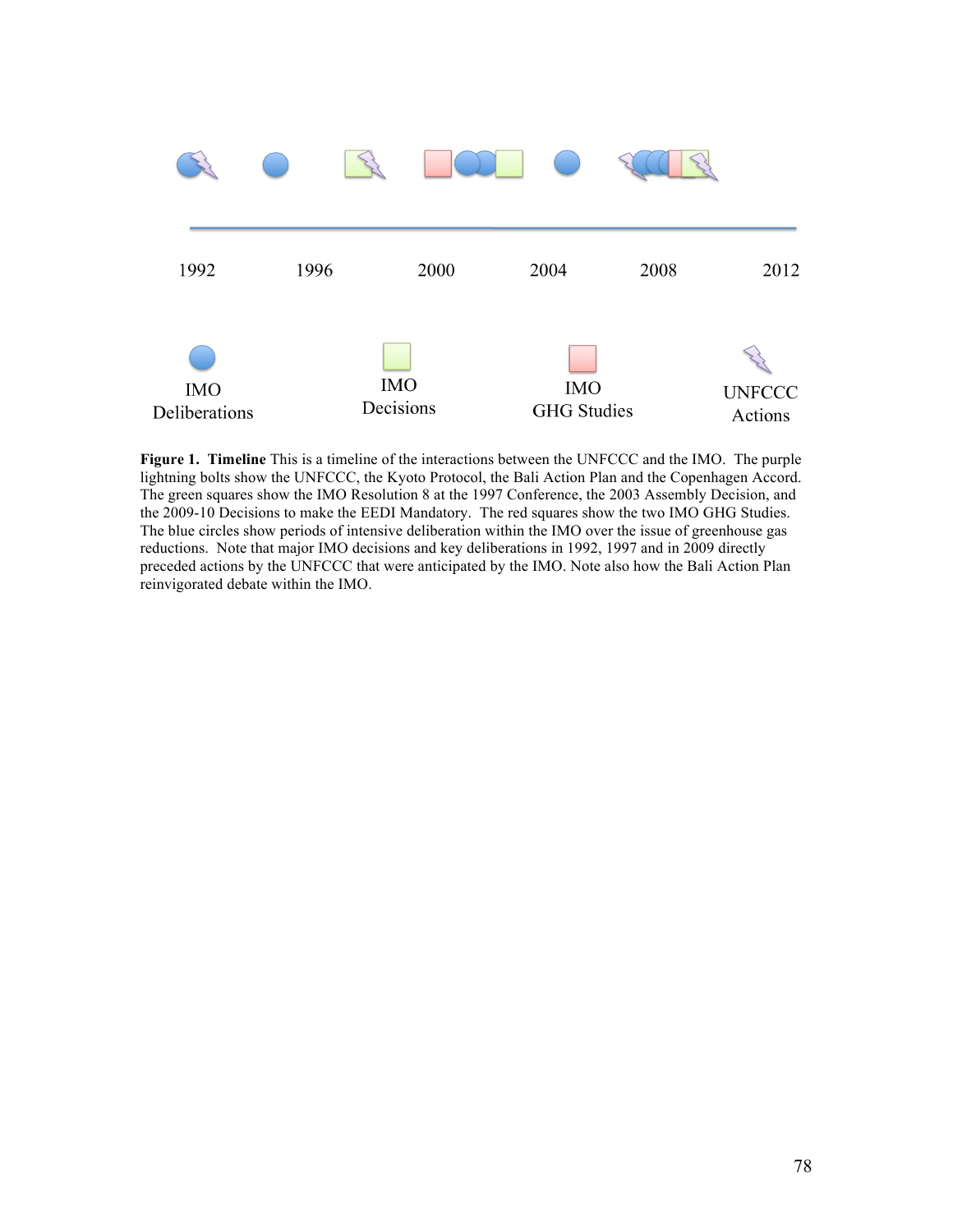1992 1996 2000 2004 2008 2012

IMO Deliberations | IMO Decisions | IMO GHG Studies | UNFCCC Actions

**Figure 1. Timeline** This is a timeline of the interactions between the UNFCCC and the IMO. The purple lightning bolts show the UNFCCC, the Kyoto Protocol, the Bali Action Plan and the Copenhagen Accord. The green squares show the IMO Resolution 8 at the 1997 Conference, the 2003 Assembly Decision, and the 2009-10 Decisions to make the EEDI Mandatory. The red squares show the two IMO GHG Studies. The blue circles show periods of intensive deliberation within the IMO over the issue of greenhouse gas reductions. Note that major IMO decisions and key deliberations in 1992, 1997 and in 2009 directly preceded actions by the UNFCCC that were anticipated by the IMO. Note also how the Bali Action Plan reinvigorated debate within the IMO.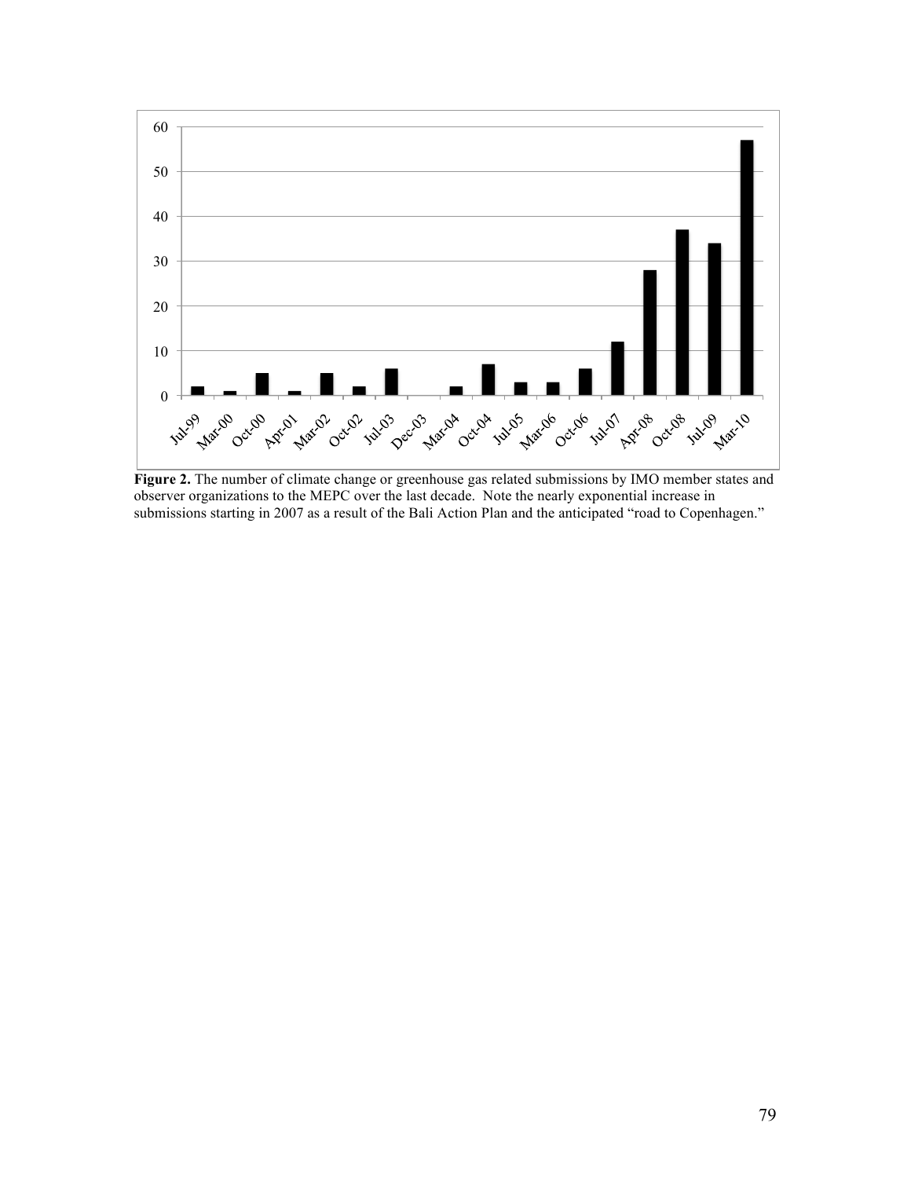**Figure 2.** The number of climate change or greenhouse gas related submissions by IMO member states and observer organizations to the MEPC over the last decade. Note the nearly exponential increase in submissions starting in 2007 as a result of the Bali Action Plan and the anticipated "road to Copenhagen."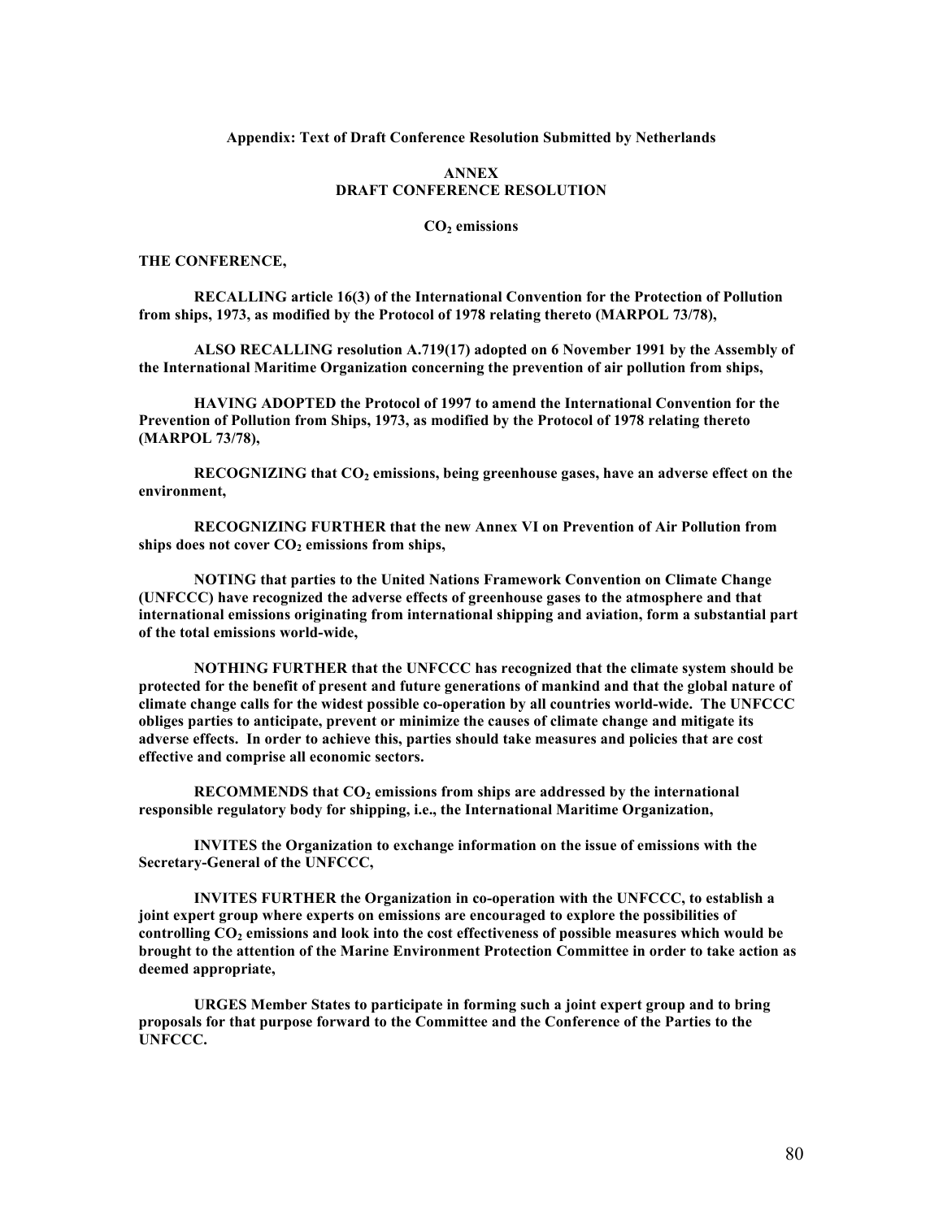**Appendix: Text of Draft Conference Resolution Submitted by Netherlands**

**ANNEX**
**DRAFT CONFERENCE RESOLUTION**

**$CO_2$ emissions**

**THE CONFERENCE,**

**RECALLING article 16(3) of the International Convention for the Protection of Pollution from ships, 1973, as modified by the Protocol of 1978 relating thereto (MARPOL 73/78),**

**ALSO RECALLING resolution A.719(17) adopted on 6 November 1991 by the Assembly of the International Maritime Organization concerning the prevention of air pollution from ships,**

**HAVING ADOPTED the Protocol of 1997 to amend the International Convention for the Prevention of Pollution from Ships, 1973, as modified by the Protocol of 1978 relating thereto (MARPOL 73/78),**

**RECOGNIZING that $CO_2$ emissions, being greenhouse gases, have an adverse effect on the environment,**

**RECOGNIZING FURTHER that the new Annex VI on Prevention of Air Pollution from ships does not cover $CO_2$ emissions from ships,**

**NOTING that parties to the United Nations Framework Convention on Climate Change (UNFCCC) have recognized the adverse effects of greenhouse gases to the atmosphere and that international emissions originating from international shipping and aviation, form a substantial part of the total emissions world-wide,**

**NOTHING FURTHER that the UNFCCC has recognized that the climate system should be protected for the benefit of present and future generations of mankind and that the global nature of climate change calls for the widest possible co-operation by all countries world-wide. The UNFCCC obliges parties to anticipate, prevent or minimize the causes of climate change and mitigate its adverse effects. In order to achieve this, parties should take measures and policies that are cost effective and comprise all economic sectors.**

**RECOMMENDS that $CO_2$ emissions from ships are addressed by the international responsible regulatory body for shipping, i.e., the International Maritime Organization,**

**INVITES the Organization to exchange information on the issue of emissions with the Secretary-General of the UNFCCC,**

**INVITES FURTHER the Organization in co-operation with the UNFCCC, to establish a joint expert group where experts on emissions are encouraged to explore the possibilities of controlling $CO_2$ emissions and look into the cost effectiveness of possible measures which would be brought to the attention of the Marine Environment Protection Committee in order to take action as deemed appropriate,**

**URGES Member States to participate in forming such a joint expert group and to bring proposals for that purpose forward to the Committee and the Conference of the Parties to the UNFCCC.**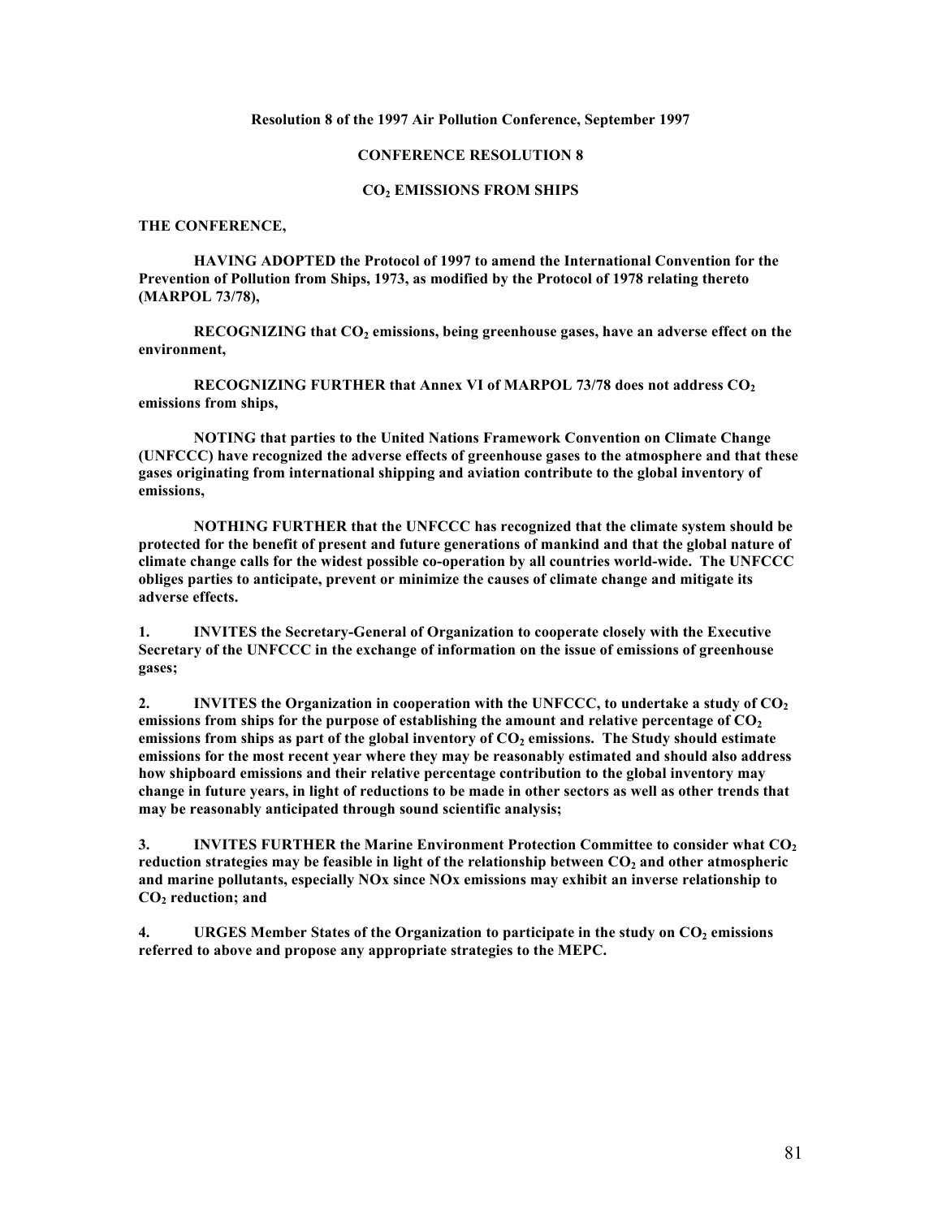**Resolution 8 of the 1997 Air Pollution Conference, September 1997**

**CONFERENCE RESOLUTION 8**

**$CO_2$ EMISSIONS FROM SHIPS**

**THE CONFERENCE,**

**HAVING ADOPTED the Protocol of 1997 to amend the International Convention for the Prevention of Pollution from Ships, 1973, as modified by the Protocol of 1978 relating thereto (MARPOL 73/78),**

**RECOGNIZING that $CO_2$ emissions, being greenhouse gases, have an adverse effect on the environment,**

**RECOGNIZING FURTHER that Annex VI of MARPOL 73/78 does not address $CO_2$ emissions from ships,**

**NOTING that parties to the United Nations Framework Convention on Climate Change (UNFCCC) have recognized the adverse effects of greenhouse gases to the atmosphere and that these gases originating from international shipping and aviation contribute to the global inventory of emissions,**

**NOTHING FURTHER that the UNFCCC has recognized that the climate system should be protected for the benefit of present and future generations of mankind and that the global nature of climate change calls for the widest possible co-operation by all countries world-wide. The UNFCCC obliges parties to anticipate, prevent or minimize the causes of climate change and mitigate its adverse effects.**

**1. INVITES the Secretary-General of Organization to cooperate closely with the Executive Secretary of the UNFCCC in the exchange of information on the issue of emissions of greenhouse gases;**

**2. INVITES the Organization in cooperation with the UNFCCC, to undertake a study of $CO_2$ emissions from ships for the purpose of establishing the amount and relative percentage of $CO_2$ emissions from ships as part of the global inventory of $CO_2$ emissions. The Study should estimate emissions for the most recent year where they may be reasonably estimated and should also address how shipboard emissions and their relative percentage contribution to the global inventory may change in future years, in light of reductions to be made in other sectors as well as other trends that may be reasonably anticipated through sound scientific analysis;**

**3. INVITES FURTHER the Marine Environment Protection Committee to consider what $CO_2$ reduction strategies may be feasible in light of the relationship between $CO_2$ and other atmospheric and marine pollutants, especially NOx since NOx emissions may exhibit an inverse relationship to $CO_2$ reduction; and**

**4. URGES Member States of the Organization to participate in the study on $CO_2$ emissions referred to above and propose any appropriate strategies to the MEPC.**